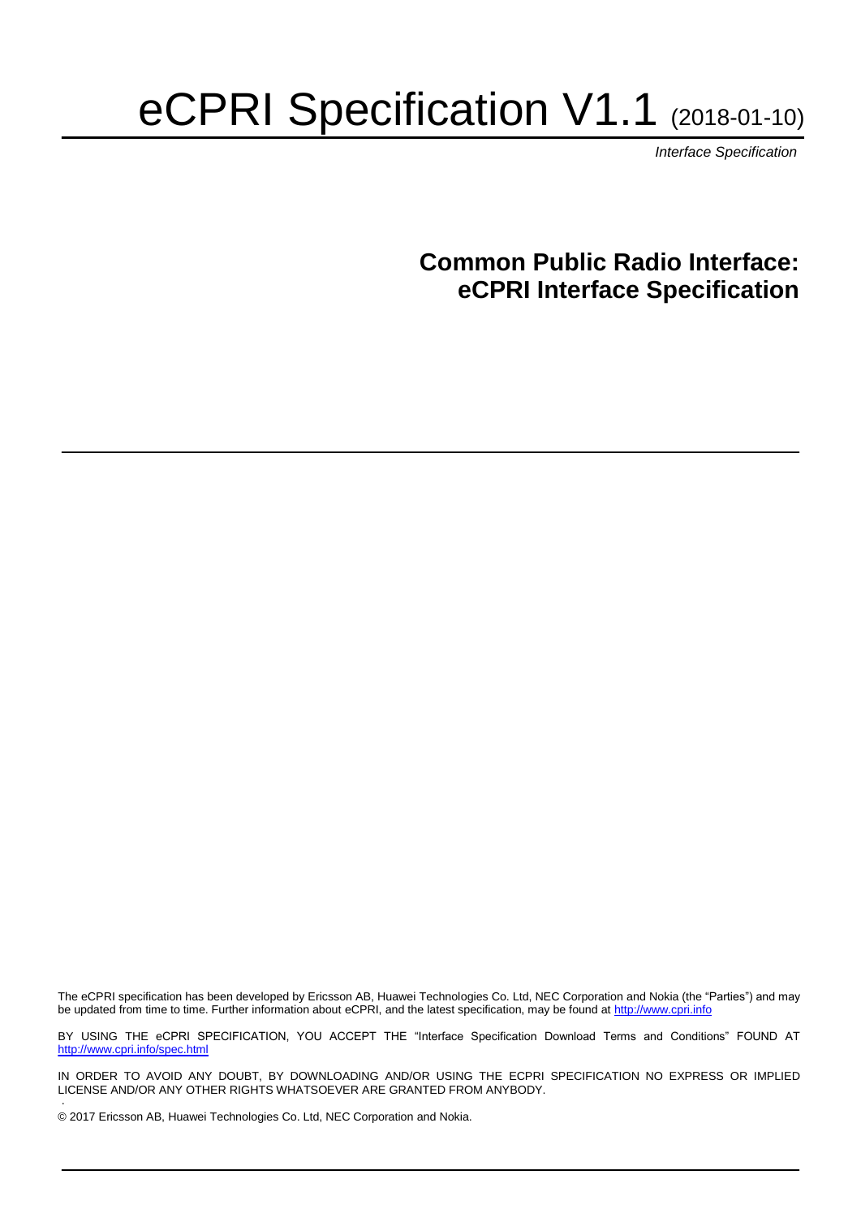# eCPRI Specification V1.1 (2018-01-10)

*Interface Specification*

## Common Public Radio Interface: eCPRI Interface Specification

The eCPRI specification has been developed by Ericsson AB, Huawei Technologies Co. Ltd, NEC Corporation and Nokia (the "Parties") and may be updated from time to time. Further information about eCPRI, and the latest specification, may be found at http://www.cpri.info

BY USING THE eCPRI SPECIFICATION, YOU ACCEPT THE "Interface Specification Download Terms and Conditions" FOUND AT http://www.cpri.info/spec.html

IN ORDER TO AVOID ANY DOUBT, BY DOWNLOADING AND/OR USING THE ECPRI SPECIFICATION NO EXPRESS OR IMPLIED LICENSE AND/OR ANY OTHER RIGHTS WHATSOEVER ARE GRANTED FROM ANYBODY.

© 2017 Ericsson AB, Huawei Technologies Co. Ltd, NEC Corporation and Nokia.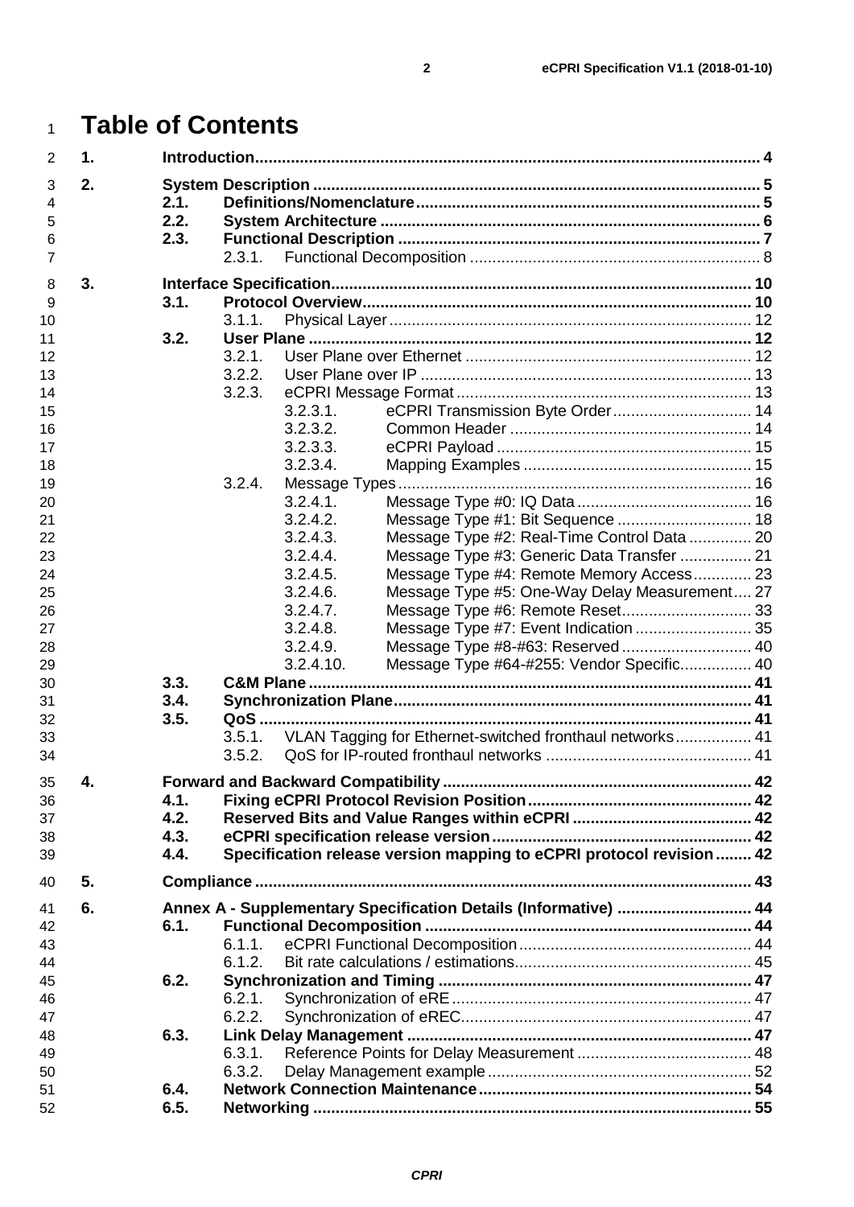# Table of Contents

1. **Introduction** .... 4
2. **System Description** .... 5
   - **2.1. Definitions/Nomenclature** .... 5
   - **2.2. System Architecture** .... 6
   - **2.3. Functional Description** .... 7
     - 2.3.1. Functional Decomposition .... 8
3. **Interface Specification** .... 10
   - **3.1. Protocol Overview** .... 10
     - 3.1.1. Physical Layer .... 12
   - **3.2. User Plane** .... 12
     - 3.2.1. User Plane over Ethernet .... 12
     - 3.2.2. User Plane over IP .... 13
     - 3.2.3. eCPRI Message Format .... 13
       - 3.2.3.1. eCPRI Transmission Byte Order .... 14
       - 3.2.3.2. Common Header .... 14
       - 3.2.3.3. eCPRI Payload .... 15
       - 3.2.3.4. Mapping Examples .... 15
     - 3.2.4. Message Types .... 16
       - 3.2.4.1. Message Type #0: IQ Data .... 16
       - 3.2.4.2. Message Type #1: Bit Sequence .... 18
       - 3.2.4.3. Message Type #2: Real-Time Control Data .... 20
       - 3.2.4.4. Message Type #3: Generic Data Transfer .... 21
       - 3.2.4.5. Message Type #4: Remote Memory Access .... 23
       - 3.2.4.6. Message Type #5: One-Way Delay Measurement .... 27
       - 3.2.4.7. Message Type #6: Remote Reset .... 33
       - 3.2.4.8. Message Type #7: Event Indication .... 35
       - 3.2.4.9. Message Type #8-#63: Reserved .... 40
       - 3.2.4.10. Message Type #64-#255: Vendor Specific .... 40
   - **3.3. C&M Plane** .... 41
   - **3.4. Synchronization Plane** .... 41
   - **3.5. QoS** .... 41
     - 3.5.1. VLAN Tagging for Ethernet-switched fronthaul networks .... 41
     - 3.5.2. QoS for IP-routed fronthaul networks .... 41
4. **Forward and Backward Compatibility** .... 42
   - **4.1. Fixing eCPRI Protocol Revision Position** .... 42
   - **4.2. Reserved Bits and Value Ranges within eCPRI** .... 42
   - **4.3. eCPRI specification release version** .... 42
   - **4.4. Specification release version mapping to eCPRI protocol revision** .... 42
5. **Compliance** .... 43
6. **Annex A - Supplementary Specification Details (Informative)** .... 44
   - **6.1. Functional Decomposition** .... 44
     - 6.1.1. eCPRI Functional Decomposition .... 44
     - 6.1.2. Bit rate calculations / estimations .... 45
   - **6.2. Synchronization and Timing** .... 47
     - 6.2.1. Synchronization of eRE .... 47
     - 6.2.2. Synchronization of eREC .... 47
   - **6.3. Link Delay Management** .... 47
     - 6.3.1. Reference Points for Delay Measurement .... 48
     - 6.3.2. Delay Management example .... 52
   - **6.4. Network Connection Maintenance** .... 54
   - **6.5. Networking** .... 55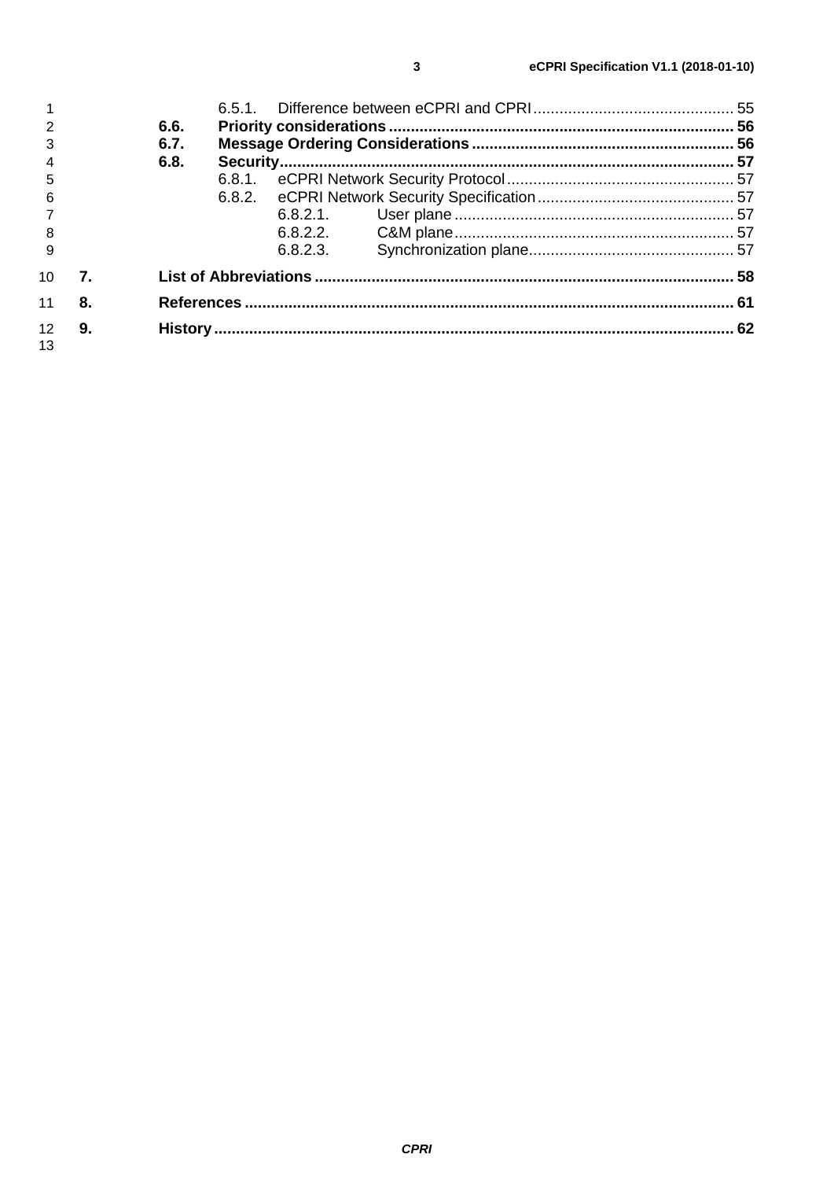6.5.1. Difference between eCPRI and CPRI ..... 55

**6.6. Priority considerations ..... 56**

**6.7. Message Ordering Considerations ..... 56**

**6.8. Security ..... 57**

6.8.1. eCPRI Network Security Protocol ..... 57

6.8.2. eCPRI Network Security Specification ..... 57

6.8.2.1. User plane ..... 57

6.8.2.2. C&M plane ..... 57

6.8.2.3. Synchronization plane ..... 57

**7. List of Abbreviations ..... 58**

**8. References ..... 61**

**9. History ..... 62**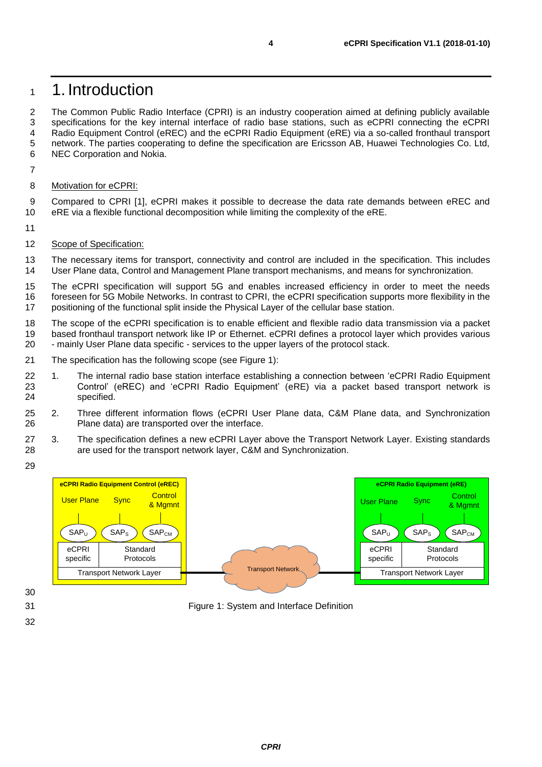# 1. Introduction

The Common Public Radio Interface (CPRI) is an industry cooperation aimed at defining publicly available specifications for the key internal interface of radio base stations, such as eCPRI connecting the eCPRI Radio Equipment Control (eREC) and the eCPRI Radio Equipment (eRE) via a so-called fronthaul transport network. The parties cooperating to define the specification are Ericsson AB, Huawei Technologies Co. Ltd, NEC Corporation and Nokia.

Motivation for eCPRI:

Compared to CPRI [1], eCPRI makes it possible to decrease the data rate demands between eREC and eRE via a flexible functional decomposition while limiting the complexity of the eRE.

Scope of Specification:

The necessary items for transport, connectivity and control are included in the specification. This includes User Plane data, Control and Management Plane transport mechanisms, and means for synchronization.

The eCPRI specification will support 5G and enables increased efficiency in order to meet the needs foreseen for 5G Mobile Networks. In contrast to CPRI, the eCPRI specification supports more flexibility in the positioning of the functional split inside the Physical Layer of the cellular base station.

The scope of the eCPRI specification is to enable efficient and flexible radio data transmission via a packet based fronthaul transport network like IP or Ethernet. eCPRI defines a protocol layer which provides various - mainly User Plane data specific - services to the upper layers of the protocol stack.

The specification has the following scope (see Figure 1):

1. The internal radio base station interface establishing a connection between 'eCPRI Radio Equipment Control' (eREC) and 'eCPRI Radio Equipment' (eRE) via a packet based transport network is specified.
2. Three different information flows (eCPRI User Plane data, C&M Plane data, and Synchronization Plane data) are transported over the interface.
3. The specification defines a new eCPRI Layer above the Transport Network Layer. Existing standards are used for the transport network layer, C&M and Synchronization.

| eCPRI Radio Equipment Control (eREC) | | | | eCPRI Radio Equipment (eRE) | | |
|---|---|---|---|---|---|---|
| User Plane | Sync | Control & Mgmnt | | User Plane | Sync | Control & Mgmnt |
| $SAP_U$ | $SAP_S$ | $SAP_{CM}$ | | $SAP_U$ | $SAP_S$ | $SAP_{CM}$ |
| eCPRI specific | Standard Protocols | | | eCPRI specific | Standard Protocols | |
| Transport Network Layer | | | Transport Network | Transport Network Layer | | |

Figure 1: System and Interface Definition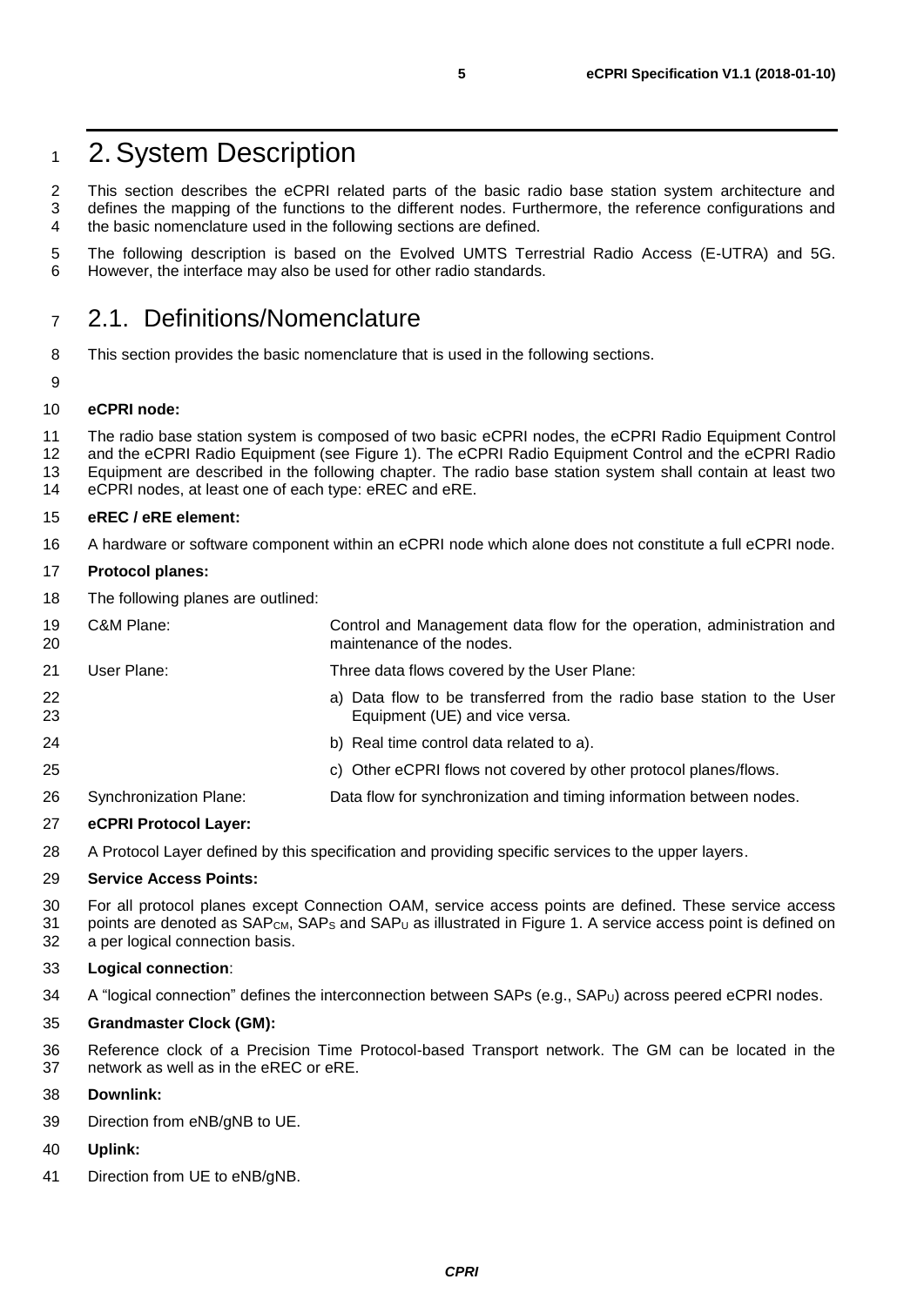# 2. System Description

This section describes the eCPRI related parts of the basic radio base station system architecture and defines the mapping of the functions to the different nodes. Furthermore, the reference configurations and the basic nomenclature used in the following sections are defined.

The following description is based on the Evolved UMTS Terrestrial Radio Access (E-UTRA) and 5G. However, the interface may also be used for other radio standards.

## 2.1. Definitions/Nomenclature

This section provides the basic nomenclature that is used in the following sections.

**eCPRI node:**

The radio base station system is composed of two basic eCPRI nodes, the eCPRI Radio Equipment Control and the eCPRI Radio Equipment (see Figure 1). The eCPRI Radio Equipment Control and the eCPRI Radio Equipment are described in the following chapter. The radio base station system shall contain at least two eCPRI nodes, at least one of each type: eREC and eRE.

**eREC / eRE element:**

A hardware or software component within an eCPRI node which alone does not constitute a full eCPRI node.

**Protocol planes:**

The following planes are outlined:

| | |
|---|---|
| C&M Plane: | Control and Management data flow for the operation, administration and maintenance of the nodes. |
| User Plane: | Three data flows covered by the User Plane: |
| | a) Data flow to be transferred from the radio base station to the User Equipment (UE) and vice versa. |
| | b) Real time control data related to a). |
| | c) Other eCPRI flows not covered by other protocol planes/flows. |
| Synchronization Plane: | Data flow for synchronization and timing information between nodes. |

**eCPRI Protocol Layer:**

A Protocol Layer defined by this specification and providing specific services to the upper layers.

**Service Access Points:**

For all protocol planes except Connection OAM, service access points are defined. These service access points are denoted as $SAP_{CM}$, $SAP_S$ and $SAP_U$ as illustrated in Figure 1. A service access point is defined on a per logical connection basis.

**Logical connection**:

A "logical connection" defines the interconnection between SAPs (e.g., $SAP_U$) across peered eCPRI nodes.

**Grandmaster Clock (GM):**

Reference clock of a Precision Time Protocol-based Transport network. The GM can be located in the network as well as in the eREC or eRE.

**Downlink:**

Direction from eNB/gNB to UE.

**Uplink:**

Direction from UE to eNB/gNB.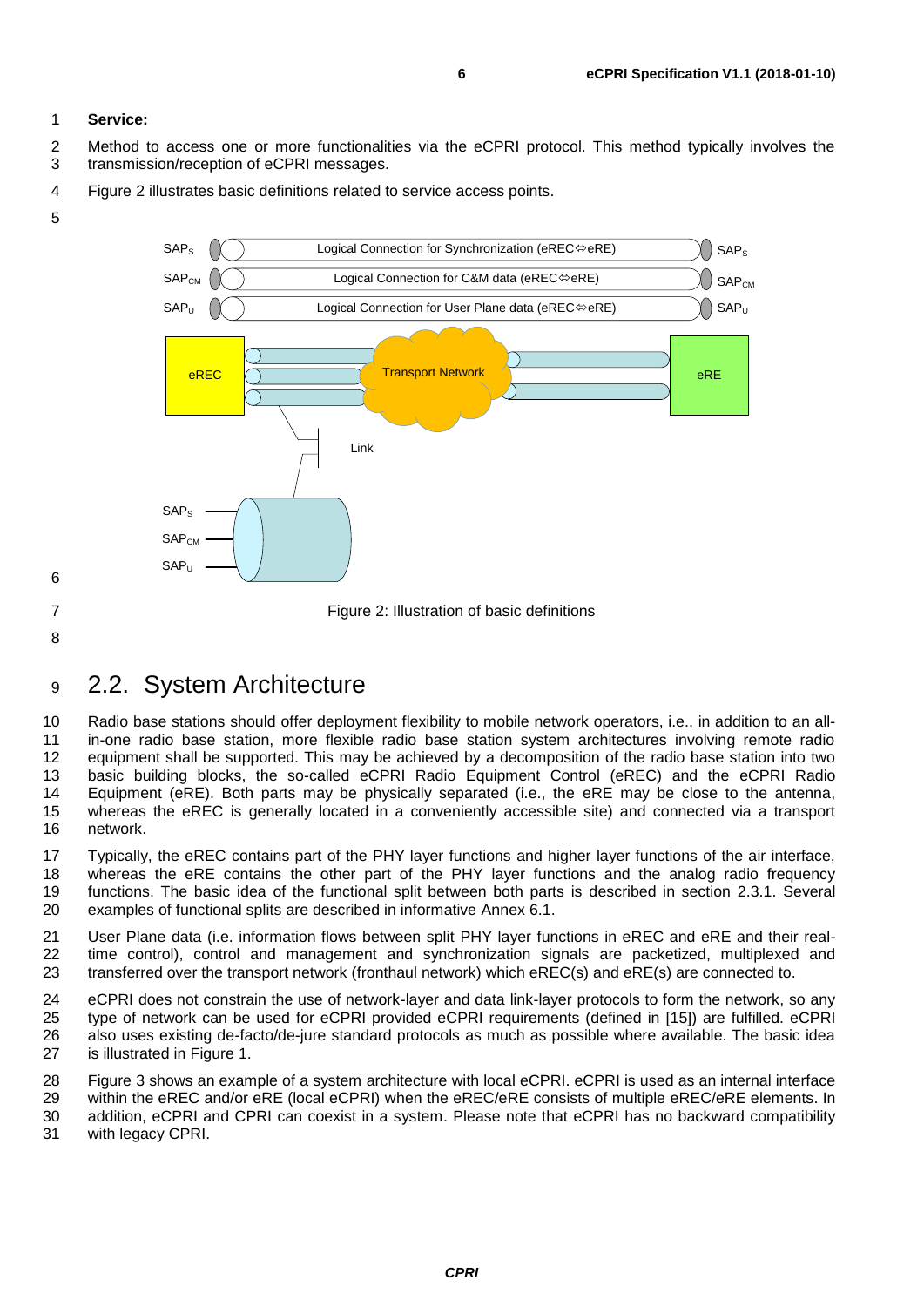**Service:**

Method to access one or more functionalities via the eCPRI protocol. This method typically involves the transmission/reception of eCPRI messages.

Figure 2 illustrates basic definitions related to service access points.

Figure 2: Illustration of basic definitions

## 2.2. System Architecture

Radio base stations should offer deployment flexibility to mobile network operators, i.e., in addition to an all-in-one radio base station, more flexible radio base station system architectures involving remote radio equipment shall be supported. This may be achieved by a decomposition of the radio base station into two basic building blocks, the so-called eCPRI Radio Equipment Control (eREC) and the eCPRI Radio Equipment (eRE). Both parts may be physically separated (i.e., the eRE may be close to the antenna, whereas the eREC is generally located in a conveniently accessible site) and connected via a transport network.

Typically, the eREC contains part of the PHY layer functions and higher layer functions of the air interface, whereas the eRE contains the other part of the PHY layer functions and the analog radio frequency functions. The basic idea of the functional split between both parts is described in section 2.3.1. Several examples of functional splits are described in informative Annex 6.1.

User Plane data (i.e. information flows between split PHY layer functions in eREC and eRE and their real-time control), control and management and synchronization signals are packetized, multiplexed and transferred over the transport network (fronthaul network) which eREC(s) and eRE(s) are connected to.

eCPRI does not constrain the use of network-layer and data link-layer protocols to form the network, so any type of network can be used for eCPRI provided eCPRI requirements (defined in [15]) are fulfilled. eCPRI also uses existing de-facto/de-jure standard protocols as much as possible where available. The basic idea is illustrated in Figure 1.

Figure 3 shows an example of a system architecture with local eCPRI. eCPRI is used as an internal interface within the eREC and/or eRE (local eCPRI) when the eREC/eRE consists of multiple eREC/eRE elements. In addition, eCPRI and CPRI can coexist in a system. Please note that eCPRI has no backward compatibility with legacy CPRI.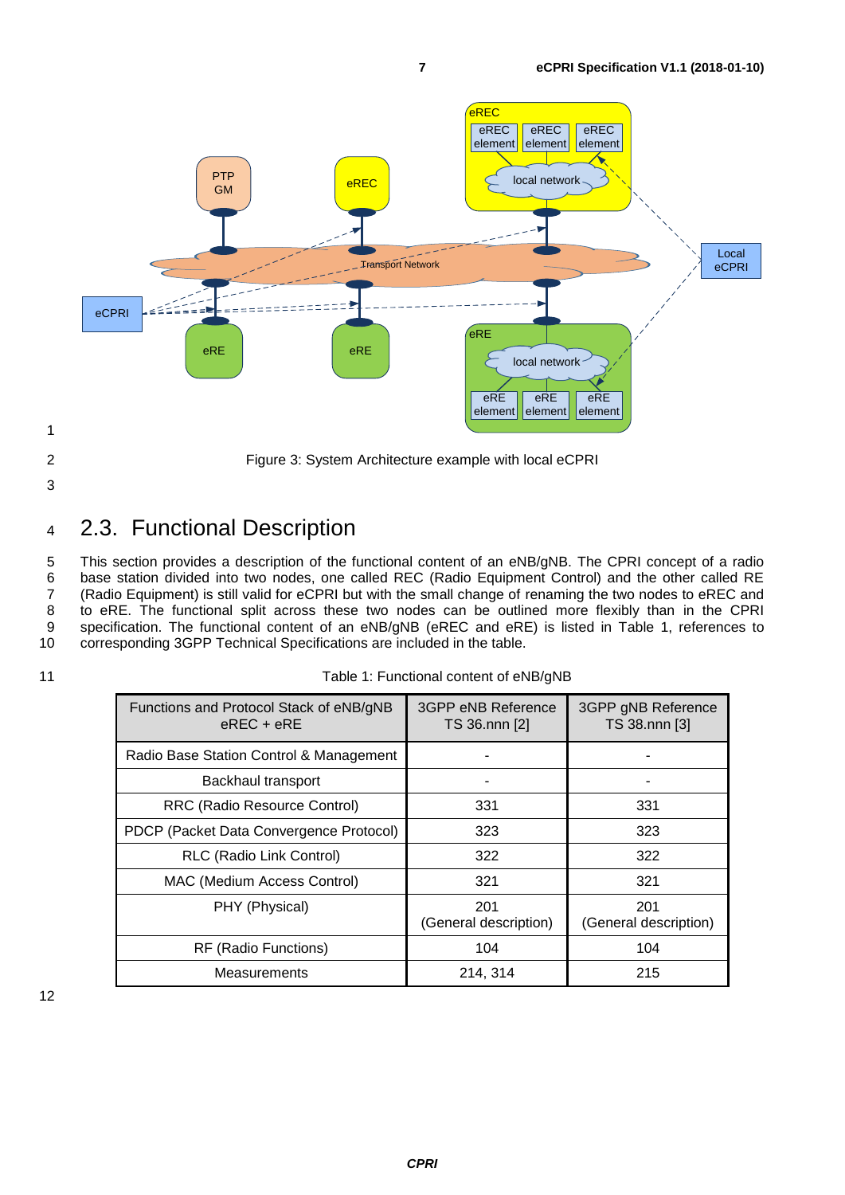Figure 3: System Architecture example with local eCPRI

## 2.3. Functional Description

This section provides a description of the functional content of an eNB/gNB. The CPRI concept of a radio base station divided into two nodes, one called REC (Radio Equipment Control) and the other called RE (Radio Equipment) is still valid for eCPRI but with the small change of renaming the two nodes to eREC and to eRE. The functional split across these two nodes can be outlined more flexibly than in the CPRI specification. The functional content of an eNB/gNB (eREC and eRE) is listed in Table 1, references to corresponding 3GPP Technical Specifications are included in the table.

Table 1: Functional content of eNB/gNB

| Functions and Protocol Stack of eNB/gNB eREC + eRE | 3GPP eNB Reference TS 36.nnn [2] | 3GPP gNB Reference TS 38.nnn [3] |
|---|---|---|
| Radio Base Station Control & Management | - | - |
| Backhaul transport | - | - |
| RRC (Radio Resource Control) | 331 | 331 |
| PDCP (Packet Data Convergence Protocol) | 323 | 323 |
| RLC (Radio Link Control) | 322 | 322 |
| MAC (Medium Access Control) | 321 | 321 |
| PHY (Physical) | 201 (General description) | 201 (General description) |
| RF (Radio Functions) | 104 | 104 |
| Measurements | 214, 314 | 215 |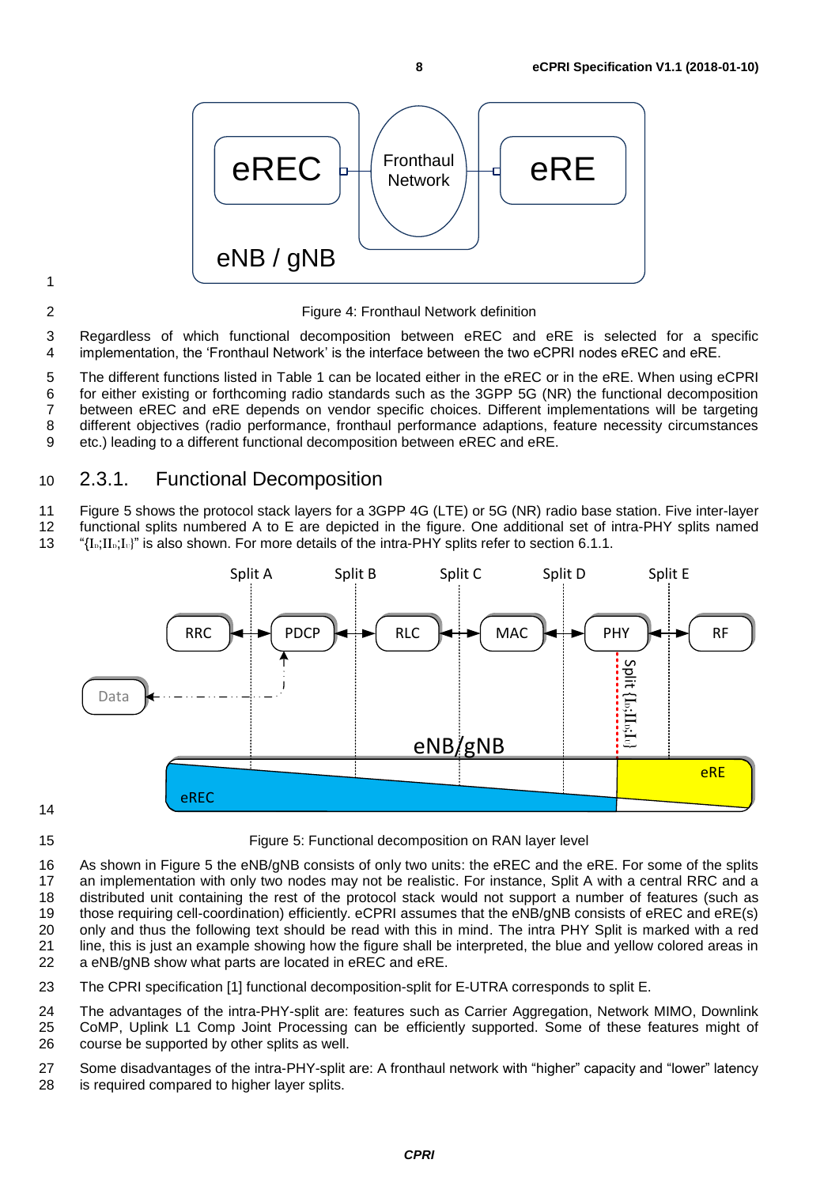Figure 4: Fronthaul Network definition

Regardless of which functional decomposition between eREC and eRE is selected for a specific implementation, the 'Fronthaul Network' is the interface between the two eCPRI nodes eREC and eRE.

The different functions listed in Table 1 can be located either in the eREC or in the eRE. When using eCPRI for either existing or forthcoming radio standards such as the 3GPP 5G (NR) the functional decomposition between eREC and eRE depends on vendor specific choices. Different implementations will be targeting different objectives (radio performance, fronthaul performance adaptions, feature necessity circumstances etc.) leading to a different functional decomposition between eREC and eRE.

### 2.3.1. Functional Decomposition

Figure 5 shows the protocol stack layers for a 3GPP 4G (LTE) or 5G (NR) radio base station. Five inter-layer functional splits numbered A to E are depicted in the figure. One additional set of intra-PHY splits named "{$I_D$;$II_D$;$I_U$}" is also shown. For more details of the intra-PHY splits refer to section 6.1.1.

Figure 5: Functional decomposition on RAN layer level

As shown in Figure 5 the eNB/gNB consists of only two units: the eREC and the eRE. For some of the splits an implementation with only two nodes may not be realistic. For instance, Split A with a central RRC and a distributed unit containing the rest of the protocol stack would not support a number of features (such as those requiring cell-coordination) efficiently. eCPRI assumes that the eNB/gNB consists of eREC and eRE(s) only and thus the following text should be read with this in mind. The intra PHY Split is marked with a red line, this is just an example showing how the figure shall be interpreted, the blue and yellow colored areas in a eNB/gNB show what parts are located in eREC and eRE.

The CPRI specification [1] functional decomposition-split for E-UTRA corresponds to split E.

The advantages of the intra-PHY-split are: features such as Carrier Aggregation, Network MIMO, Downlink CoMP, Uplink L1 Comp Joint Processing can be efficiently supported. Some of these features might of course be supported by other splits as well.

Some disadvantages of the intra-PHY-split are: A fronthaul network with "higher" capacity and "lower" latency is required compared to higher layer splits.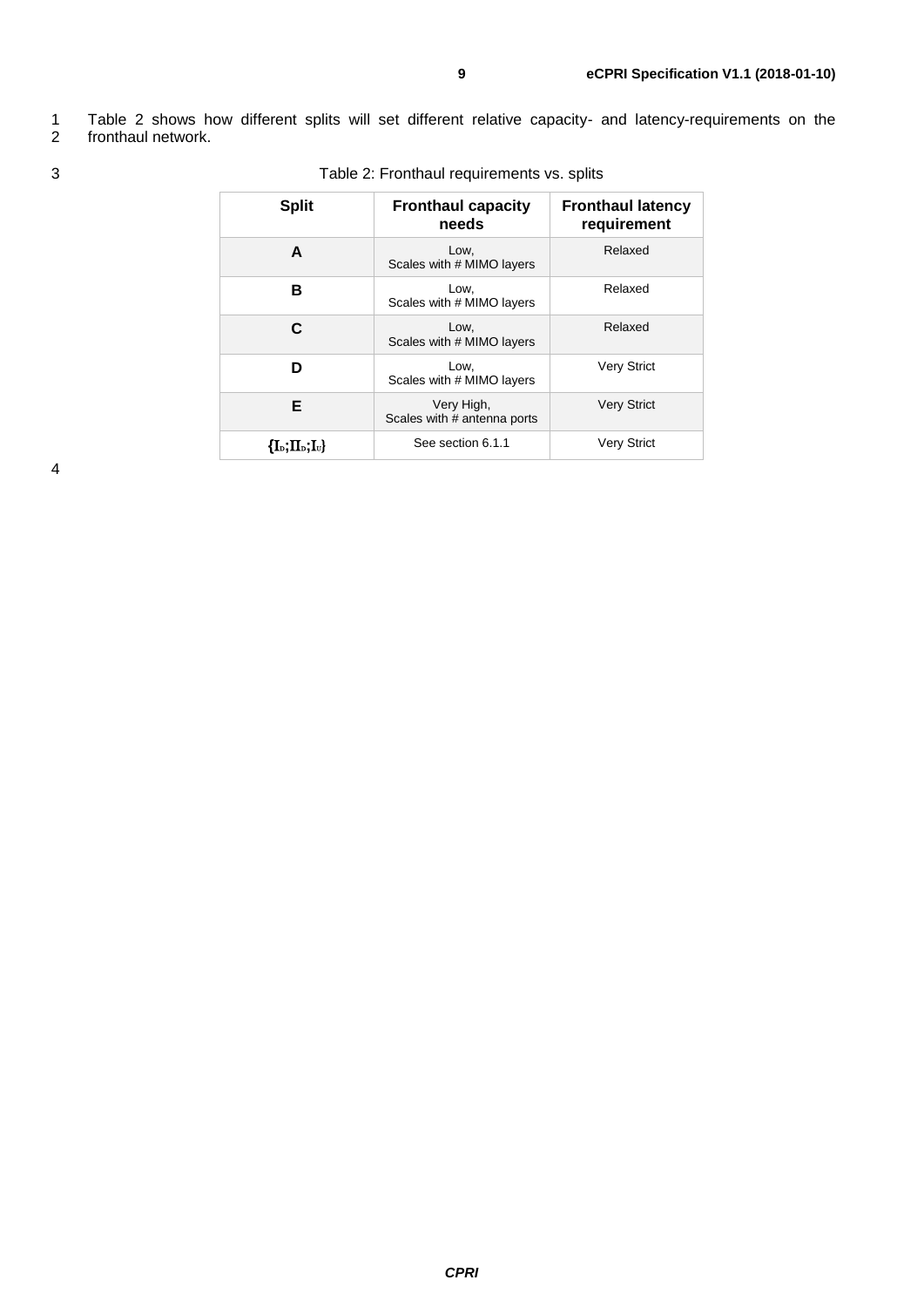Table 2 shows how different splits will set different relative capacity- and latency-requirements on the fronthaul network.

Table 2: Fronthaul requirements vs. splits

| Split | Fronthaul capacity needs | Fronthaul latency requirement |
|---|---|---|
| A | Low, Scales with # MIMO layers | Relaxed |
| B | Low, Scales with # MIMO layers | Relaxed |
| C | Low, Scales with # MIMO layers | Relaxed |
| D | Low, Scales with # MIMO layers | Very Strict |
| E | Very High, Scales with # antenna ports | Very Strict |
| $\{I_D;II_D;I_U\}$ | See section 6.1.1 | Very Strict |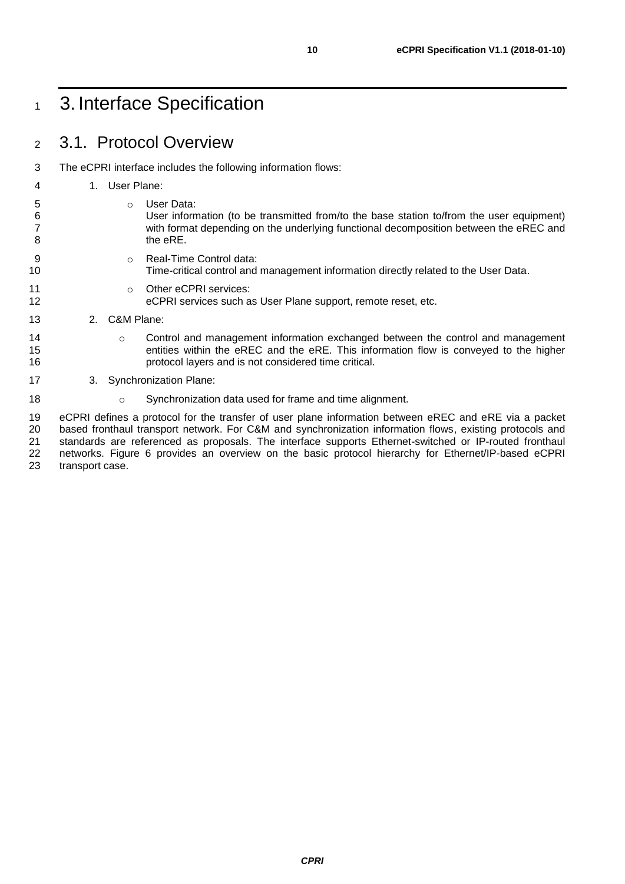# 3. Interface Specification

## 3.1. Protocol Overview

The eCPRI interface includes the following information flows:

1. User Plane:
   - User Data:
     User information (to be transmitted from/to the base station to/from the user equipment) with format depending on the underlying functional decomposition between the eREC and the eRE.
   - Real-Time Control data:
     Time-critical control and management information directly related to the User Data.
   - Other eCPRI services:
     eCPRI services such as User Plane support, remote reset, etc.
2. C&M Plane:
   - Control and management information exchanged between the control and management entities within the eREC and the eRE. This information flow is conveyed to the higher protocol layers and is not considered time critical.
3. Synchronization Plane:
   - Synchronization data used for frame and time alignment.

eCPRI defines a protocol for the transfer of user plane information between eREC and eRE via a packet based fronthaul transport network. For C&M and synchronization information flows, existing protocols and standards are referenced as proposals. The interface supports Ethernet-switched or IP-routed fronthaul networks. Figure 6 provides an overview on the basic protocol hierarchy for Ethernet/IP-based eCPRI transport case.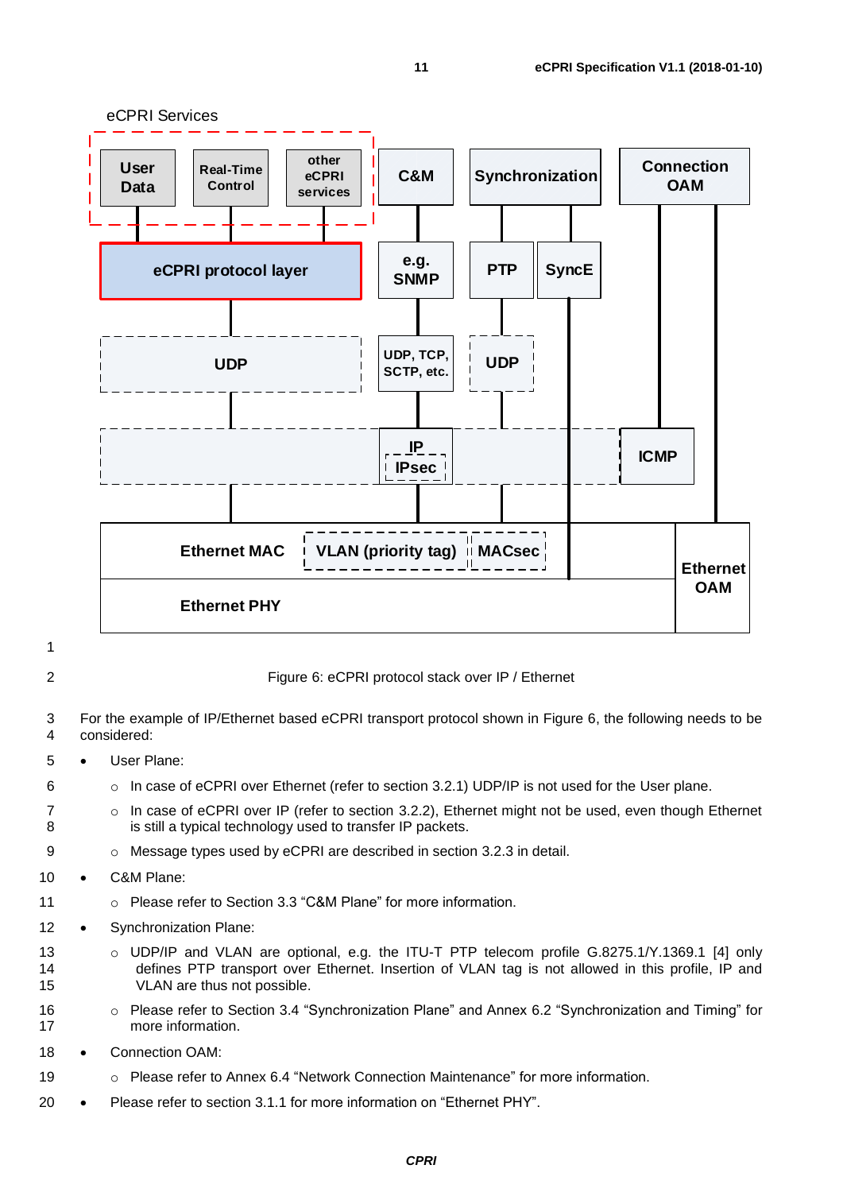Figure 6: eCPRI protocol stack over IP / Ethernet

For the example of IP/Ethernet based eCPRI transport protocol shown in Figure 6, the following needs to be considered:

- User Plane:
  - In case of eCPRI over Ethernet (refer to section 3.2.1) UDP/IP is not used for the User plane.
  - In case of eCPRI over IP (refer to section 3.2.2), Ethernet might not be used, even though Ethernet is still a typical technology used to transfer IP packets.
  - Message types used by eCPRI are described in section 3.2.3 in detail.
- C&M Plane:
  - Please refer to Section 3.3 "C&M Plane" for more information.
- Synchronization Plane:
  - UDP/IP and VLAN are optional, e.g. the ITU-T PTP telecom profile G.8275.1/Y.1369.1 [4] only defines PTP transport over Ethernet. Insertion of VLAN tag is not allowed in this profile, IP and VLAN are thus not possible.
  - Please refer to Section 3.4 "Synchronization Plane" and Annex 6.2 "Synchronization and Timing" for more information.
- Connection OAM:
  - Please refer to Annex 6.4 "Network Connection Maintenance" for more information.
- Please refer to section 3.1.1 for more information on "Ethernet PHY".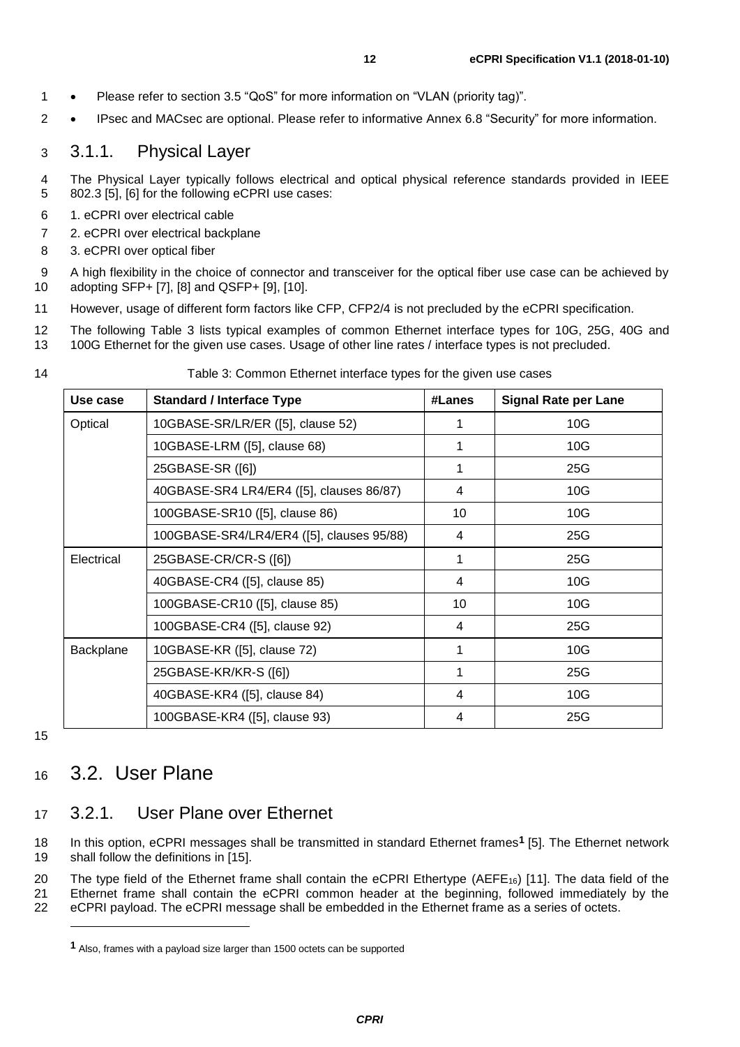- Please refer to section 3.5 "QoS" for more information on "VLAN (priority tag)".
- IPsec and MACsec are optional. Please refer to informative Annex 6.8 "Security" for more information.

### 3.1.1. Physical Layer

The Physical Layer typically follows electrical and optical physical reference standards provided in IEEE 802.3 [5], [6] for the following eCPRI use cases:

1. eCPRI over electrical cable
2. eCPRI over electrical backplane
3. eCPRI over optical fiber

A high flexibility in the choice of connector and transceiver for the optical fiber use case can be achieved by adopting SFP+ [7], [8] and QSFP+ [9], [10].

However, usage of different form factors like CFP, CFP2/4 is not precluded by the eCPRI specification.

The following Table 3 lists typical examples of common Ethernet interface types for 10G, 25G, 40G and 100G Ethernet for the given use cases. Usage of other line rates / interface types is not precluded.

Table 3: Common Ethernet interface types for the given use cases

| Use case | Standard / Interface Type | #Lanes | Signal Rate per Lane |
|---|---|---|---|
| Optical | 10GBASE-SR/LR/ER ([5], clause 52) | 1 | 10G |
| | 10GBASE-LRM ([5], clause 68) | 1 | 10G |
| | 25GBASE-SR ([6]) | 1 | 25G |
| | 40GBASE-SR4 LR4/ER4 ([5], clauses 86/87) | 4 | 10G |
| | 100GBASE-SR10 ([5], clause 86) | 10 | 10G |
| | 100GBASE-SR4/LR4/ER4 ([5], clauses 95/88) | 4 | 25G |
| Electrical | 25GBASE-CR/CR-S ([6]) | 1 | 25G |
| | 40GBASE-CR4 ([5], clause 85) | 4 | 10G |
| | 100GBASE-CR10 ([5], clause 85) | 10 | 10G |
| | 100GBASE-CR4 ([5], clause 92) | 4 | 25G |
| Backplane | 10GBASE-KR ([5], clause 72) | 1 | 10G |
| | 25GBASE-KR/KR-S ([6]) | 1 | 25G |
| | 40GBASE-KR4 ([5], clause 84) | 4 | 10G |
| | 100GBASE-KR4 ([5], clause 93) | 4 | 25G |

## 3.2. User Plane

### 3.2.1. User Plane over Ethernet

In this option, eCPRI messages shall be transmitted in standard Ethernet frames[1] [5]. The Ethernet network shall follow the definitions in [15].

The type field of the Ethernet frame shall contain the eCPRI Ethertype ($AEFE_{16}$) [11]. The data field of the Ethernet frame shall contain the eCPRI common header at the beginning, followed immediately by the eCPRI payload. The eCPRI message shall be embedded in the Ethernet frame as a series of octets.

[1] Also, frames with a payload size larger than 1500 octets can be supported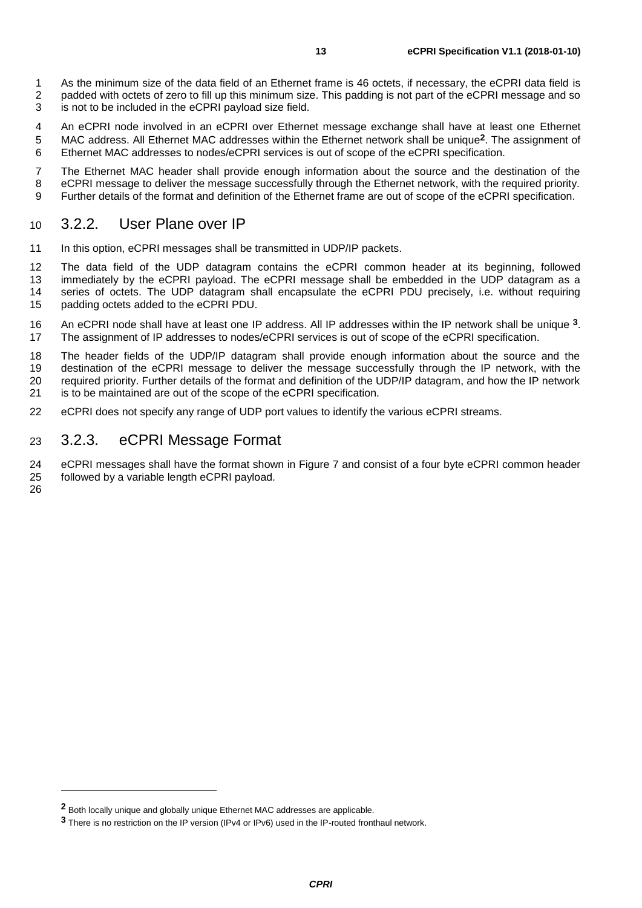As the minimum size of the data field of an Ethernet frame is 46 octets, if necessary, the eCPRI data field is padded with octets of zero to fill up this minimum size. This padding is not part of the eCPRI message and so is not to be included in the eCPRI payload size field.

An eCPRI node involved in an eCPRI over Ethernet message exchange shall have at least one Ethernet MAC address. All Ethernet MAC addresses within the Ethernet network shall be unique[2]. The assignment of Ethernet MAC addresses to nodes/eCPRI services is out of scope of the eCPRI specification.

The Ethernet MAC header shall provide enough information about the source and the destination of the eCPRI message to deliver the message successfully through the Ethernet network, with the required priority. Further details of the format and definition of the Ethernet frame are out of scope of the eCPRI specification.

### 3.2.2. User Plane over IP

In this option, eCPRI messages shall be transmitted in UDP/IP packets.

The data field of the UDP datagram contains the eCPRI common header at its beginning, followed immediately by the eCPRI payload. The eCPRI message shall be embedded in the UDP datagram as a series of octets. The UDP datagram shall encapsulate the eCPRI PDU precisely, i.e. without requiring padding octets added to the eCPRI PDU.

An eCPRI node shall have at least one IP address. All IP addresses within the IP network shall be unique [3]. The assignment of IP addresses to nodes/eCPRI services is out of scope of the eCPRI specification.

The header fields of the UDP/IP datagram shall provide enough information about the source and the destination of the eCPRI message to deliver the message successfully through the IP network, with the required priority. Further details of the format and definition of the UDP/IP datagram, and how the IP network is to be maintained are out of the scope of the eCPRI specification.

eCPRI does not specify any range of UDP port values to identify the various eCPRI streams.

### 3.2.3. eCPRI Message Format

eCPRI messages shall have the format shown in Figure 7 and consist of a four byte eCPRI common header followed by a variable length eCPRI payload.

---

[2] Both locally unique and globally unique Ethernet MAC addresses are applicable.

[3] There is no restriction on the IP version (IPv4 or IPv6) used in the IP-routed fronthaul network.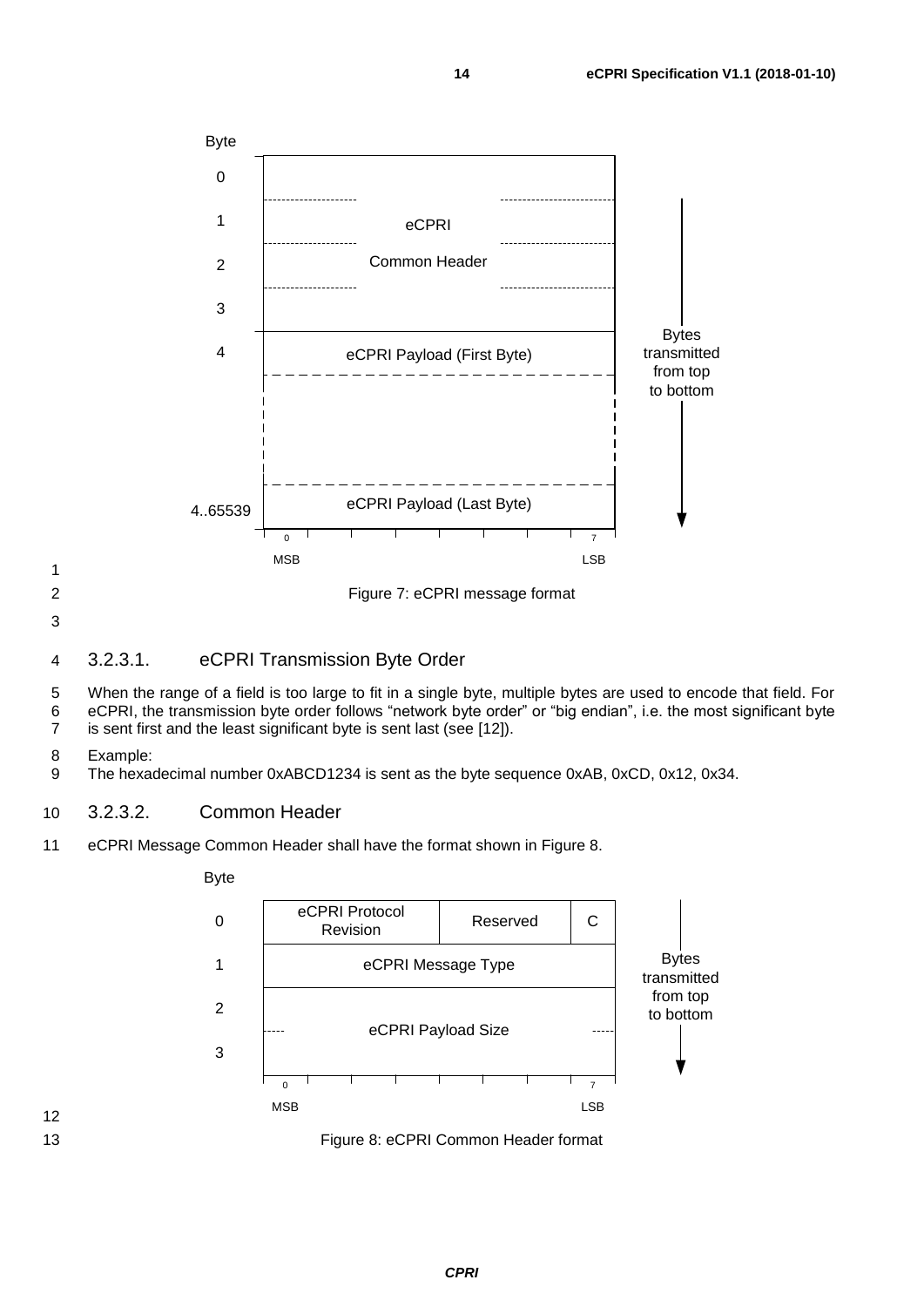Figure 7: eCPRI message format

### 3.2.3.1. eCPRI Transmission Byte Order

When the range of a field is too large to fit in a single byte, multiple bytes are used to encode that field. For eCPRI, the transmission byte order follows "network byte order" or "big endian", i.e. the most significant byte is sent first and the least significant byte is sent last (see [12]).

Example:
The hexadecimal number 0xABCD1234 is sent as the byte sequence 0xAB, 0xCD, 0x12, 0x34.

### 3.2.3.2. Common Header

eCPRI Message Common Header shall have the format shown in Figure 8.

Figure 8: eCPRI Common Header format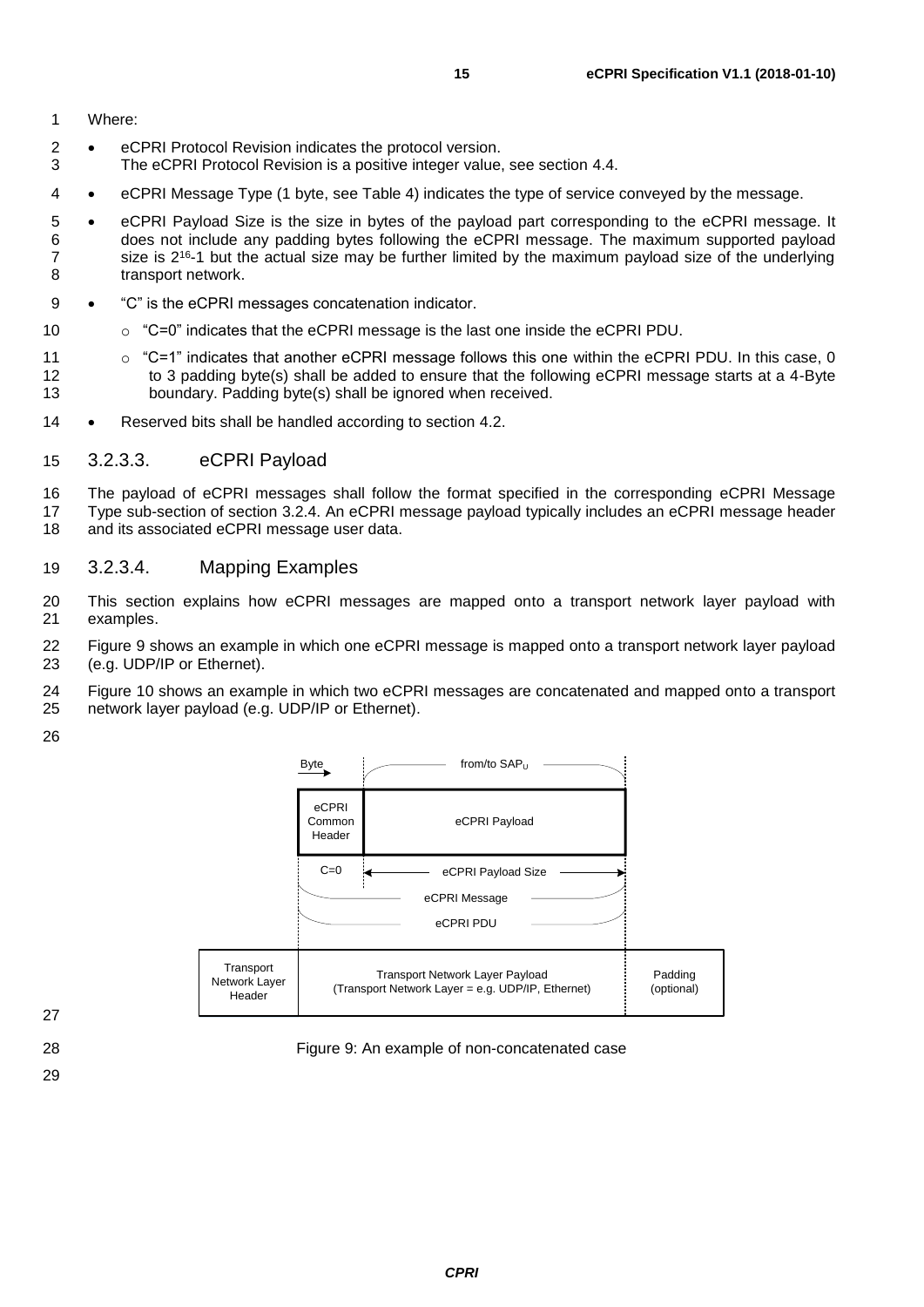Where:

- eCPRI Protocol Revision indicates the protocol version.
  The eCPRI Protocol Revision is a positive integer value, see section 4.4.
- eCPRI Message Type (1 byte, see Table 4) indicates the type of service conveyed by the message.
- eCPRI Payload Size is the size in bytes of the payload part corresponding to the eCPRI message. It does not include any padding bytes following the eCPRI message. The maximum supported payload size is $2^{16}$-1 but the actual size may be further limited by the maximum payload size of the underlying transport network.
- "C" is the eCPRI messages concatenation indicator.
  - "C=0" indicates that the eCPRI message is the last one inside the eCPRI PDU.
  - "C=1" indicates that another eCPRI message follows this one within the eCPRI PDU. In this case, 0 to 3 padding byte(s) shall be added to ensure that the following eCPRI message starts at a 4-Byte boundary. Padding byte(s) shall be ignored when received.
- Reserved bits shall be handled according to section 4.2.

#### 3.2.3.3. eCPRI Payload

The payload of eCPRI messages shall follow the format specified in the corresponding eCPRI Message Type sub-section of section 3.2.4. An eCPRI message payload typically includes an eCPRI message header and its associated eCPRI message user data.

#### 3.2.3.4. Mapping Examples

This section explains how eCPRI messages are mapped onto a transport network layer payload with examples.

Figure 9 shows an example in which one eCPRI message is mapped onto a transport network layer payload (e.g. UDP/IP or Ethernet).

Figure 10 shows an example in which two eCPRI messages are concatenated and mapped onto a transport network layer payload (e.g. UDP/IP or Ethernet).

Figure 9: An example of non-concatenated case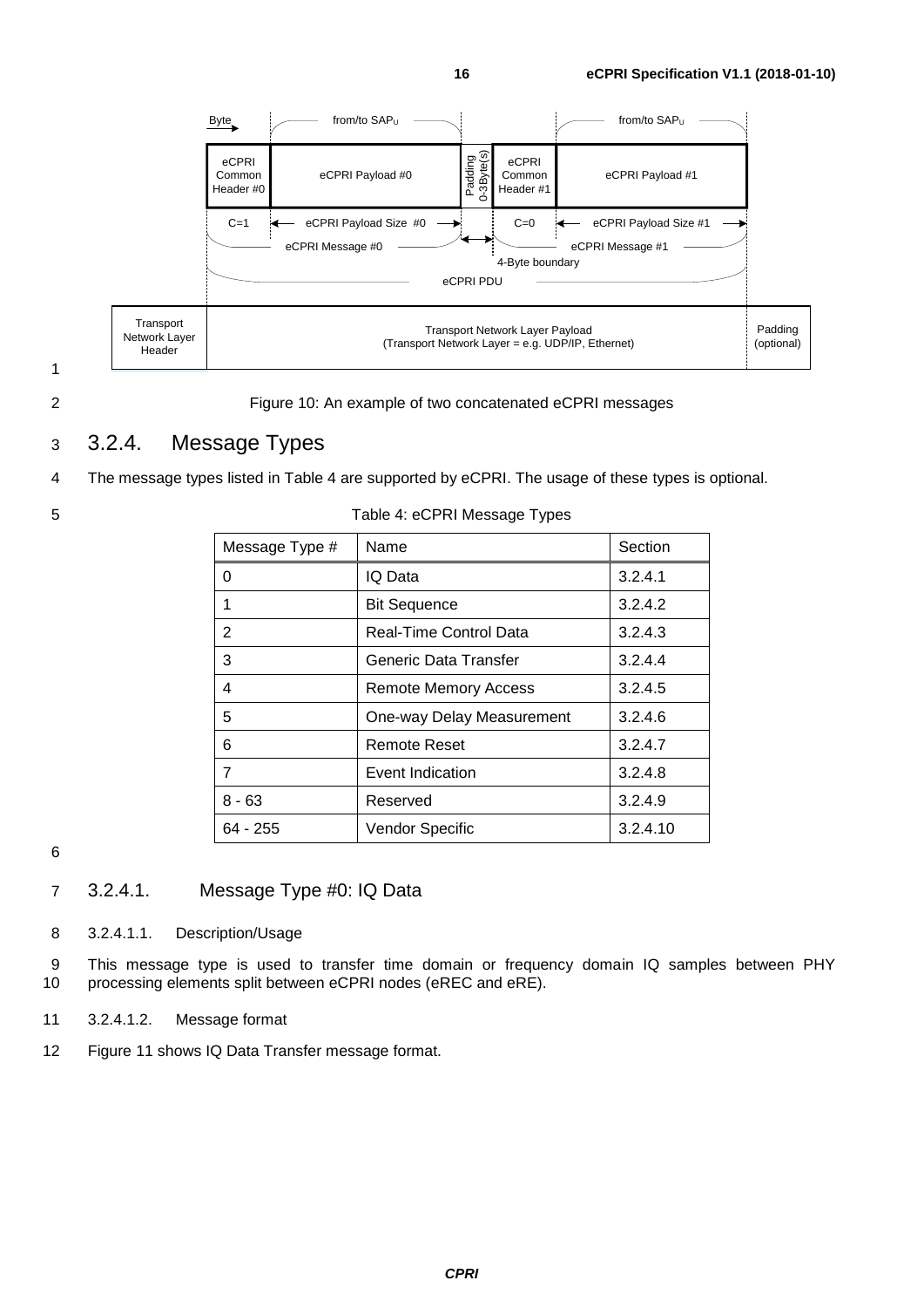Figure 10: An example of two concatenated eCPRI messages

## 3.2.4. Message Types

The message types listed in Table 4 are supported by eCPRI. The usage of these types is optional.

Table 4: eCPRI Message Types

| Message Type # | Name | Section |
|---|---|---|
| 0 | IQ Data | 3.2.4.1 |
| 1 | Bit Sequence | 3.2.4.2 |
| 2 | Real-Time Control Data | 3.2.4.3 |
| 3 | Generic Data Transfer | 3.2.4.4 |
| 4 | Remote Memory Access | 3.2.4.5 |
| 5 | One-way Delay Measurement | 3.2.4.6 |
| 6 | Remote Reset | 3.2.4.7 |
| 7 | Event Indication | 3.2.4.8 |
| 8 - 63 | Reserved | 3.2.4.9 |
| 64 - 255 | Vendor Specific | 3.2.4.10 |

### 3.2.4.1. Message Type #0: IQ Data

#### 3.2.4.1.1. Description/Usage

This message type is used to transfer time domain or frequency domain IQ samples between PHY processing elements split between eCPRI nodes (eREC and eRE).

#### 3.2.4.1.2. Message format

Figure 11 shows IQ Data Transfer message format.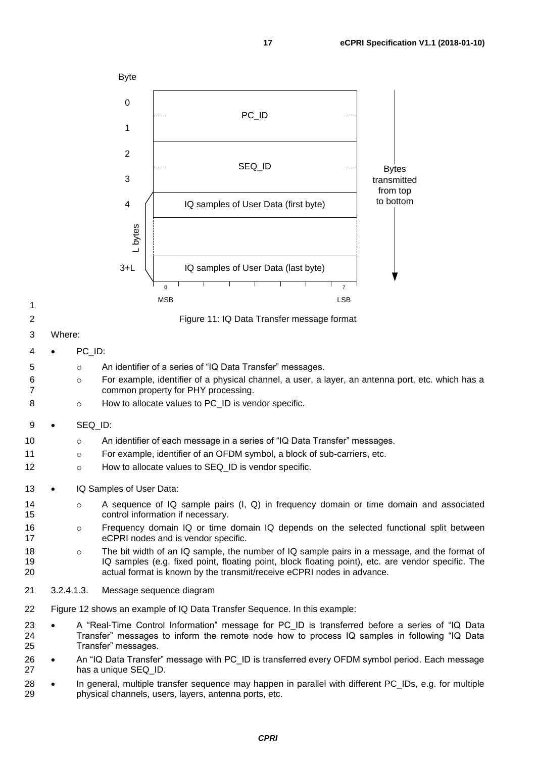| Byte | | |
|---|---|---|
| 0–1 | PC_ID | |
| 2–3 | SEQ_ID | |
| 4 | IQ samples of User Data (first byte) | L bytes |
| ... | | |
| 3+L | IQ samples of User Data (last byte) | |

Bit 0 (MSB) … 7 (LSB). Bytes transmitted from top to bottom.

Figure 11: IQ Data Transfer message format

Where:

- PC_ID:
  - An identifier of a series of "IQ Data Transfer" messages.
  - For example, identifier of a physical channel, a user, a layer, an antenna port, etc. which has a common property for PHY processing.
  - How to allocate values to PC_ID is vendor specific.
- SEQ_ID:
  - An identifier of each message in a series of "IQ Data Transfer" messages.
  - For example, identifier of an OFDM symbol, a block of sub-carriers, etc.
  - How to allocate values to SEQ_ID is vendor specific.
- IQ Samples of User Data:
  - A sequence of IQ sample pairs (I, Q) in frequency domain or time domain and associated control information if necessary.
  - Frequency domain IQ or time domain IQ depends on the selected functional split between eCPRI nodes and is vendor specific.
  - The bit width of an IQ sample, the number of IQ sample pairs in a message, and the format of IQ samples (e.g. fixed point, floating point, block floating point), etc. are vendor specific. The actual format is known by the transmit/receive eCPRI nodes in advance.

##### 3.2.4.1.3. Message sequence diagram

Figure 12 shows an example of IQ Data Transfer Sequence. In this example:

- A "Real-Time Control Information" message for PC_ID is transferred before a series of "IQ Data Transfer" messages to inform the remote node how to process IQ samples in following "IQ Data Transfer" messages.
- An "IQ Data Transfer" message with PC_ID is transferred every OFDM symbol period. Each message has a unique SEQ_ID.
- In general, multiple transfer sequence may happen in parallel with different PC_IDs, e.g. for multiple physical channels, users, layers, antenna ports, etc.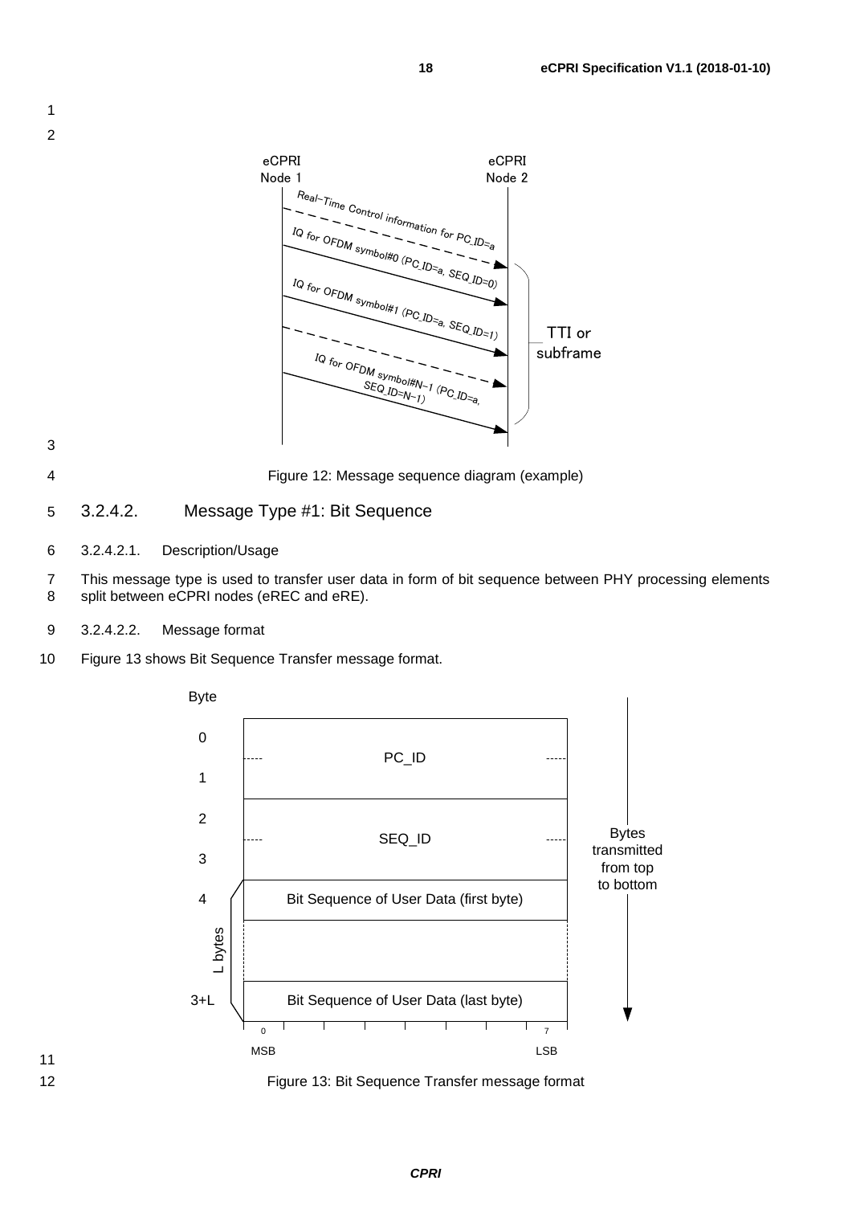Figure 12: Message sequence diagram (example)

#### 3.2.4.2. Message Type #1: Bit Sequence

##### 3.2.4.2.1. Description/Usage

This message type is used to transfer user data in form of bit sequence between PHY processing elements split between eCPRI nodes (eREC and eRE).

##### 3.2.4.2.2. Message format

Figure 13 shows Bit Sequence Transfer message format.

| Byte | Field |
|---|---|
| 0–1 | PC_ID |
| 2–3 | SEQ_ID |
| 4 | Bit Sequence of User Data (first byte) |
| ... | |
| 3+L | Bit Sequence of User Data (last byte) |

L bytes (bytes 4 to 3+L); bits 0 (MSB) to 7 (LSB); bytes transmitted from top to bottom.

Figure 13: Bit Sequence Transfer message format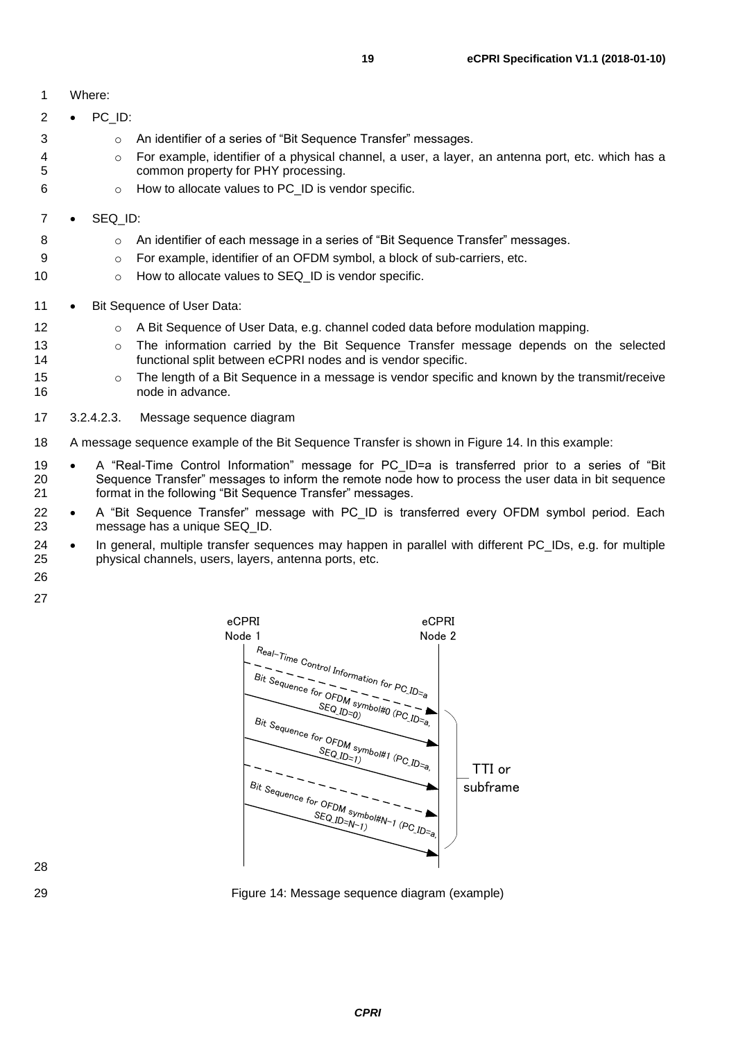Where:

- PC_ID:
  - An identifier of a series of “Bit Sequence Transfer” messages.
  - For example, identifier of a physical channel, a user, a layer, an antenna port, etc. which has a common property for PHY processing.
  - How to allocate values to PC_ID is vendor specific.
- SEQ_ID:
  - An identifier of each message in a series of “Bit Sequence Transfer” messages.
  - For example, identifier of an OFDM symbol, a block of sub-carriers, etc.
  - How to allocate values to SEQ_ID is vendor specific.
- Bit Sequence of User Data:
  - A Bit Sequence of User Data, e.g. channel coded data before modulation mapping.
  - The information carried by the Bit Sequence Transfer message depends on the selected functional split between eCPRI nodes and is vendor specific.
  - The length of a Bit Sequence in a message is vendor specific and known by the transmit/receive node in advance.

#### 3.2.4.2.3. Message sequence diagram

A message sequence example of the Bit Sequence Transfer is shown in Figure 14. In this example:

- A “Real-Time Control Information” message for PC_ID=a is transferred prior to a series of “Bit Sequence Transfer” messages to inform the remote node how to process the user data in bit sequence format in the following “Bit Sequence Transfer” messages.
- A “Bit Sequence Transfer” message with PC_ID is transferred every OFDM symbol period. Each message has a unique SEQ_ID.
- In general, multiple transfer sequences may happen in parallel with different PC_IDs, e.g. for multiple physical channels, users, layers, antenna ports, etc.

Figure 14: Message sequence diagram (example)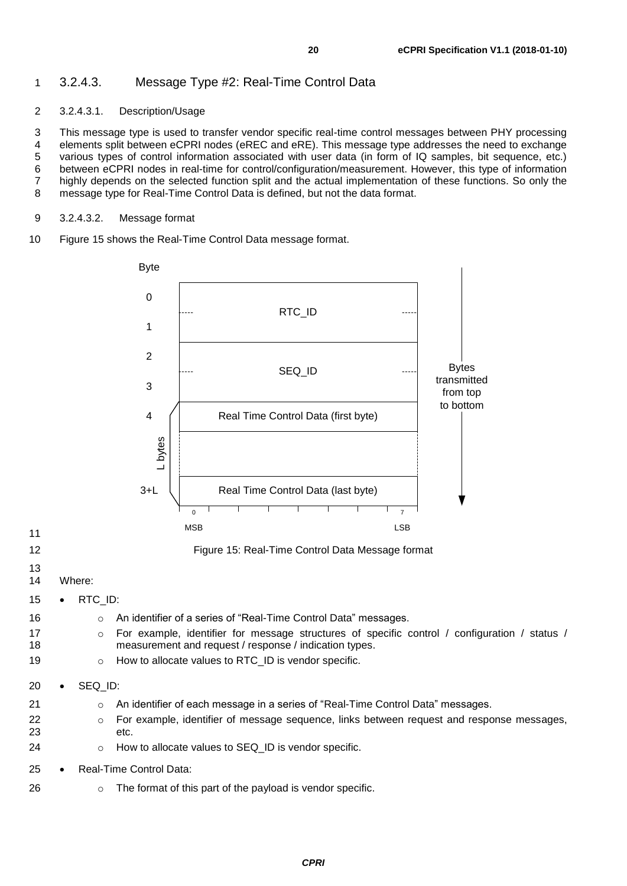### 3.2.4.3. Message Type #2: Real-Time Control Data

#### 3.2.4.3.1. Description/Usage

This message type is used to transfer vendor specific real-time control messages between PHY processing elements split between eCPRI nodes (eREC and eRE). This message type addresses the need to exchange various types of control information associated with user data (in form of IQ samples, bit sequence, etc.) between eCPRI nodes in real-time for control/configuration/measurement. However, this type of information highly depends on the selected function split and the actual implementation of these functions. So only the message type for Real-Time Control Data is defined, but not the data format.

#### 3.2.4.3.2. Message format

Figure 15 shows the Real-Time Control Data message format.

| Byte | Content (bit 0 MSB … bit 7 LSB) |
|---|---|
| 0 | RTC_ID |
| 1 | RTC_ID |
| 2 | SEQ_ID |
| 3 | SEQ_ID |
| 4 | Real Time Control Data (first byte) |
| … | … (L bytes) |
| 3+L | Real Time Control Data (last byte) |

Bytes transmitted from top to bottom

Figure 15: Real-Time Control Data Message format

Where:

- RTC_ID:
  - An identifier of a series of "Real-Time Control Data" messages.
  - For example, identifier for message structures of specific control / configuration / status / measurement and request / response / indication types.
  - How to allocate values to RTC_ID is vendor specific.
- SEQ_ID:
  - An identifier of each message in a series of "Real-Time Control Data" messages.
  - For example, identifier of message sequence, links between request and response messages, etc.
  - How to allocate values to SEQ_ID is vendor specific.
- Real-Time Control Data:
  - The format of this part of the payload is vendor specific.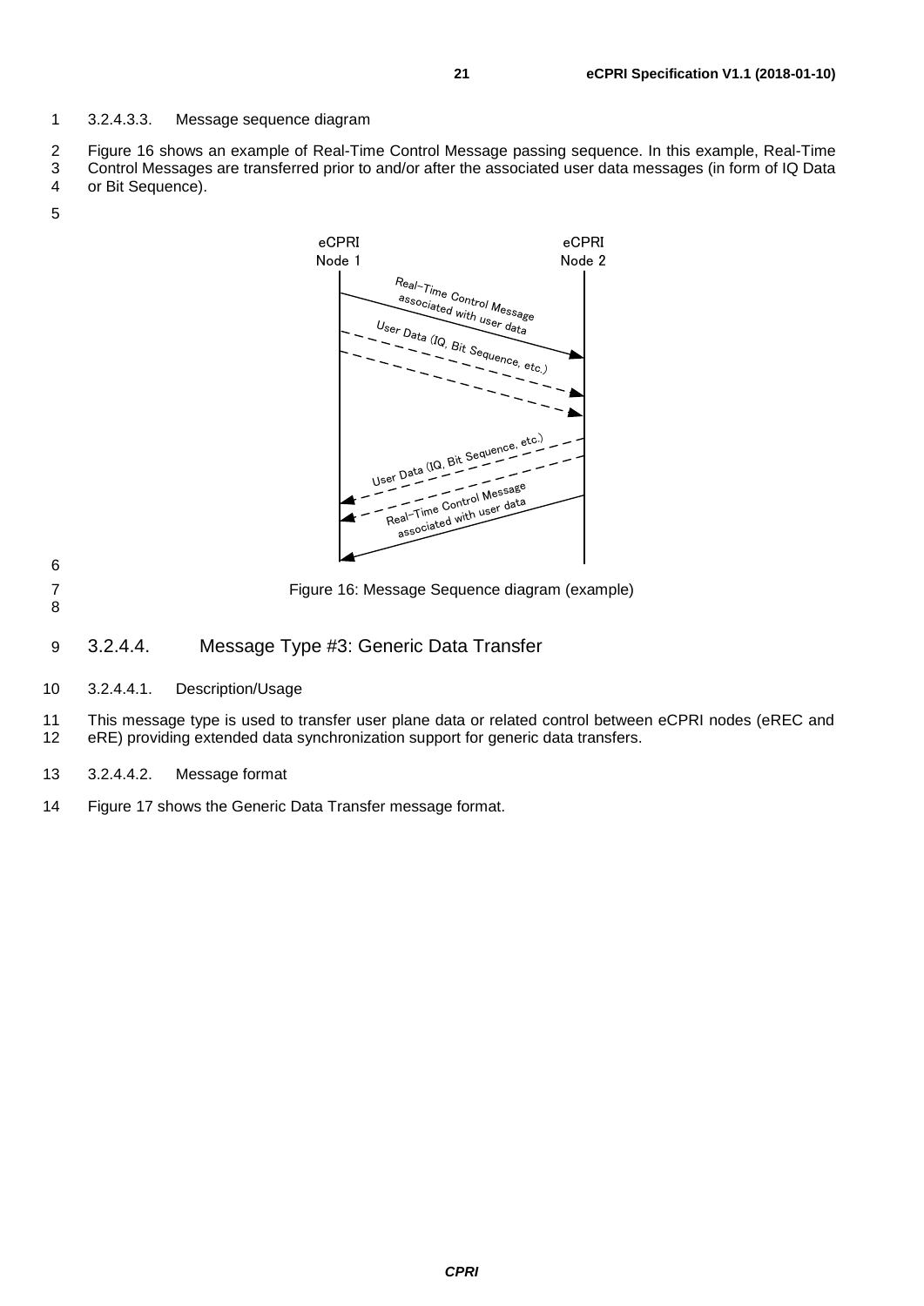3.2.4.3.3. Message sequence diagram

Figure 16 shows an example of Real-Time Control Message passing sequence. In this example, Real-Time Control Messages are transferred prior to and/or after the associated user data messages (in form of IQ Data or Bit Sequence).

Figure 16: Message Sequence diagram (example)

### 3.2.4.4. Message Type #3: Generic Data Transfer

3.2.4.4.1. Description/Usage

This message type is used to transfer user plane data or related control between eCPRI nodes (eREC and eRE) providing extended data synchronization support for generic data transfers.

3.2.4.4.2. Message format

Figure 17 shows the Generic Data Transfer message format.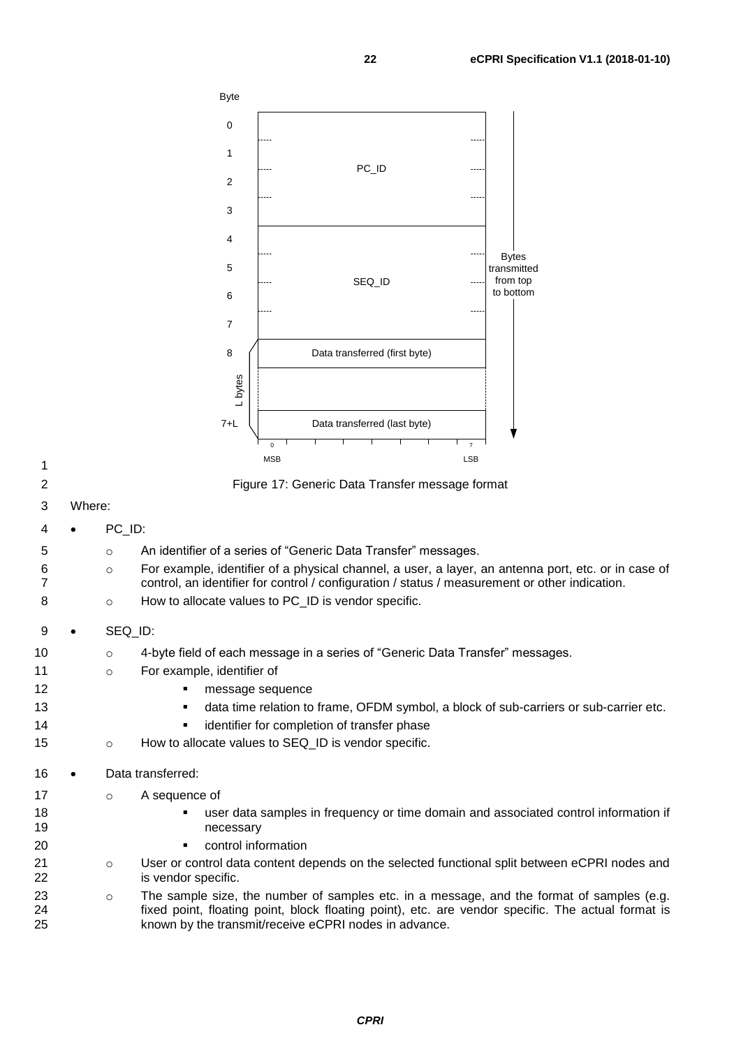Figure 17: Generic Data Transfer message format

Where:

- PC_ID:
  - An identifier of a series of "Generic Data Transfer" messages.
  - For example, identifier of a physical channel, a user, a layer, an antenna port, etc. or in case of control, an identifier for control / configuration / status / measurement or other indication.
  - How to allocate values to PC_ID is vendor specific.
- SEQ_ID:
  - 4-byte field of each message in a series of "Generic Data Transfer" messages.
  - For example, identifier of
    - message sequence
    - data time relation to frame, OFDM symbol, a block of sub-carriers or sub-carrier etc.
    - identifier for completion of transfer phase
  - How to allocate values to SEQ_ID is vendor specific.
- Data transferred:
  - A sequence of
    - user data samples in frequency or time domain and associated control information if necessary
    - control information
  - User or control data content depends on the selected functional split between eCPRI nodes and is vendor specific.
  - The sample size, the number of samples etc. in a message, and the format of samples (e.g. fixed point, floating point, block floating point), etc. are vendor specific. The actual format is known by the transmit/receive eCPRI nodes in advance.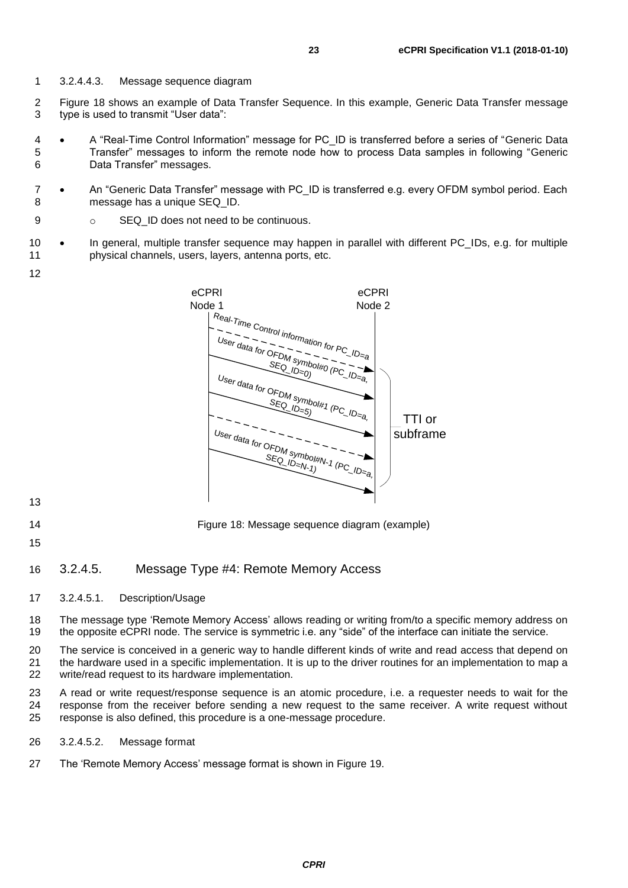#### 3.2.4.4.3. Message sequence diagram

Figure 18 shows an example of Data Transfer Sequence. In this example, Generic Data Transfer message type is used to transmit "User data":

- A "Real-Time Control Information" message for PC_ID is transferred before a series of "Generic Data Transfer" messages to inform the remote node how to process Data samples in following "Generic Data Transfer" messages.
- An "Generic Data Transfer" message with PC_ID is transferred e.g. every OFDM symbol period. Each message has a unique SEQ_ID.
  - SEQ_ID does not need to be continuous.
- In general, multiple transfer sequence may happen in parallel with different PC_IDs, e.g. for multiple physical channels, users, layers, antenna ports, etc.

Figure 18: Message sequence diagram (example)

### 3.2.4.5. Message Type #4: Remote Memory Access

#### 3.2.4.5.1. Description/Usage

The message type 'Remote Memory Access' allows reading or writing from/to a specific memory address on the opposite eCPRI node. The service is symmetric i.e. any "side" of the interface can initiate the service.

The service is conceived in a generic way to handle different kinds of write and read access that depend on the hardware used in a specific implementation. It is up to the driver routines for an implementation to map a write/read request to its hardware implementation.

A read or write request/response sequence is an atomic procedure, i.e. a requester needs to wait for the response from the receiver before sending a new request to the same receiver. A write request without response is also defined, this procedure is a one-message procedure.

#### 3.2.4.5.2. Message format

The 'Remote Memory Access' message format is shown in Figure 19.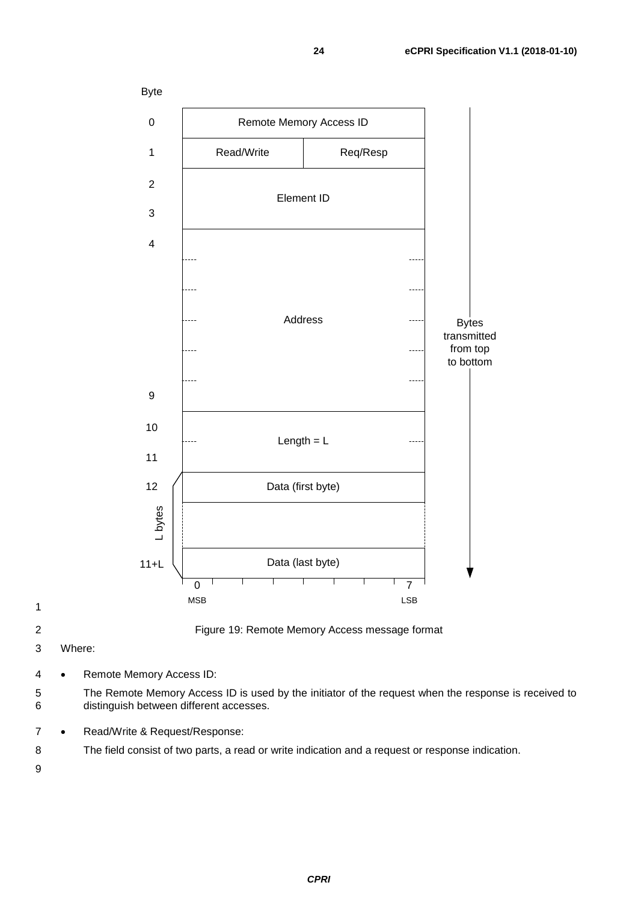| Byte | | |
|---|---|---|
| 0 | Remote Memory Access ID | |
| 1 | Read/Write | Req/Resp |
| 2–3 | Element ID | |
| 4–9 | Address | |
| 10–11 | Length = L | |
| 12 | Data (first byte) | |
| ... (L bytes) | | |
| 11+L | Data (last byte) | |

Bits 0 (MSB) to 7 (LSB). Bytes transmitted from top to bottom.

Figure 19: Remote Memory Access message format

Where:

- Remote Memory Access ID:

  The Remote Memory Access ID is used by the initiator of the request when the response is received to distinguish between different accesses.

- Read/Write & Request/Response:

  The field consist of two parts, a read or write indication and a request or response indication.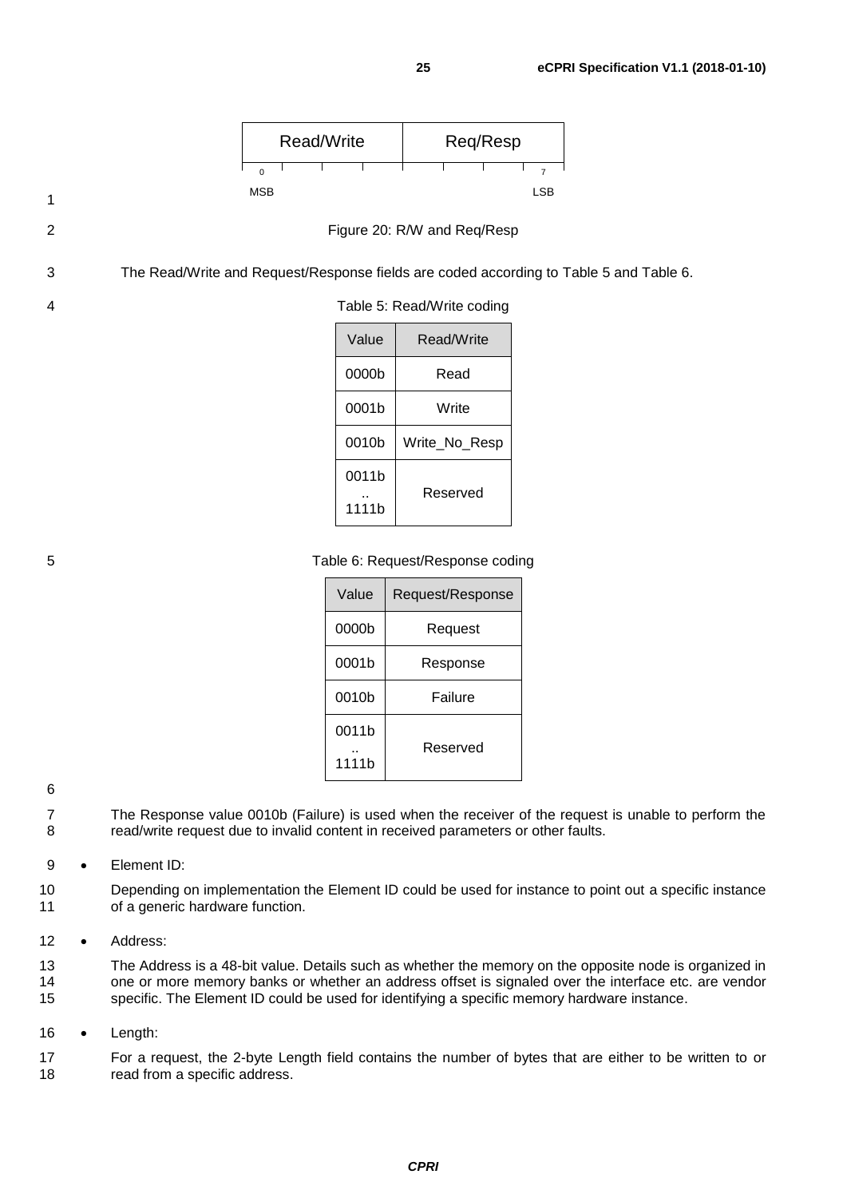| Read/Write | Req/Resp |
| --- | --- |
| 0 (MSB) | 7 (LSB) |

Figure 20: R/W and Req/Resp

The Read/Write and Request/Response fields are coded according to Table 5 and Table 6.

Table 5: Read/Write coding

| Value | Read/Write |
| --- | --- |
| 0000b | Read |
| 0001b | Write |
| 0010b | Write_No_Resp |
| 0011b .. 1111b | Reserved |

Table 6: Request/Response coding

| Value | Request/Response |
| --- | --- |
| 0000b | Request |
| 0001b | Response |
| 0010b | Failure |
| 0011b .. 1111b | Reserved |

The Response value 0010b (Failure) is used when the receiver of the request is unable to perform the read/write request due to invalid content in received parameters or other faults.

- Element ID:

  Depending on implementation the Element ID could be used for instance to point out a specific instance of a generic hardware function.

- Address:

  The Address is a 48-bit value. Details such as whether the memory on the opposite node is organized in one or more memory banks or whether an address offset is signaled over the interface etc. are vendor specific. The Element ID could be used for identifying a specific memory hardware instance.

- Length:

  For a request, the 2-byte Length field contains the number of bytes that are either to be written to or read from a specific address.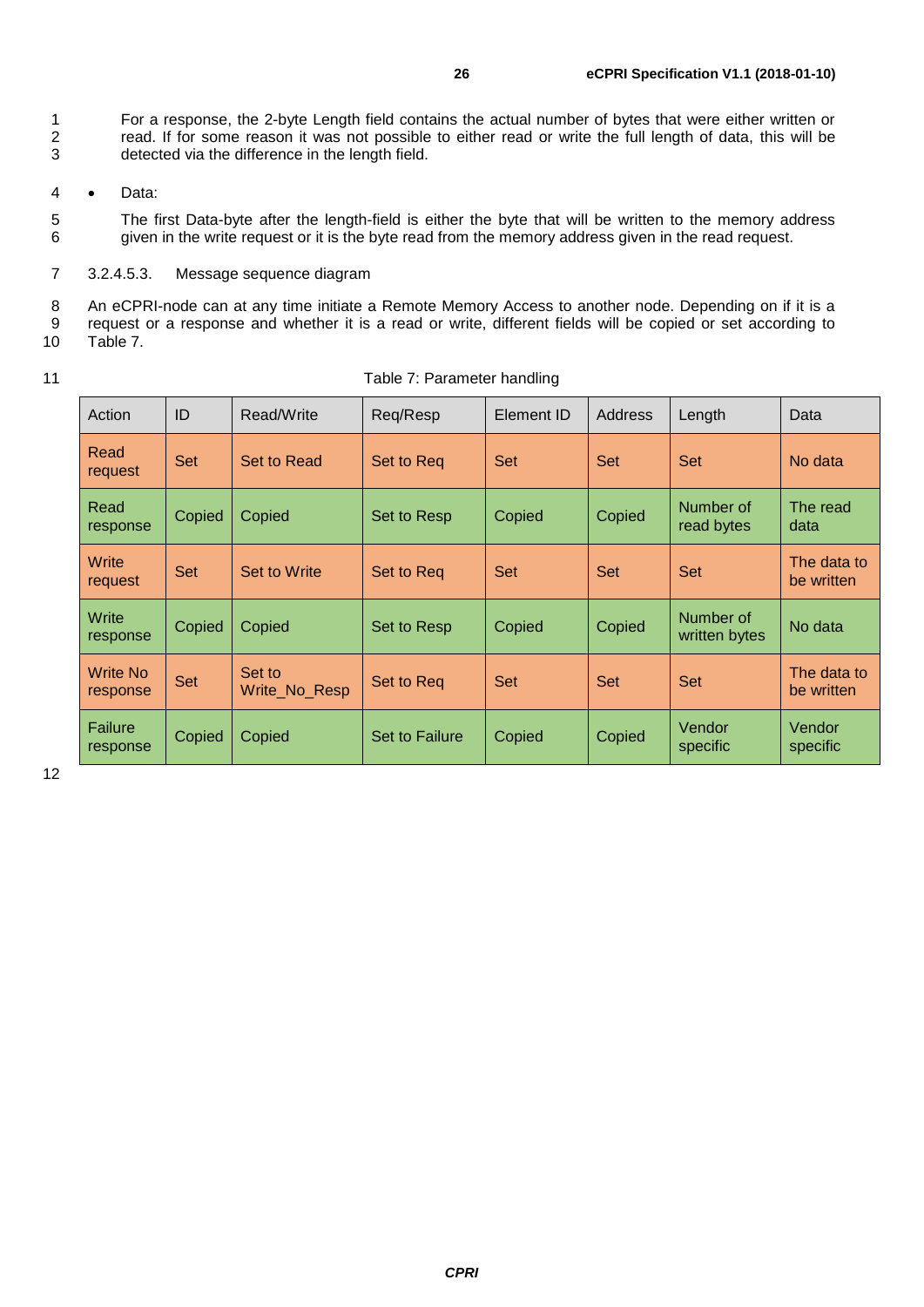For a response, the 2-byte Length field contains the actual number of bytes that were either written or read. If for some reason it was not possible to either read or write the full length of data, this will be detected via the difference in the length field.

- Data:

  The first Data-byte after the length-field is either the byte that will be written to the memory address given in the write request or it is the byte read from the memory address given in the read request.

#### 3.2.4.5.3. Message sequence diagram

An eCPRI-node can at any time initiate a Remote Memory Access to another node. Depending on if it is a request or a response and whether it is a read or write, different fields will be copied or set according to Table 7.

Table 7: Parameter handling

| Action | ID | Read/Write | Req/Resp | Element ID | Address | Length | Data |
|---|---|---|---|---|---|---|---|
| Read request | Set | Set to Read | Set to Req | Set | Set | Set | No data |
| Read response | Copied | Copied | Set to Resp | Copied | Copied | Number of read bytes | The read data |
| Write request | Set | Set to Write | Set to Req | Set | Set | Set | The data to be written |
| Write response | Copied | Copied | Set to Resp | Copied | Copied | Number of written bytes | No data |
| Write No response | Set | Set to Write_No_Resp | Set to Req | Set | Set | Set | The data to be written |
| Failure response | Copied | Copied | Set to Failure | Copied | Copied | Vendor specific | Vendor specific |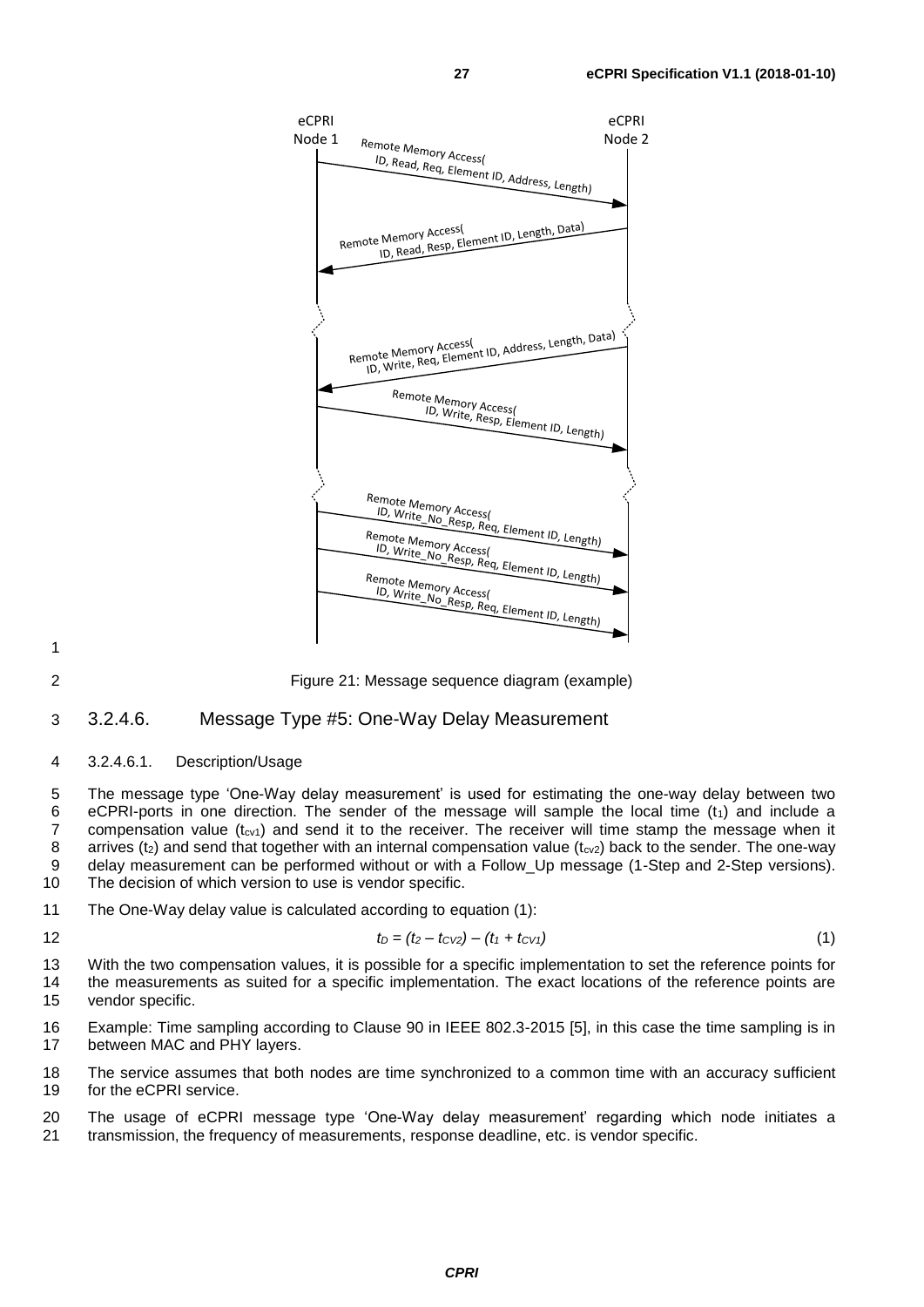Figure 21: Message sequence diagram (example)

#### 3.2.4.6. Message Type #5: One-Way Delay Measurement

##### 3.2.4.6.1. Description/Usage

The message type 'One-Way delay measurement' is used for estimating the one-way delay between two eCPRI-ports in one direction. The sender of the message will sample the local time ($t_1$) and include a compensation value ($t_{cv1}$) and send it to the receiver. The receiver will time stamp the message when it arrives ($t_2$) and send that together with an internal compensation value ($t_{cv2}$) back to the sender. The one-way delay measurement can be performed without or with a Follow_Up message (1-Step and 2-Step versions). The decision of which version to use is vendor specific.

The One-Way delay value is calculated according to equation (1):

$$t_D = (t_2 - t_{CV2}) - (t_1 + t_{CV1}) \qquad (1)$$

With the two compensation values, it is possible for a specific implementation to set the reference points for the measurements as suited for a specific implementation. The exact locations of the reference points are vendor specific.

Example: Time sampling according to Clause 90 in IEEE 802.3-2015 [5], in this case the time sampling is in between MAC and PHY layers.

The service assumes that both nodes are time synchronized to a common time with an accuracy sufficient for the eCPRI service.

The usage of eCPRI message type 'One-Way delay measurement' regarding which node initiates a transmission, the frequency of measurements, response deadline, etc. is vendor specific.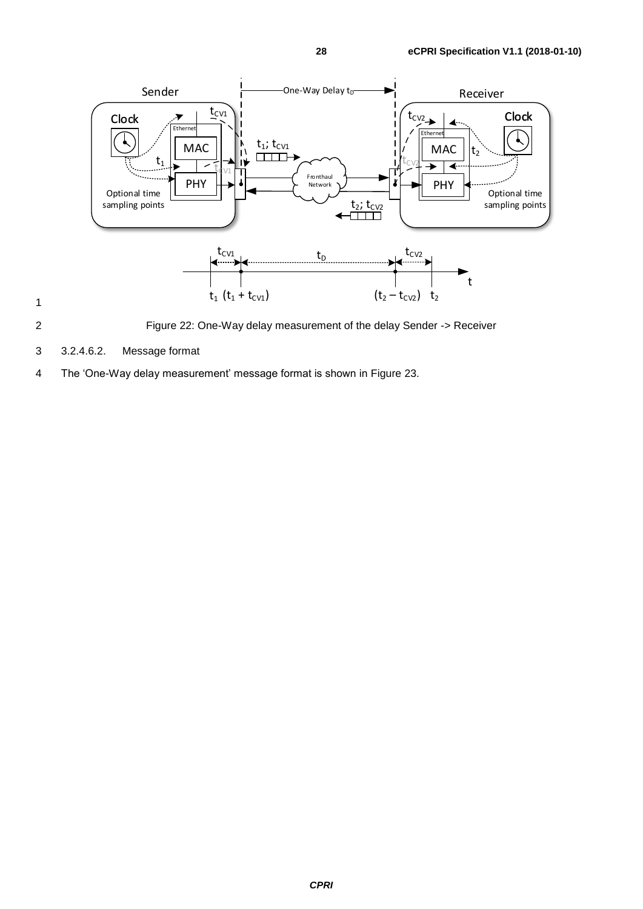Figure 22: One-Way delay measurement of the delay Sender -> Receiver

#### 3.2.4.6.2. Message format

The 'One-Way delay measurement' message format is shown in Figure 23.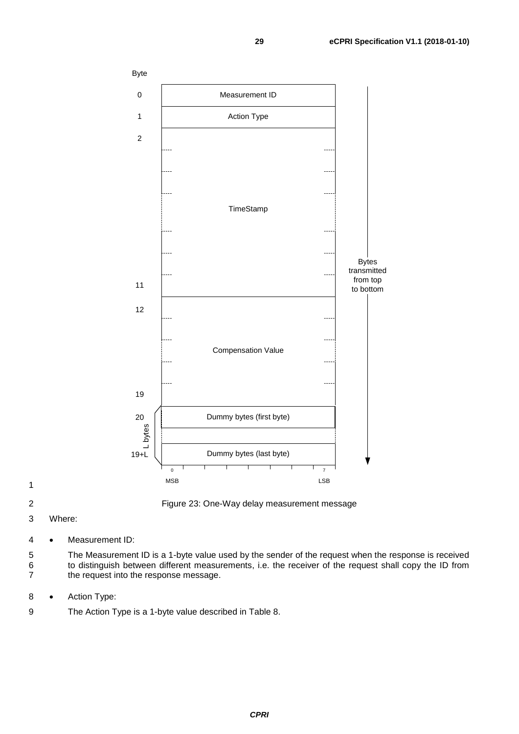| Byte | Field |
| --- | --- |
| 0 | Measurement ID |
| 1 | Action Type |
| 2 – 11 | TimeStamp |
| 12 – 19 | Compensation Value |
| 20 | Dummy bytes (first byte) |
| ... | ... |
| 19+L | Dummy bytes (last byte) |

L bytes: bytes 20 to 19+L (Dummy bytes)

Bit order: 0 (MSB) … 7 (LSB)

Bytes transmitted from top to bottom

Figure 23: One-Way delay measurement message

Where:

- Measurement ID:

  The Measurement ID is a 1-byte value used by the sender of the request when the response is received to distinguish between different measurements, i.e. the receiver of the request shall copy the ID from the request into the response message.

- Action Type:

  The Action Type is a 1-byte value described in Table 8.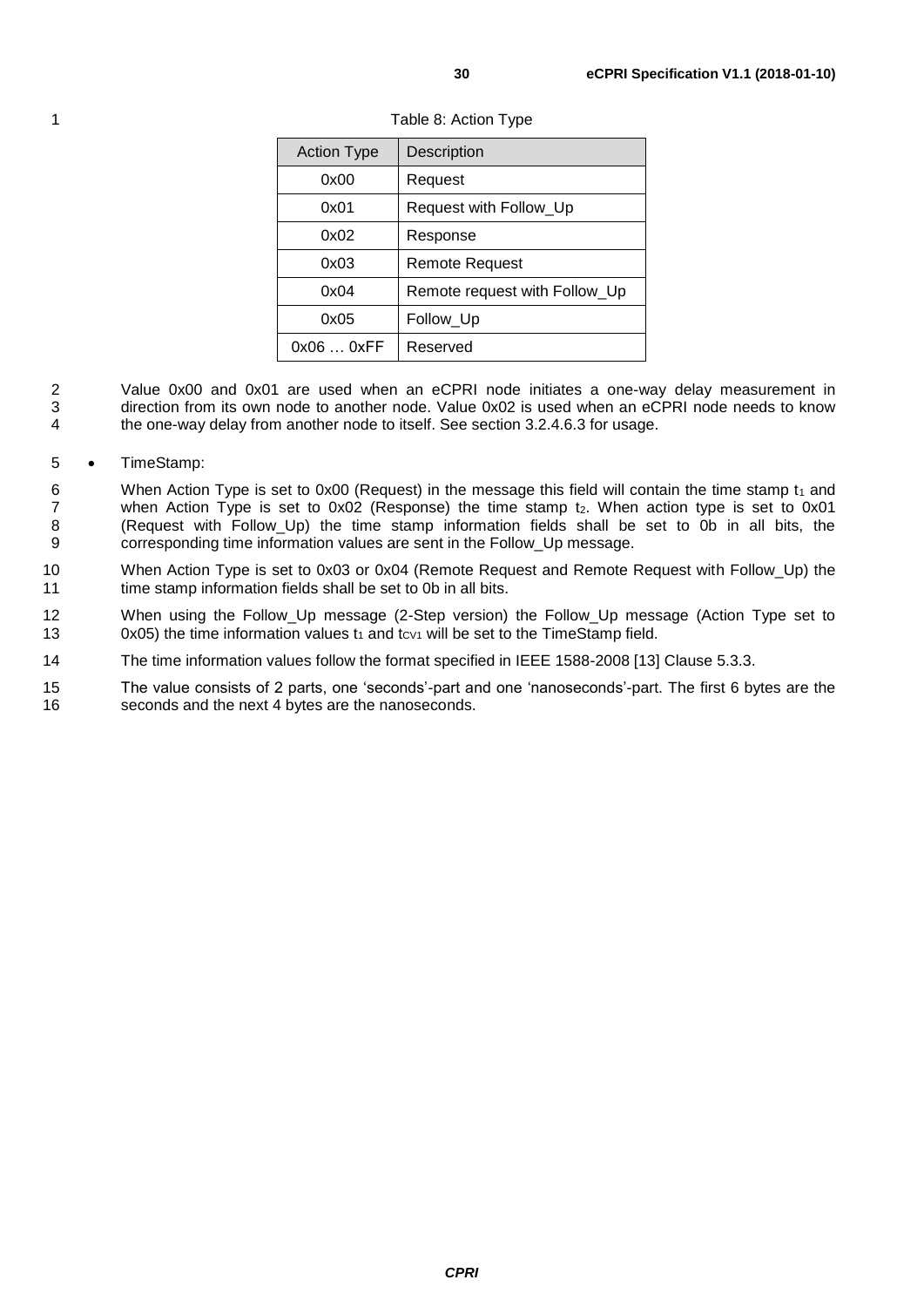Table 8: Action Type

| Action Type | Description |
|---|---|
| 0x00 | Request |
| 0x01 | Request with Follow_Up |
| 0x02 | Response |
| 0x03 | Remote Request |
| 0x04 | Remote request with Follow_Up |
| 0x05 | Follow_Up |
| 0x06 … 0xFF | Reserved |

Value 0x00 and 0x01 are used when an eCPRI node initiates a one-way delay measurement in direction from its own node to another node. Value 0x02 is used when an eCPRI node needs to know the one-way delay from another node to itself. See section 3.2.4.6.3 for usage.

- TimeStamp:

  When Action Type is set to 0x00 (Request) in the message this field will contain the time stamp $t_1$ and when Action Type is set to 0x02 (Response) the time stamp $t_2$. When action type is set to 0x01 (Request with Follow_Up) the time stamp information fields shall be set to 0b in all bits, the corresponding time information values are sent in the Follow_Up message.

  When Action Type is set to 0x03 or 0x04 (Remote Request and Remote Request with Follow_Up) the time stamp information fields shall be set to 0b in all bits.

  When using the Follow_Up message (2-Step version) the Follow_Up message (Action Type set to 0x05) the time information values $t_1$ and $t_{CV1}$ will be set to the TimeStamp field.

  The time information values follow the format specified in IEEE 1588-2008 [13] Clause 5.3.3.

  The value consists of 2 parts, one 'seconds'-part and one 'nanoseconds'-part. The first 6 bytes are the seconds and the next 4 bytes are the nanoseconds.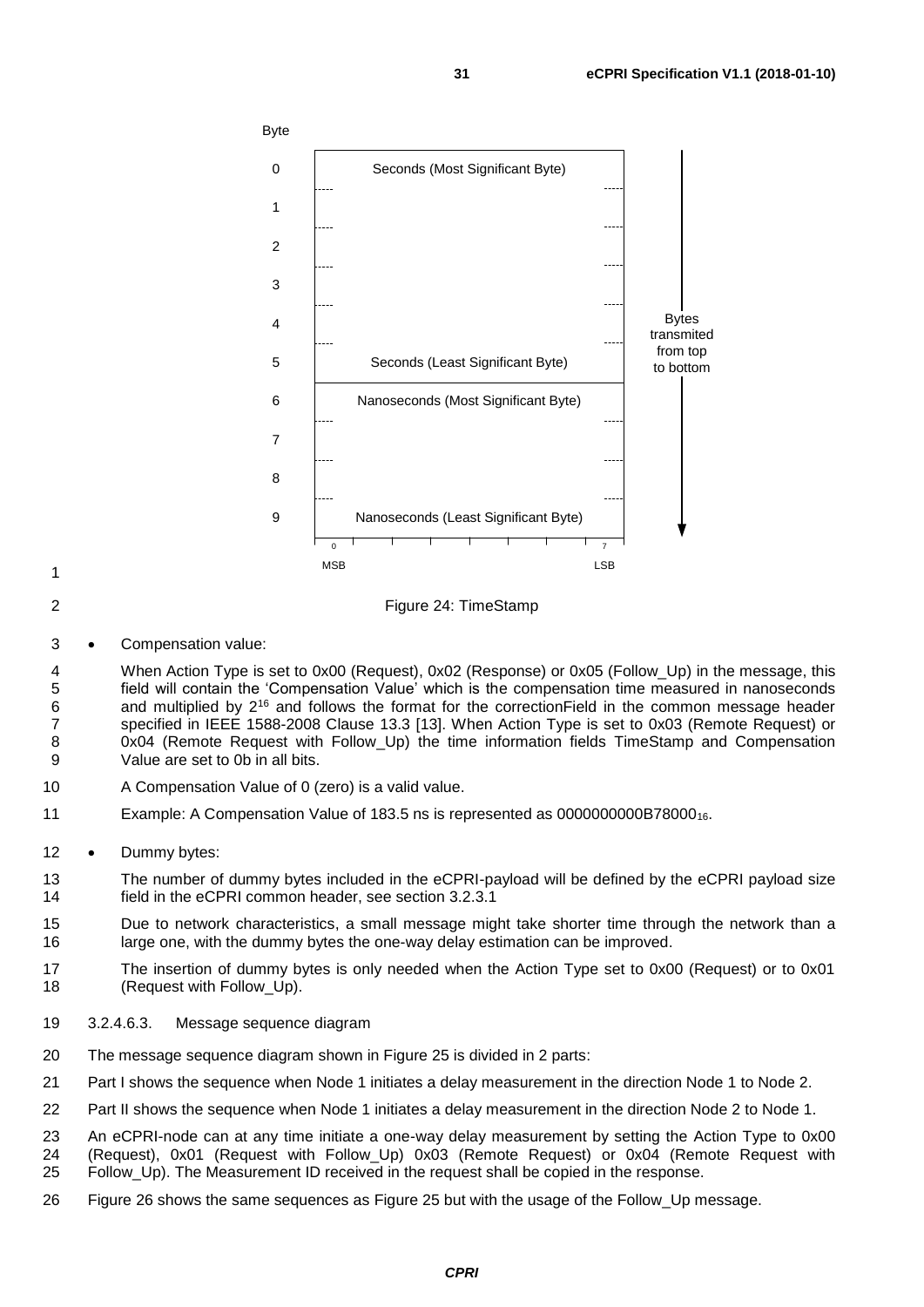| Byte | Field |
| --- | --- |
| 0 | Seconds (Most Significant Byte) |
| 1 | |
| 2 | |
| 3 | |
| 4 | |
| 5 | Seconds (Least Significant Byte) |
| 6 | Nanoseconds (Most Significant Byte) |
| 7 | |
| 8 | |
| 9 | Nanoseconds (Least Significant Byte) |

Bit 0 = MSB, bit 7 = LSB. Bytes transmited from top to bottom.

Figure 24: TimeStamp

- Compensation value:

  When Action Type is set to 0x00 (Request), 0x02 (Response) or 0x05 (Follow_Up) in the message, this field will contain the 'Compensation Value' which is the compensation time measured in nanoseconds and multiplied by $2^{16}$ and follows the format for the correctionField in the common message header specified in IEEE 1588-2008 Clause 13.3 [13]. When Action Type is set to 0x03 (Remote Request) or 0x04 (Remote Request with Follow_Up) the time information fields TimeStamp and Compensation Value are set to 0b in all bits.

  A Compensation Value of 0 (zero) is a valid value.

  Example: A Compensation Value of 183.5 ns is represented as $0000000000B78000_{16}$.

- Dummy bytes:

  The number of dummy bytes included in the eCPRI-payload will be defined by the eCPRI payload size field in the eCPRI common header, see section 3.2.3.1

  Due to network characteristics, a small message might take shorter time through the network than a large one, with the dummy bytes the one-way delay estimation can be improved.

  The insertion of dummy bytes is only needed when the Action Type set to 0x00 (Request) or to 0x01 (Request with Follow_Up).

#### 3.2.4.6.3. Message sequence diagram

The message sequence diagram shown in Figure 25 is divided in 2 parts:

Part I shows the sequence when Node 1 initiates a delay measurement in the direction Node 1 to Node 2.

Part II shows the sequence when Node 1 initiates a delay measurement in the direction Node 2 to Node 1.

An eCPRI-node can at any time initiate a one-way delay measurement by setting the Action Type to 0x00 (Request), 0x01 (Request with Follow_Up) 0x03 (Remote Request) or 0x04 (Remote Request with Follow_Up). The Measurement ID received in the request shall be copied in the response.

Figure 26 shows the same sequences as Figure 25 but with the usage of the Follow_Up message.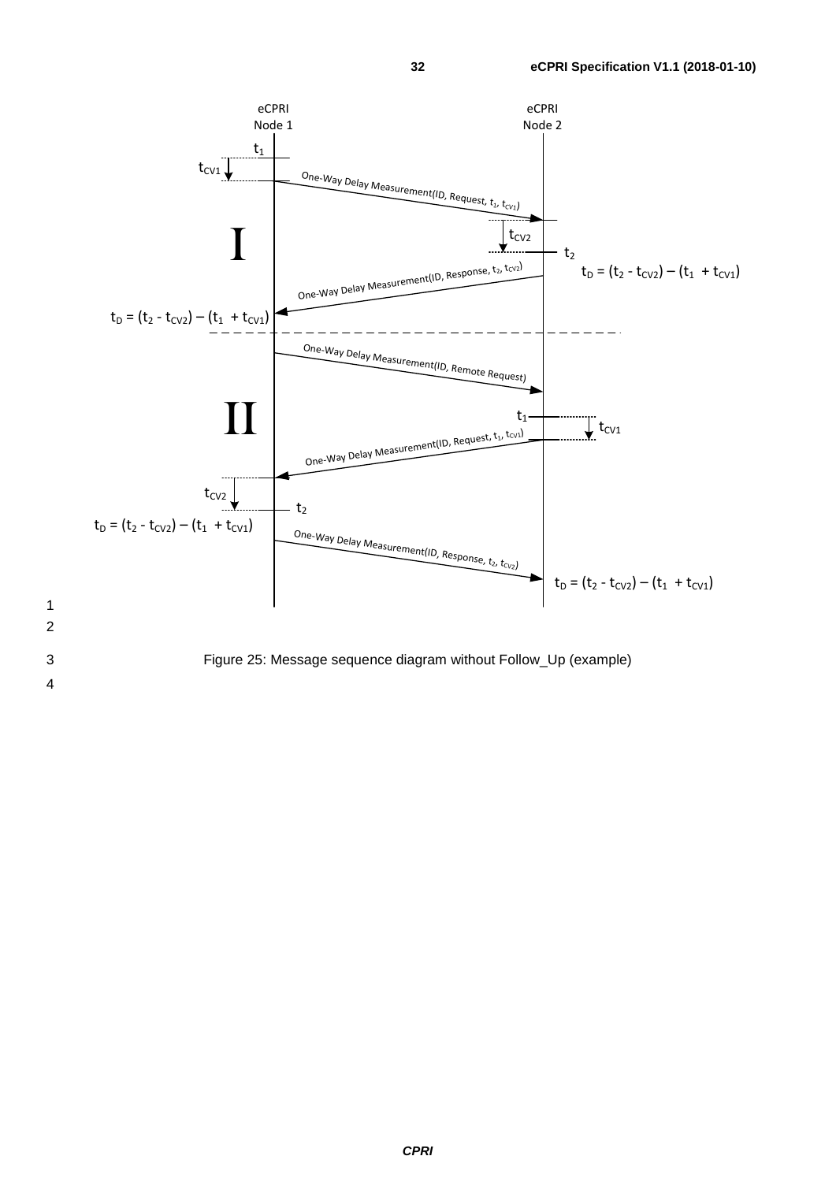Figure 25: Message sequence diagram without Follow_Up (example)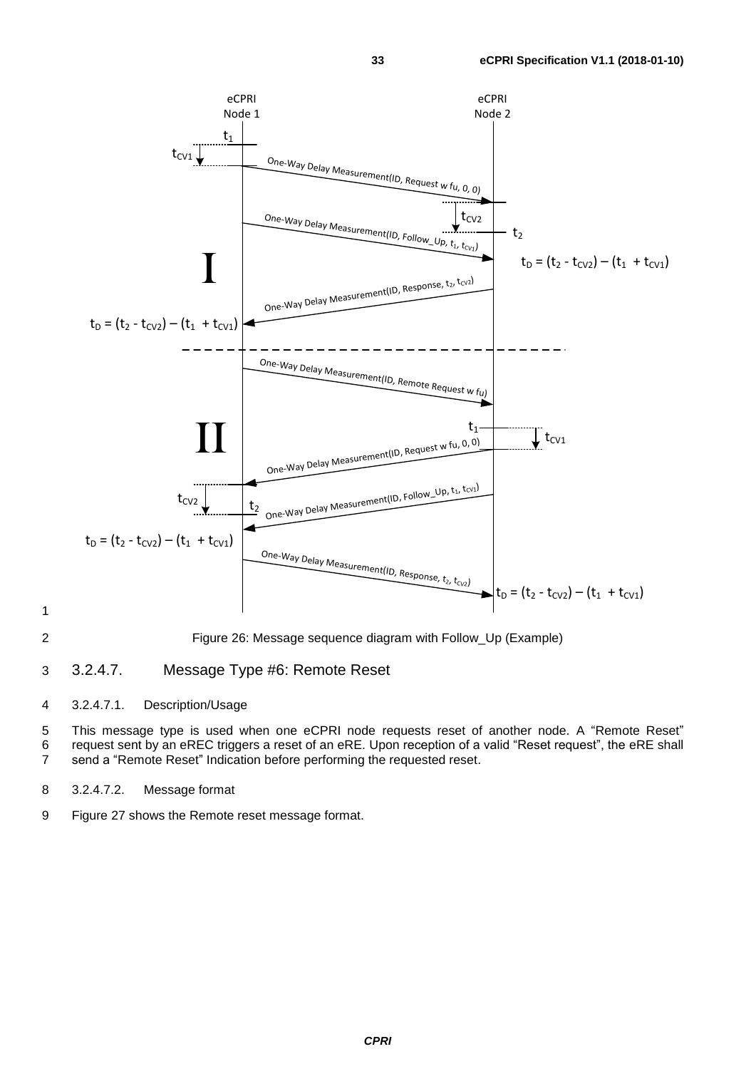Figure 26: Message sequence diagram with Follow_Up (Example)

### 3.2.4.7. Message Type #6: Remote Reset

#### 3.2.4.7.1. Description/Usage

This message type is used when one eCPRI node requests reset of another node. A "Remote Reset" request sent by an eREC triggers a reset of an eRE. Upon reception of a valid "Reset request", the eRE shall send a "Remote Reset" Indication before performing the requested reset.

#### 3.2.4.7.2. Message format

Figure 27 shows the Remote reset message format.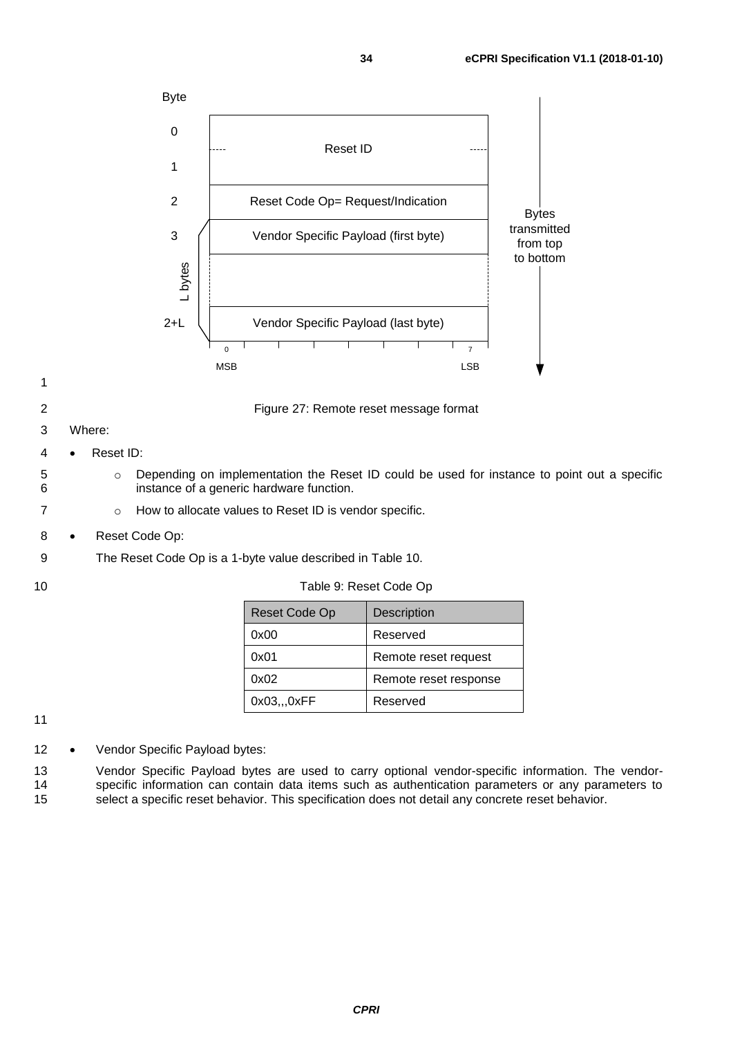| Byte | |
| --- | --- |
| 0–1 | Reset ID |
| 2 | Reset Code Op= Request/Indication |
| 3 | Vendor Specific Payload (first byte) |
| ... (L bytes) | |
| 2+L | Vendor Specific Payload (last byte) |

Bits 0 (MSB) to 7 (LSB). Bytes transmitted from top to bottom.

Figure 27: Remote reset message format

Where:

- Reset ID:
  - Depending on implementation the Reset ID could be used for instance to point out a specific instance of a generic hardware function.
  - How to allocate values to Reset ID is vendor specific.
- Reset Code Op:

  The Reset Code Op is a 1-byte value described in Table 10.

Table 9: Reset Code Op

| Reset Code Op | Description |
| --- | --- |
| 0x00 | Reserved |
| 0x01 | Remote reset request |
| 0x02 | Remote reset response |
| 0x03,,,0xFF | Reserved |

- Vendor Specific Payload bytes:

  Vendor Specific Payload bytes are used to carry optional vendor-specific information. The vendor-specific information can contain data items such as authentication parameters or any parameters to select a specific reset behavior. This specification does not detail any concrete reset behavior.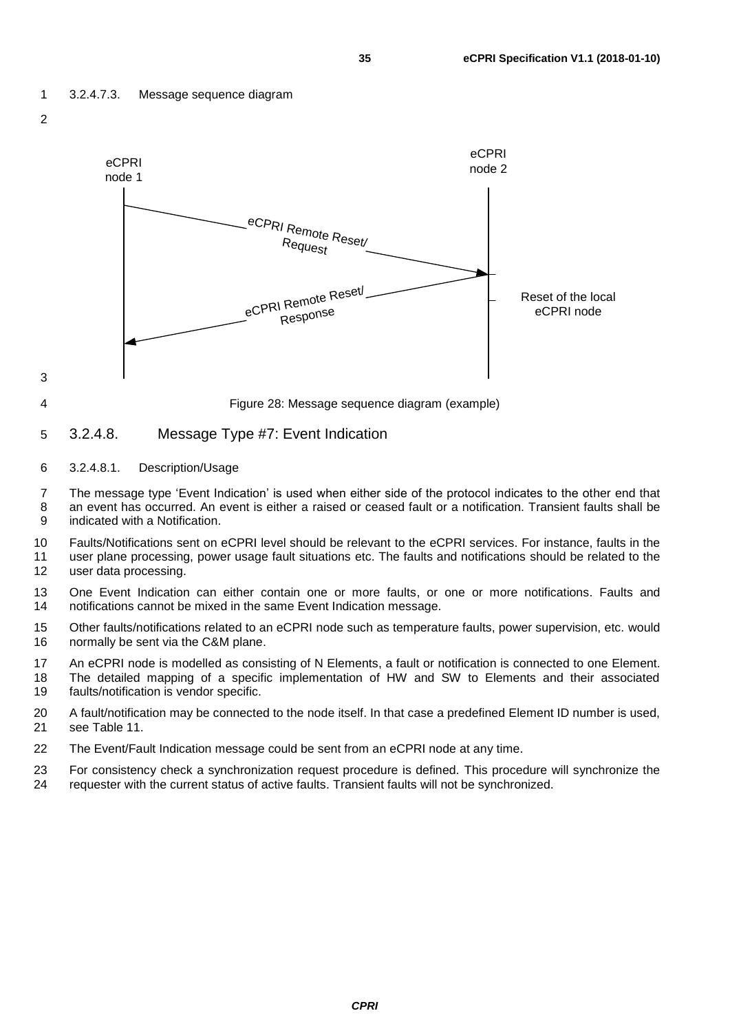#### 3.2.4.7.3. Message sequence diagram

Figure 28: Message sequence diagram (example)

### 3.2.4.8. Message Type #7: Event Indication

#### 3.2.4.8.1. Description/Usage

The message type 'Event Indication' is used when either side of the protocol indicates to the other end that an event has occurred. An event is either a raised or ceased fault or a notification. Transient faults shall be indicated with a Notification.

Faults/Notifications sent on eCPRI level should be relevant to the eCPRI services. For instance, faults in the user plane processing, power usage fault situations etc. The faults and notifications should be related to the user data processing.

One Event Indication can either contain one or more faults, or one or more notifications. Faults and notifications cannot be mixed in the same Event Indication message.

Other faults/notifications related to an eCPRI node such as temperature faults, power supervision, etc. would normally be sent via the C&M plane.

An eCPRI node is modelled as consisting of N Elements, a fault or notification is connected to one Element. The detailed mapping of a specific implementation of HW and SW to Elements and their associated faults/notification is vendor specific.

A fault/notification may be connected to the node itself. In that case a predefined Element ID number is used, see Table 11.

The Event/Fault Indication message could be sent from an eCPRI node at any time.

For consistency check a synchronization request procedure is defined. This procedure will synchronize the requester with the current status of active faults. Transient faults will not be synchronized.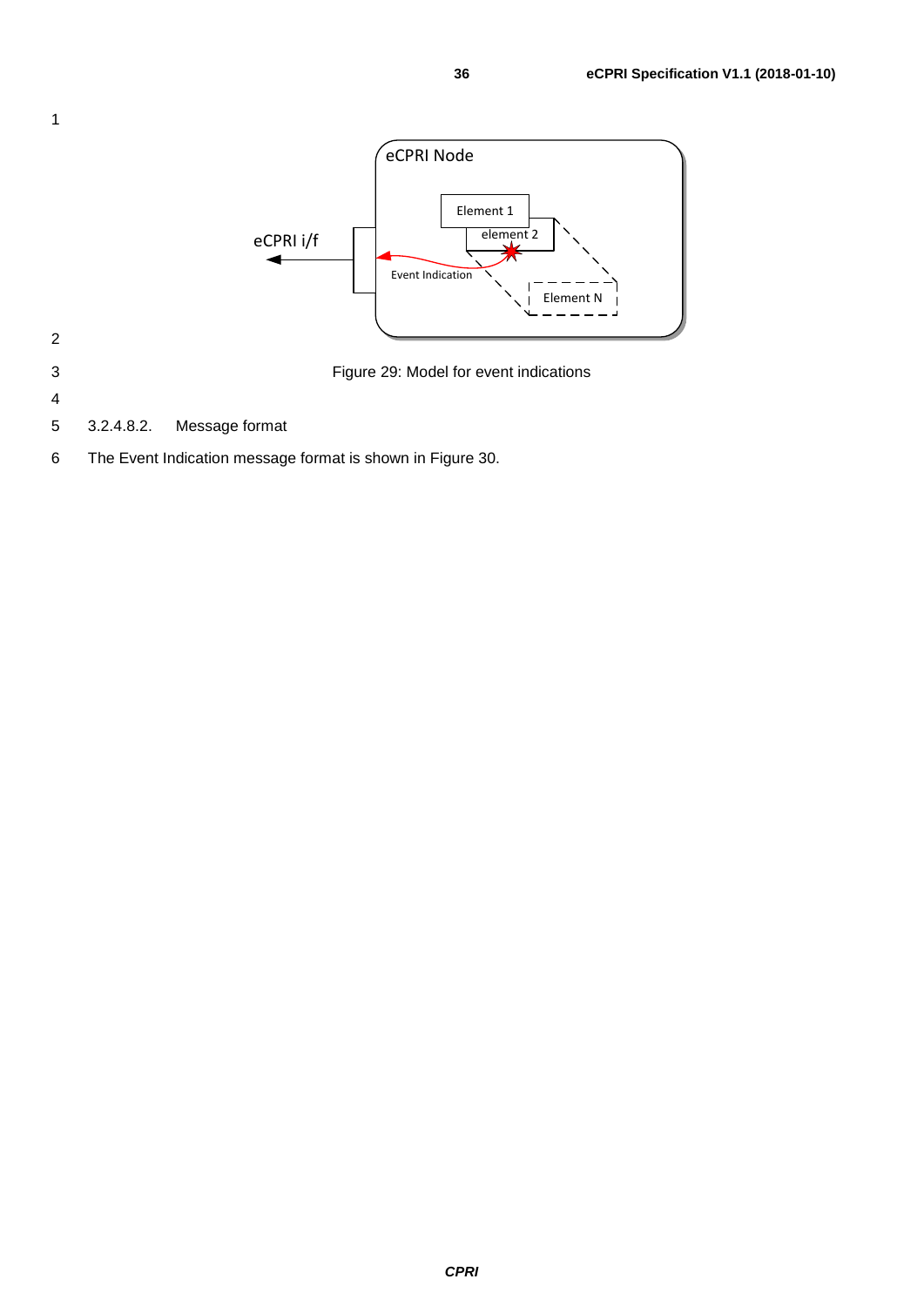Figure 29: Model for event indications

#### 3.2.4.8.2. Message format

The Event Indication message format is shown in Figure 30.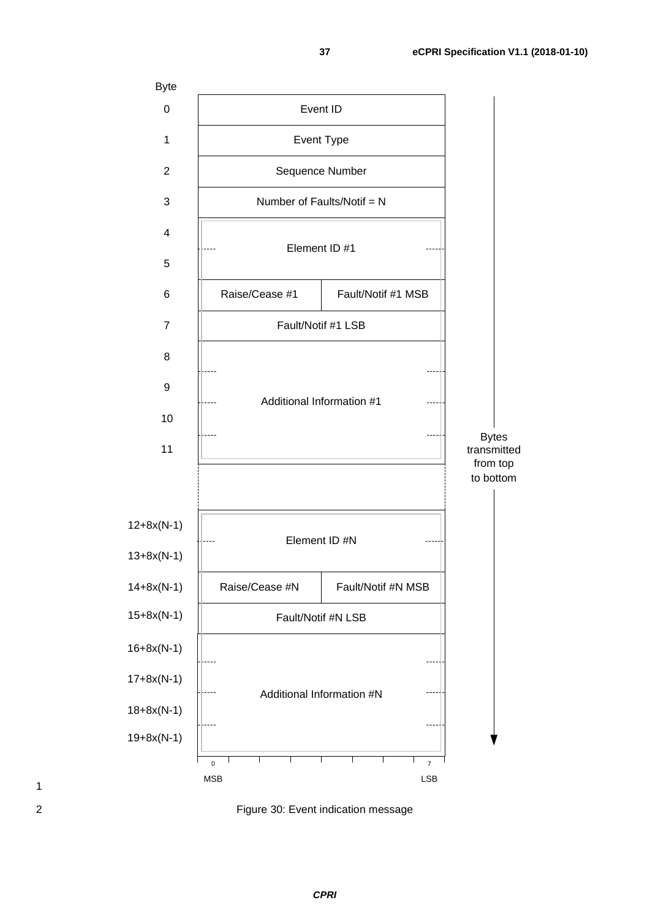| Byte | Content (bit 0 MSB … bit 7 LSB) | |
|---|---|---|
| 0 | Event ID | |
| 1 | Event Type | |
| 2 | Sequence Number | |
| 3 | Number of Faults/Notif = N | |
| 4 | Element ID #1 | |
| 5 | | |
| 6 | Raise/Cease #1 | Fault/Notif #1 MSB |
| 7 | Fault/Notif #1 LSB | |
| 8 | Additional Information #1 | |
| 9 | | |
| 10 | | |
| 11 | | |
| ... | | |
| 12+8x(N-1) | Element ID #N | |
| 13+8x(N-1) | | |
| 14+8x(N-1) | Raise/Cease #N | Fault/Notif #N MSB |
| 15+8x(N-1) | Fault/Notif #N LSB | |
| 16+8x(N-1) | Additional Information #N | |
| 17+8x(N-1) | | |
| 18+8x(N-1) | | |
| 19+8x(N-1) | | |

Bytes transmitted from top to bottom

Figure 30: Event indication message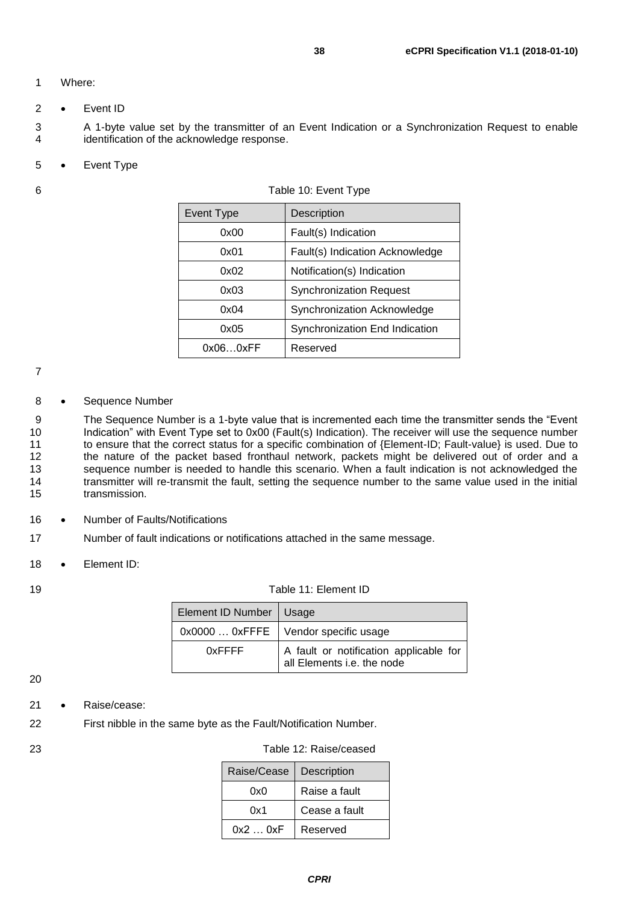Where:

- Event ID

  A 1-byte value set by the transmitter of an Event Indication or a Synchronization Request to enable identification of the acknowledge response.

- Event Type

Table 10: Event Type

| Event Type | Description |
|---|---|
| 0x00 | Fault(s) Indication |
| 0x01 | Fault(s) Indication Acknowledge |
| 0x02 | Notification(s) Indication |
| 0x03 | Synchronization Request |
| 0x04 | Synchronization Acknowledge |
| 0x05 | Synchronization End Indication |
| 0x06…0xFF | Reserved |

- Sequence Number

  The Sequence Number is a 1-byte value that is incremented each time the transmitter sends the "Event Indication" with Event Type set to 0x00 (Fault(s) Indication). The receiver will use the sequence number to ensure that the correct status for a specific combination of {Element-ID; Fault-value} is used. Due to the nature of the packet based fronthaul network, packets might be delivered out of order and a sequence number is needed to handle this scenario. When a fault indication is not acknowledged the transmitter will re-transmit the fault, setting the sequence number to the same value used in the initial transmission.

- Number of Faults/Notifications

  Number of fault indications or notifications attached in the same message.

- Element ID:

Table 11: Element ID

| Element ID Number | Usage |
|---|---|
| 0x0000 … 0xFFFE | Vendor specific usage |
| 0xFFFF | A fault or notification applicable for all Elements i.e. the node |

- Raise/cease:

  First nibble in the same byte as the Fault/Notification Number.

Table 12: Raise/ceased

| Raise/Cease | Description |
|---|---|
| 0x0 | Raise a fault |
| 0x1 | Cease a fault |
| 0x2 … 0xF | Reserved |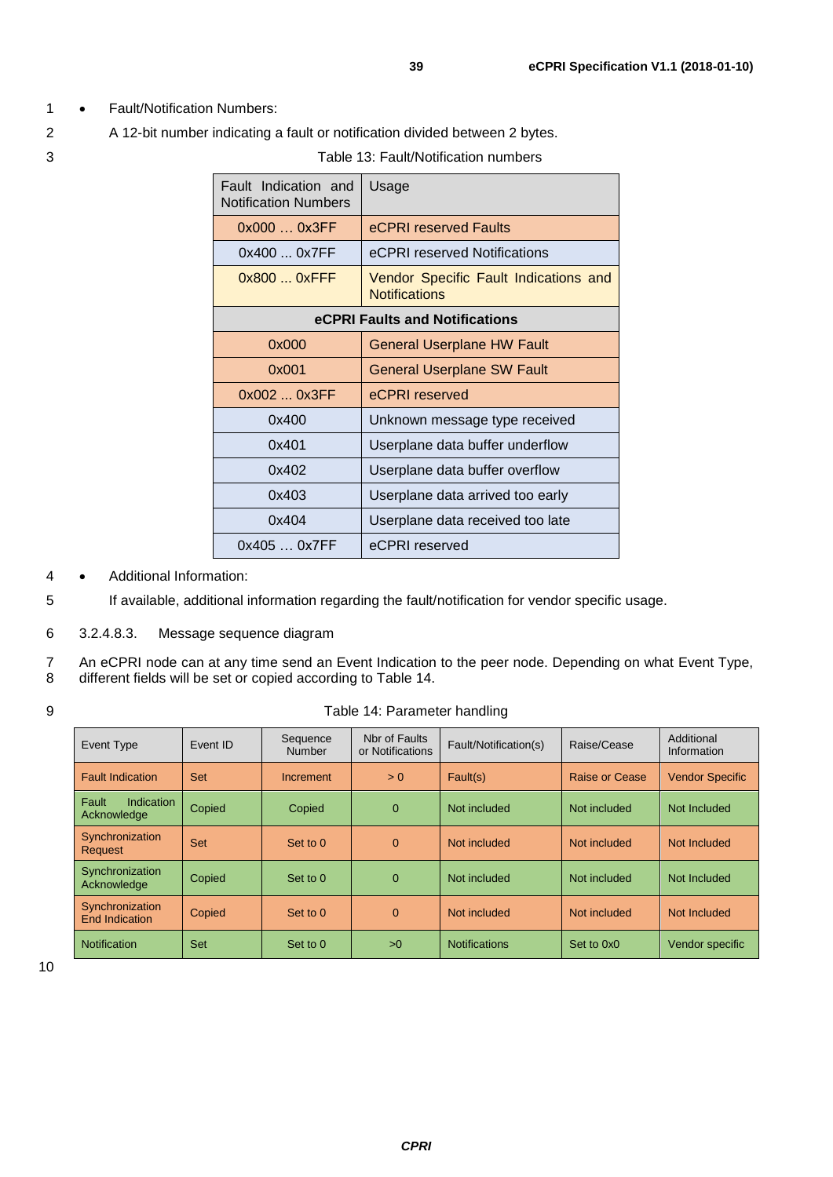- Fault/Notification Numbers:

  A 12-bit number indicating a fault or notification divided between 2 bytes.

Table 13: Fault/Notification numbers

| Fault Indication and Notification Numbers | Usage |
|---|---|
| 0x000 … 0x3FF | eCPRI reserved Faults |
| 0x400 ... 0x7FF | eCPRI reserved Notifications |
| 0x800 ... 0xFFF | Vendor Specific Fault Indications and Notifications |
| **eCPRI Faults and Notifications** | |
| 0x000 | General Userplane HW Fault |
| 0x001 | General Userplane SW Fault |
| 0x002 ... 0x3FF | eCPRI reserved |
| 0x400 | Unknown message type received |
| 0x401 | Userplane data buffer underflow |
| 0x402 | Userplane data buffer overflow |
| 0x403 | Userplane data arrived too early |
| 0x404 | Userplane data received too late |
| 0x405 … 0x7FF | eCPRI reserved |

- Additional Information:

  If available, additional information regarding the fault/notification for vendor specific usage.

3.2.4.8.3. Message sequence diagram

An eCPRI node can at any time send an Event Indication to the peer node. Depending on what Event Type, different fields will be set or copied according to Table 14.

Table 14: Parameter handling

| Event Type | Event ID | Sequence Number | Nbr of Faults or Notifications | Fault/Notification(s) | Raise/Cease | Additional Information |
|---|---|---|---|---|---|---|
| Fault Indication | Set | Increment | > 0 | Fault(s) | Raise or Cease | Vendor Specific |
| Fault Indication Acknowledge | Copied | Copied | 0 | Not included | Not included | Not Included |
| Synchronization Request | Set | Set to 0 | 0 | Not included | Not included | Not Included |
| Synchronization Acknowledge | Copied | Set to 0 | 0 | Not included | Not included | Not Included |
| Synchronization End Indication | Copied | Set to 0 | 0 | Not included | Not included | Not Included |
| Notification | Set | Set to 0 | >0 | Notifications | Set to 0x0 | Vendor specific |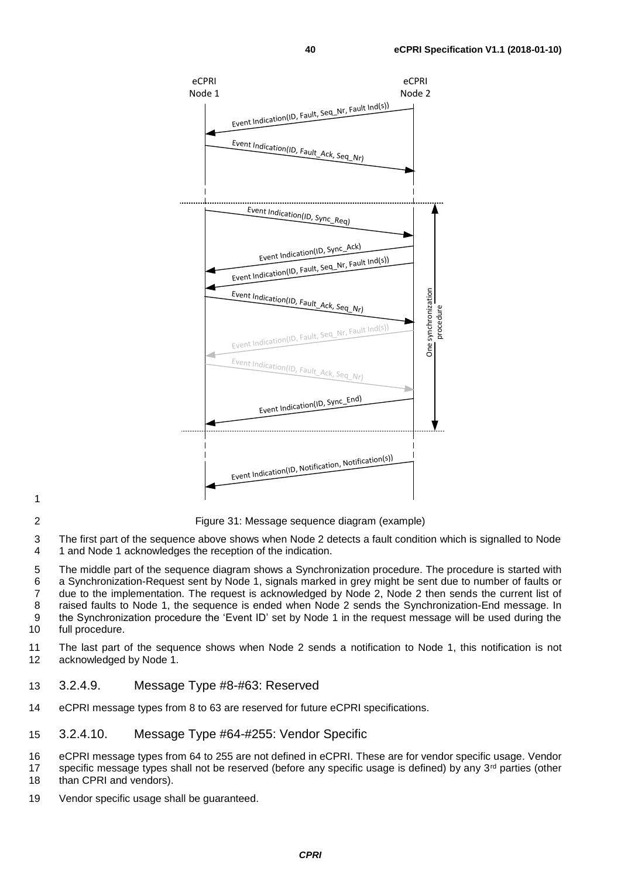Figure 31: Message sequence diagram (example)

The first part of the sequence above shows when Node 2 detects a fault condition which is signalled to Node 1 and Node 1 acknowledges the reception of the indication.

The middle part of the sequence diagram shows a Synchronization procedure. The procedure is started with a Synchronization-Request sent by Node 1, signals marked in grey might be sent due to number of faults or due to the implementation. The request is acknowledged by Node 2, Node 2 then sends the current list of raised faults to Node 1, the sequence is ended when Node 2 sends the Synchronization-End message. In the Synchronization procedure the 'Event ID' set by Node 1 in the request message will be used during the full procedure.

The last part of the sequence shows when Node 2 sends a notification to Node 1, this notification is not acknowledged by Node 1.

#### 3.2.4.9. Message Type #8-#63: Reserved

eCPRI message types from 8 to 63 are reserved for future eCPRI specifications.

#### 3.2.4.10. Message Type #64-#255: Vendor Specific

eCPRI message types from 64 to 255 are not defined in eCPRI. These are for vendor specific usage. Vendor specific message types shall not be reserved (before any specific usage is defined) by any 3rd parties (other than CPRI and vendors).

Vendor specific usage shall be guaranteed.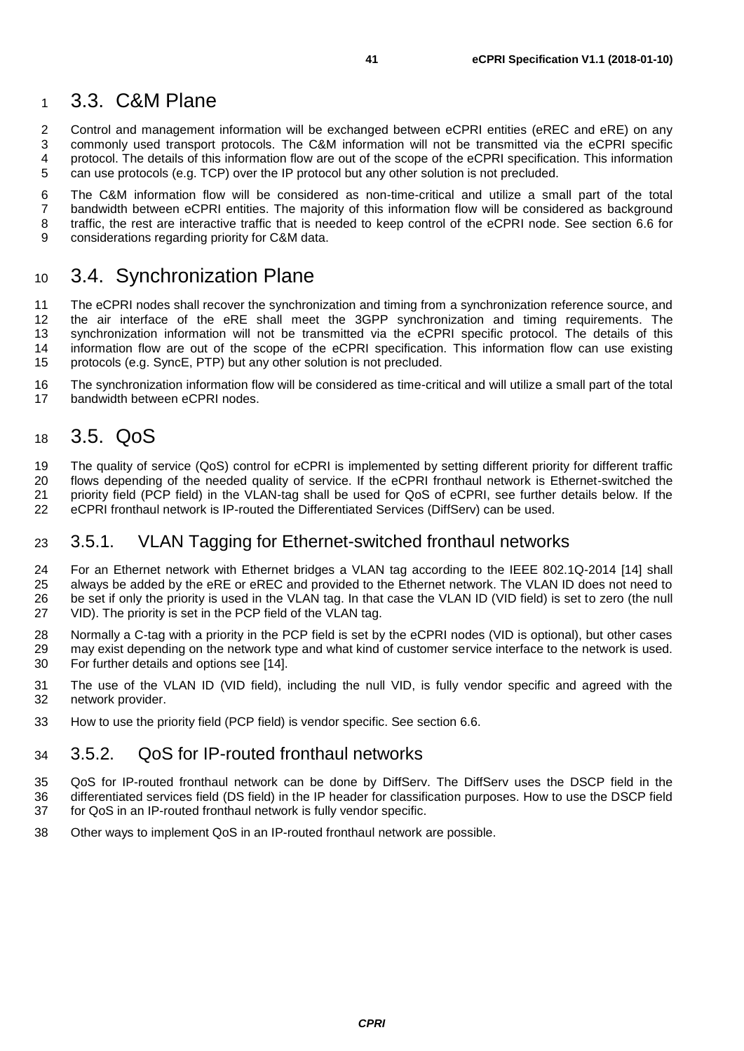## 3.3. C&M Plane

Control and management information will be exchanged between eCPRI entities (eREC and eRE) on any commonly used transport protocols. The C&M information will not be transmitted via the eCPRI specific protocol. The details of this information flow are out of the scope of the eCPRI specification. This information can use protocols (e.g. TCP) over the IP protocol but any other solution is not precluded.

The C&M information flow will be considered as non-time-critical and utilize a small part of the total bandwidth between eCPRI entities. The majority of this information flow will be considered as background traffic, the rest are interactive traffic that is needed to keep control of the eCPRI node. See section 6.6 for considerations regarding priority for C&M data.

## 3.4. Synchronization Plane

The eCPRI nodes shall recover the synchronization and timing from a synchronization reference source, and the air interface of the eRE shall meet the 3GPP synchronization and timing requirements. The synchronization information will not be transmitted via the eCPRI specific protocol. The details of this information flow are out of the scope of the eCPRI specification. This information flow can use existing protocols (e.g. SyncE, PTP) but any other solution is not precluded.

The synchronization information flow will be considered as time-critical and will utilize a small part of the total bandwidth between eCPRI nodes.

## 3.5. QoS

The quality of service (QoS) control for eCPRI is implemented by setting different priority for different traffic flows depending of the needed quality of service. If the eCPRI fronthaul network is Ethernet-switched the priority field (PCP field) in the VLAN-tag shall be used for QoS of eCPRI, see further details below. If the eCPRI fronthaul network is IP-routed the Differentiated Services (DiffServ) can be used.

### 3.5.1. VLAN Tagging for Ethernet-switched fronthaul networks

For an Ethernet network with Ethernet bridges a VLAN tag according to the IEEE 802.1Q-2014 [14] shall always be added by the eRE or eREC and provided to the Ethernet network. The VLAN ID does not need to be set if only the priority is used in the VLAN tag. In that case the VLAN ID (VID field) is set to zero (the null VID). The priority is set in the PCP field of the VLAN tag.

Normally a C-tag with a priority in the PCP field is set by the eCPRI nodes (VID is optional), but other cases may exist depending on the network type and what kind of customer service interface to the network is used. For further details and options see [14].

The use of the VLAN ID (VID field), including the null VID, is fully vendor specific and agreed with the network provider.

How to use the priority field (PCP field) is vendor specific. See section 6.6.

### 3.5.2. QoS for IP-routed fronthaul networks

QoS for IP-routed fronthaul network can be done by DiffServ. The DiffServ uses the DSCP field in the differentiated services field (DS field) in the IP header for classification purposes. How to use the DSCP field for QoS in an IP-routed fronthaul network is fully vendor specific.

Other ways to implement QoS in an IP-routed fronthaul network are possible.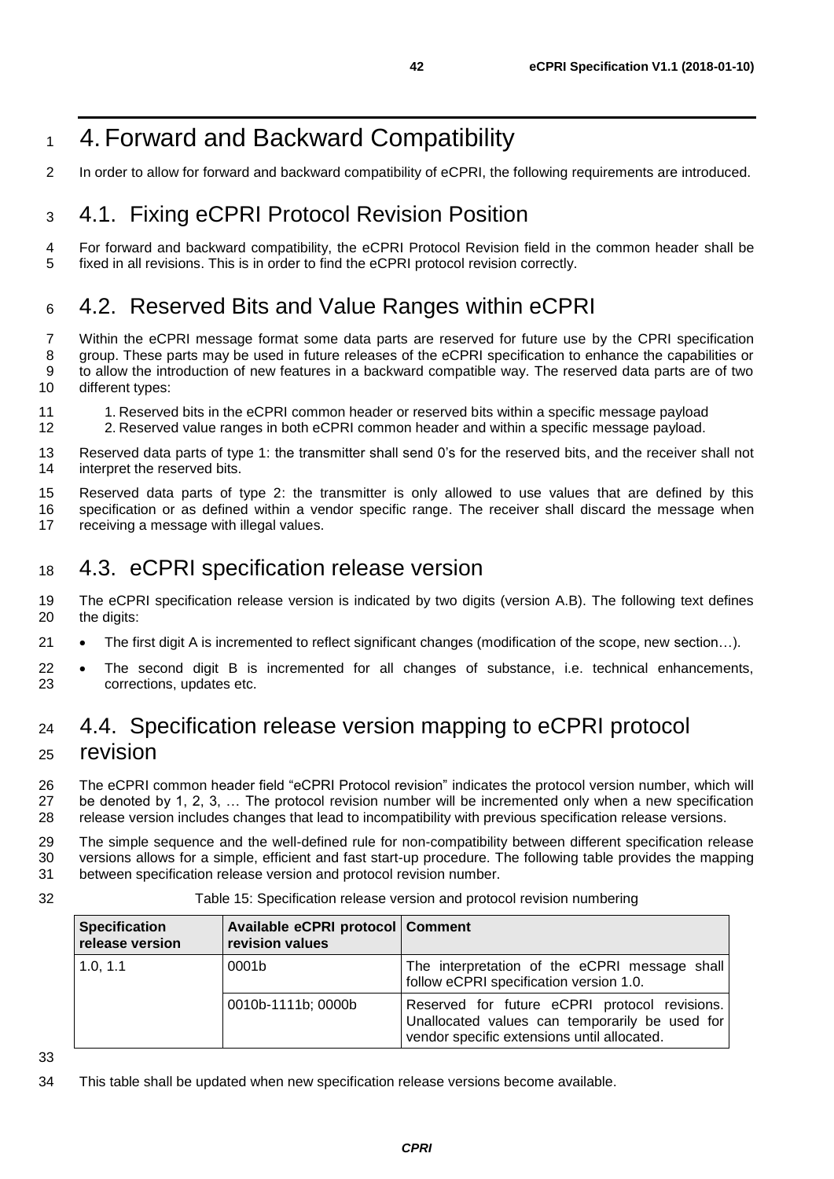# 4. Forward and Backward Compatibility

In order to allow for forward and backward compatibility of eCPRI, the following requirements are introduced.

## 4.1. Fixing eCPRI Protocol Revision Position

For forward and backward compatibility, the eCPRI Protocol Revision field in the common header shall be fixed in all revisions. This is in order to find the eCPRI protocol revision correctly.

## 4.2. Reserved Bits and Value Ranges within eCPRI

Within the eCPRI message format some data parts are reserved for future use by the CPRI specification group. These parts may be used in future releases of the eCPRI specification to enhance the capabilities or to allow the introduction of new features in a backward compatible way. The reserved data parts are of two different types:

1. Reserved bits in the eCPRI common header or reserved bits within a specific message payload
2. Reserved value ranges in both eCPRI common header and within a specific message payload.

Reserved data parts of type 1: the transmitter shall send 0's for the reserved bits, and the receiver shall not interpret the reserved bits.

Reserved data parts of type 2: the transmitter is only allowed to use values that are defined by this specification or as defined within a vendor specific range. The receiver shall discard the message when receiving a message with illegal values.

## 4.3. eCPRI specification release version

The eCPRI specification release version is indicated by two digits (version A.B). The following text defines the digits:

- The first digit A is incremented to reflect significant changes (modification of the scope, new section…).
- The second digit B is incremented for all changes of substance, i.e. technical enhancements, corrections, updates etc.

## 4.4. Specification release version mapping to eCPRI protocol revision

The eCPRI common header field "eCPRI Protocol revision" indicates the protocol version number, which will be denoted by 1, 2, 3, … The protocol revision number will be incremented only when a new specification release version includes changes that lead to incompatibility with previous specification release versions.

The simple sequence and the well-defined rule for non-compatibility between different specification release versions allows for a simple, efficient and fast start-up procedure. The following table provides the mapping between specification release version and protocol revision number.

Table 15: Specification release version and protocol revision numbering

| Specification release version | Available eCPRI protocol revision values | Comment |
|---|---|---|
| 1.0, 1.1 | 0001b | The interpretation of the eCPRI message shall follow eCPRI specification version 1.0. |
| | 0010b-1111b; 0000b | Reserved for future eCPRI protocol revisions. Unallocated values can temporarily be used for vendor specific extensions until allocated. |

This table shall be updated when new specification release versions become available.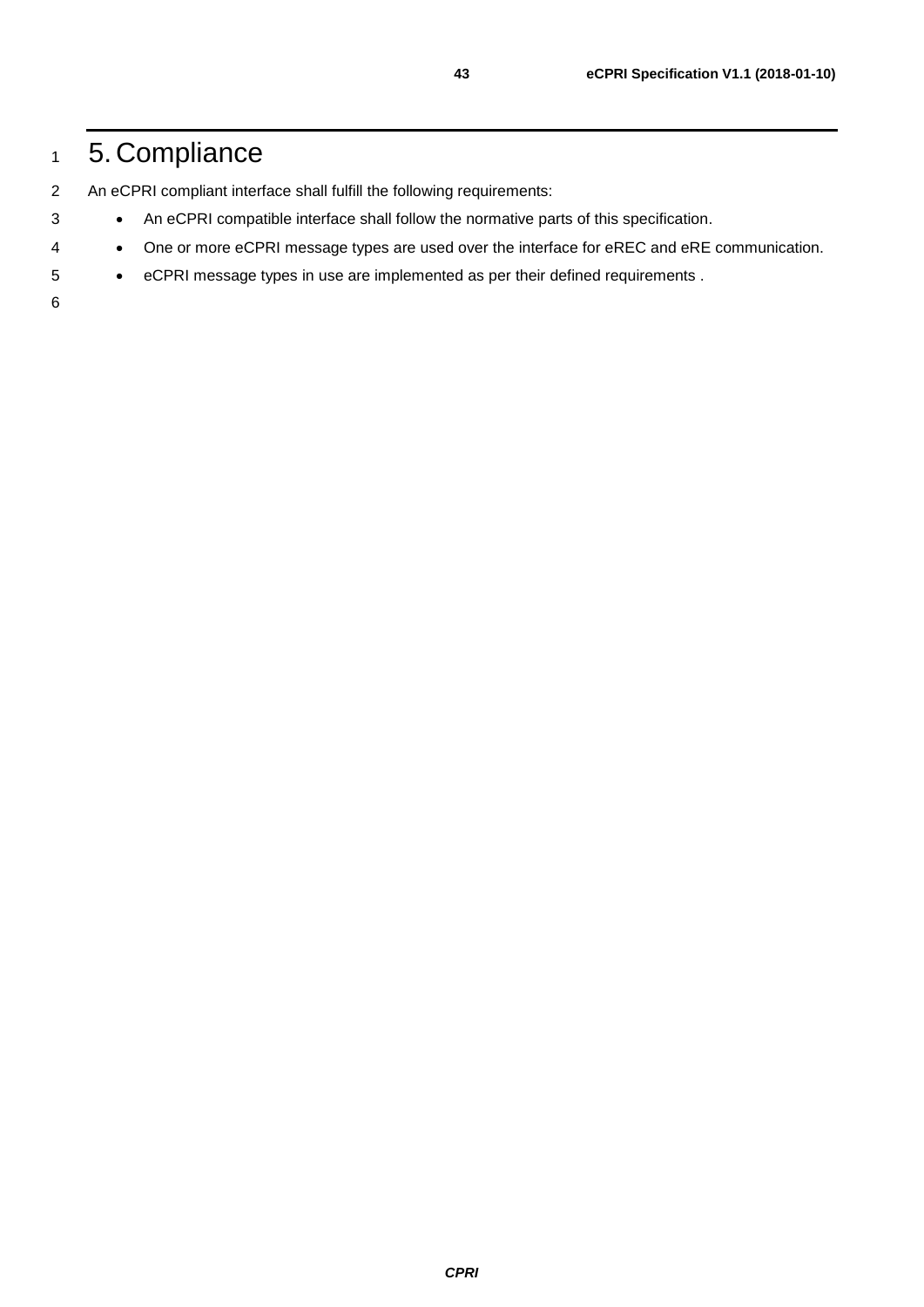# 5. Compliance

An eCPRI compliant interface shall fulfill the following requirements:

- An eCPRI compatible interface shall follow the normative parts of this specification.
- One or more eCPRI message types are used over the interface for eREC and eRE communication.
- eCPRI message types in use are implemented as per their defined requirements .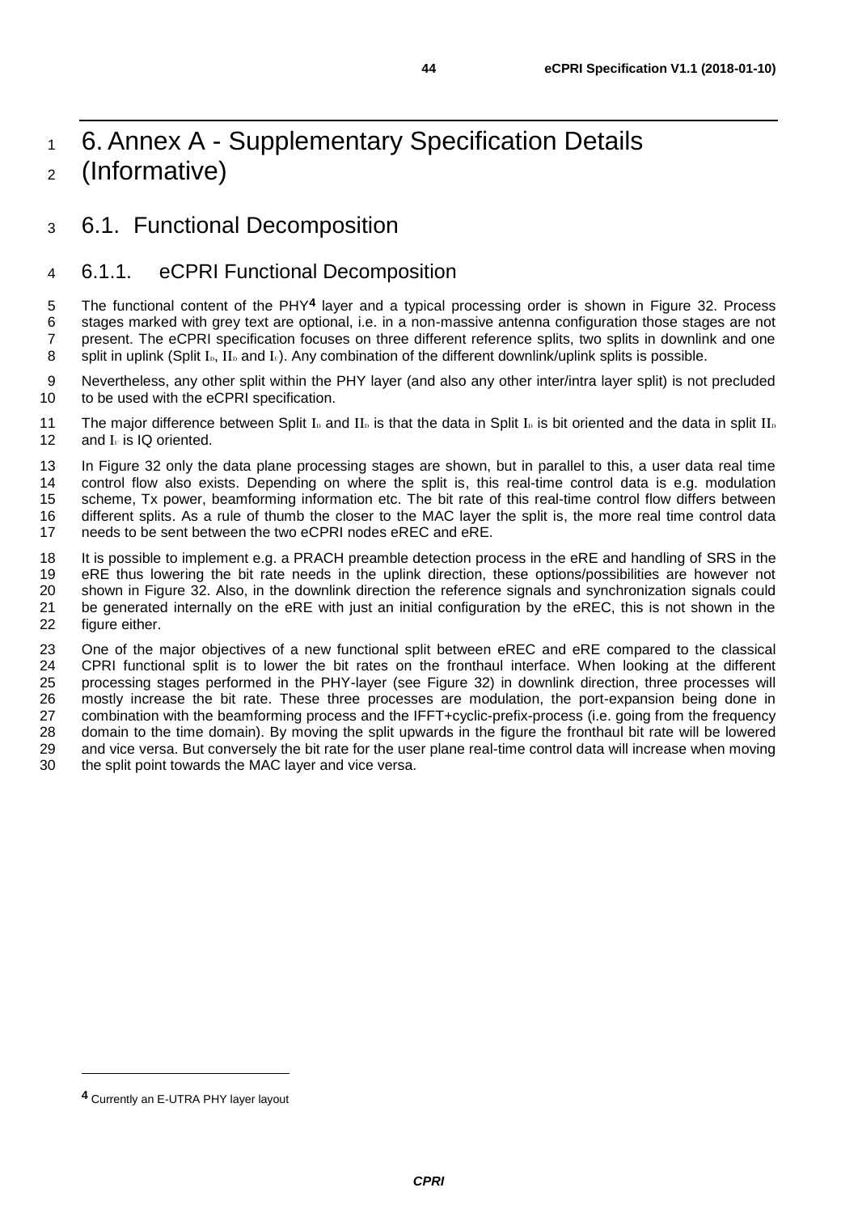# 6. Annex A - Supplementary Specification Details (Informative)

## 6.1. Functional Decomposition

### 6.1.1. eCPRI Functional Decomposition

The functional content of the PHY[4] layer and a typical processing order is shown in Figure 32. Process stages marked with grey text are optional, i.e. in a non-massive antenna configuration those stages are not present. The eCPRI specification focuses on three different reference splits, two splits in downlink and one split in uplink (Split $I_D$, $II_D$ and $I_U$). Any combination of the different downlink/uplink splits is possible.

Nevertheless, any other split within the PHY layer (and also any other inter/intra layer split) is not precluded to be used with the eCPRI specification.

The major difference between Split $I_D$ and $II_D$ is that the data in Split $I_D$ is bit oriented and the data in split $II_D$ and $I_U$ is IQ oriented.

In Figure 32 only the data plane processing stages are shown, but in parallel to this, a user data real time control flow also exists. Depending on where the split is, this real-time control data is e.g. modulation scheme, Tx power, beamforming information etc. The bit rate of this real-time control flow differs between different splits. As a rule of thumb the closer to the MAC layer the split is, the more real time control data needs to be sent between the two eCPRI nodes eREC and eRE.

It is possible to implement e.g. a PRACH preamble detection process in the eRE and handling of SRS in the eRE thus lowering the bit rate needs in the uplink direction, these options/possibilities are however not shown in Figure 32. Also, in the downlink direction the reference signals and synchronization signals could be generated internally on the eRE with just an initial configuration by the eREC, this is not shown in the figure either.

One of the major objectives of a new functional split between eREC and eRE compared to the classical CPRI functional split is to lower the bit rates on the fronthaul interface. When looking at the different processing stages performed in the PHY-layer (see Figure 32) in downlink direction, three processes will mostly increase the bit rate. These three processes are modulation, the port-expansion being done in combination with the beamforming process and the IFFT+cyclic-prefix-process (i.e. going from the frequency domain to the time domain). By moving the split upwards in the figure the fronthaul bit rate will be lowered and vice versa. But conversely the bit rate for the user plane real-time control data will increase when moving the split point towards the MAC layer and vice versa.

[4] Currently an E-UTRA PHY layer layout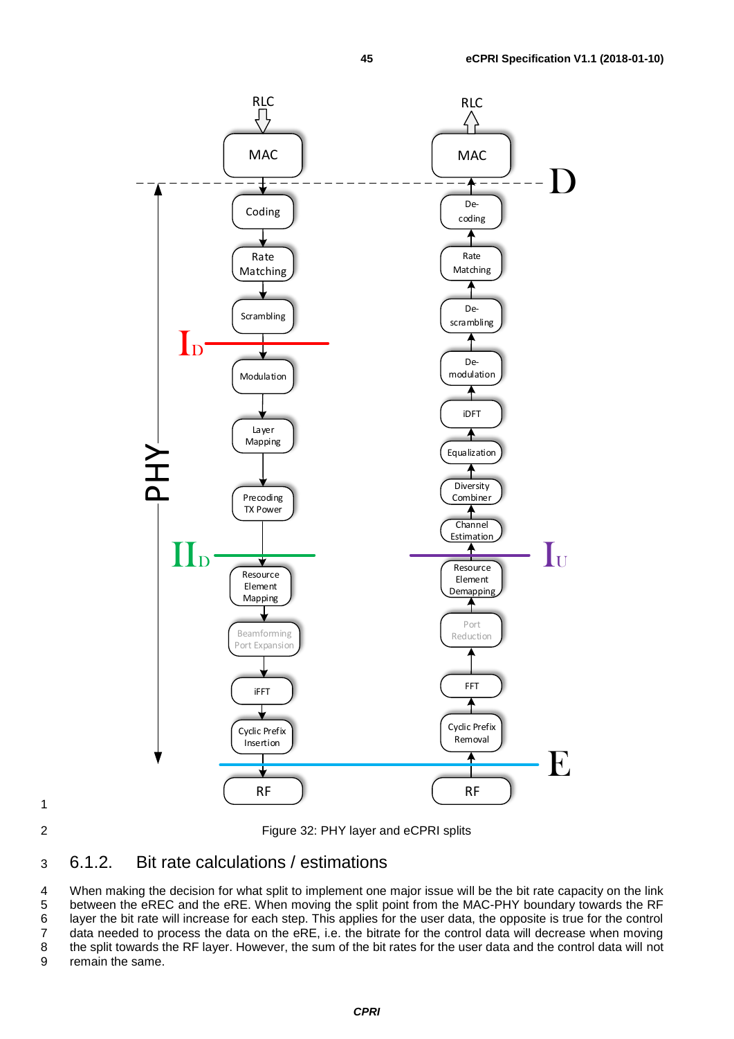Figure 32: PHY layer and eCPRI splits

### 6.1.2. Bit rate calculations / estimations

When making the decision for what split to implement one major issue will be the bit rate capacity on the link between the eREC and the eRE. When moving the split point from the MAC-PHY boundary towards the RF layer the bit rate will increase for each step. This applies for the user data, the opposite is true for the control data needed to process the data on the eRE, i.e. the bitrate for the control data will decrease when moving the split towards the RF layer. However, the sum of the bit rates for the user data and the control data will not remain the same.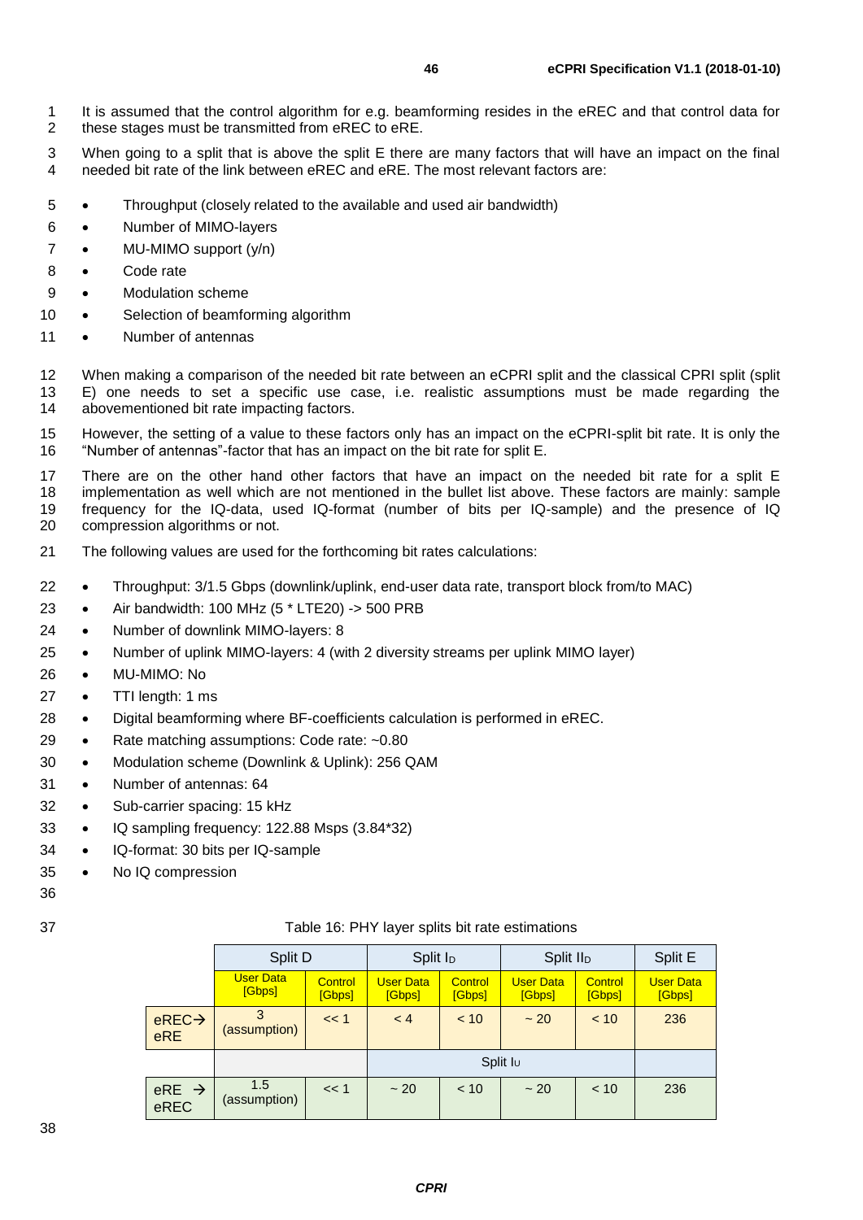It is assumed that the control algorithm for e.g. beamforming resides in the eREC and that control data for these stages must be transmitted from eREC to eRE.

When going to a split that is above the split E there are many factors that will have an impact on the final needed bit rate of the link between eREC and eRE. The most relevant factors are:

- Throughput (closely related to the available and used air bandwidth)
- Number of MIMO-layers
- MU-MIMO support (y/n)
- Code rate
- Modulation scheme
- Selection of beamforming algorithm
- Number of antennas

When making a comparison of the needed bit rate between an eCPRI split and the classical CPRI split (split E) one needs to set a specific use case, i.e. realistic assumptions must be made regarding the abovementioned bit rate impacting factors.

However, the setting of a value to these factors only has an impact on the eCPRI-split bit rate. It is only the "Number of antennas"-factor that has an impact on the bit rate for split E.

There are on the other hand other factors that have an impact on the needed bit rate for a split E implementation as well which are not mentioned in the bullet list above. These factors are mainly: sample frequency for the IQ-data, used IQ-format (number of bits per IQ-sample) and the presence of IQ compression algorithms or not.

The following values are used for the forthcoming bit rates calculations:

- Throughput: 3/1.5 Gbps (downlink/uplink, end-user data rate, transport block from/to MAC)
- Air bandwidth: 100 MHz (5 * LTE20) -> 500 PRB
- Number of downlink MIMO-layers: 8
- Number of uplink MIMO-layers: 4 (with 2 diversity streams per uplink MIMO layer)
- MU-MIMO: No
- TTI length: 1 ms
- Digital beamforming where BF-coefficients calculation is performed in eREC.
- Rate matching assumptions: Code rate: ~0.80
- Modulation scheme (Downlink & Uplink): 256 QAM
- Number of antennas: 64
- Sub-carrier spacing: 15 kHz
- IQ sampling frequency: 122.88 Msps (3.84*32)
- IQ-format: 30 bits per IQ-sample
- No IQ compression

Table 16: PHY layer splits bit rate estimations

| | Split D | | Split $I_D$ | | Split $II_D$ | | Split E |
|---|---|---|---|---|---|---|---|
| | User Data [Gbps] | Control [Gbps] | User Data [Gbps] | Control [Gbps] | User Data [Gbps] | Control [Gbps] | User Data [Gbps] |
| eREC→ eRE | 3 (assumption) | << 1 | < 4 | < 10 | ~ 20 | < 10 | 236 |
| | | | Split $I_U$ | | | | |
| eRE → eREC | 1.5 (assumption) | << 1 | ~ 20 | < 10 | ~ 20 | < 10 | 236 |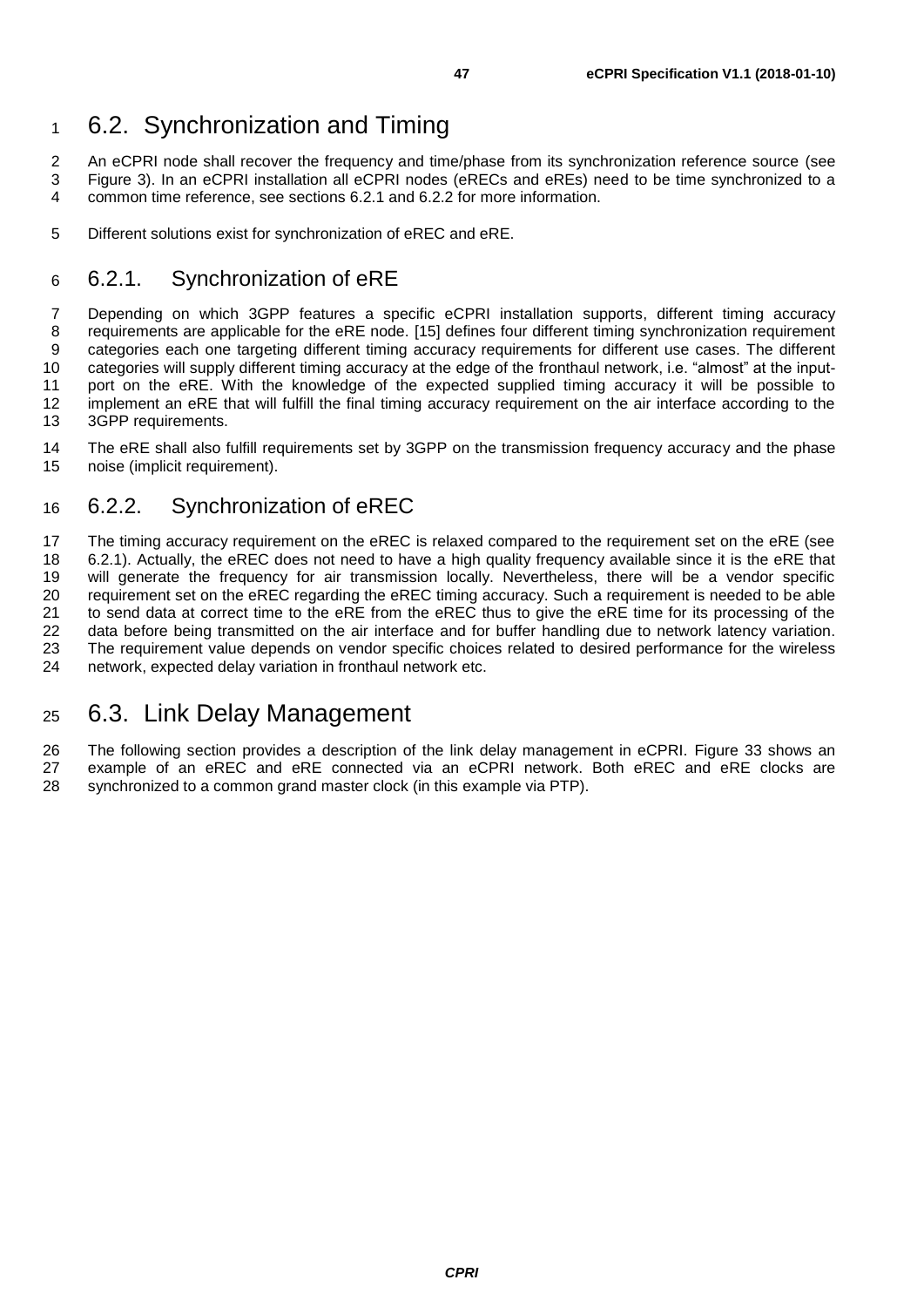## 6.2. Synchronization and Timing

An eCPRI node shall recover the frequency and time/phase from its synchronization reference source (see Figure 3). In an eCPRI installation all eCPRI nodes (eRECs and eREs) need to be time synchronized to a common time reference, see sections 6.2.1 and 6.2.2 for more information.

Different solutions exist for synchronization of eREC and eRE.

### 6.2.1. Synchronization of eRE

Depending on which 3GPP features a specific eCPRI installation supports, different timing accuracy requirements are applicable for the eRE node. [15] defines four different timing synchronization requirement categories each one targeting different timing accuracy requirements for different use cases. The different categories will supply different timing accuracy at the edge of the fronthaul network, i.e. "almost" at the input-port on the eRE. With the knowledge of the expected supplied timing accuracy it will be possible to implement an eRE that will fulfill the final timing accuracy requirement on the air interface according to the 3GPP requirements.

The eRE shall also fulfill requirements set by 3GPP on the transmission frequency accuracy and the phase noise (implicit requirement).

### 6.2.2. Synchronization of eREC

The timing accuracy requirement on the eREC is relaxed compared to the requirement set on the eRE (see 6.2.1). Actually, the eREC does not need to have a high quality frequency available since it is the eRE that will generate the frequency for air transmission locally. Nevertheless, there will be a vendor specific requirement set on the eREC regarding the eREC timing accuracy. Such a requirement is needed to be able to send data at correct time to the eRE from the eREC thus to give the eRE time for its processing of the data before being transmitted on the air interface and for buffer handling due to network latency variation. The requirement value depends on vendor specific choices related to desired performance for the wireless network, expected delay variation in fronthaul network etc.

## 6.3. Link Delay Management

The following section provides a description of the link delay management in eCPRI. Figure 33 shows an example of an eREC and eRE connected via an eCPRI network. Both eREC and eRE clocks are synchronized to a common grand master clock (in this example via PTP).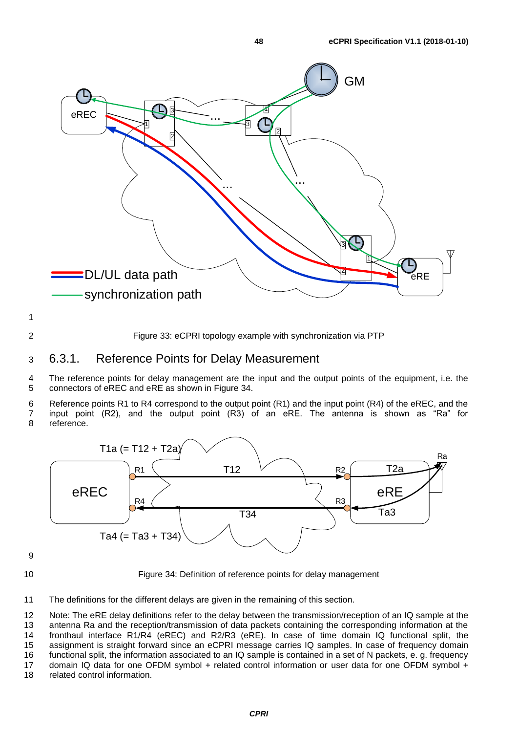Figure 33: eCPRI topology example with synchronization via PTP

### 6.3.1. Reference Points for Delay Measurement

The reference points for delay management are the input and the output points of the equipment, i.e. the connectors of eREC and eRE as shown in Figure 34.

Reference points R1 to R4 correspond to the output point (R1) and the input point (R4) of the eREC, and the input point (R2), and the output point (R3) of an eRE. The antenna is shown as "Ra" for reference.

Figure 34: Definition of reference points for delay management

The definitions for the different delays are given in the remaining of this section.

Note: The eRE delay definitions refer to the delay between the transmission/reception of an IQ sample at the antenna Ra and the reception/transmission of data packets containing the corresponding information at the fronthaul interface R1/R4 (eREC) and R2/R3 (eRE). In case of time domain IQ functional split, the assignment is straight forward since an eCPRI message carries IQ samples. In case of frequency domain functional split, the information associated to an IQ sample is contained in a set of N packets, e. g. frequency domain IQ data for one OFDM symbol + related control information or user data for one OFDM symbol + related control information.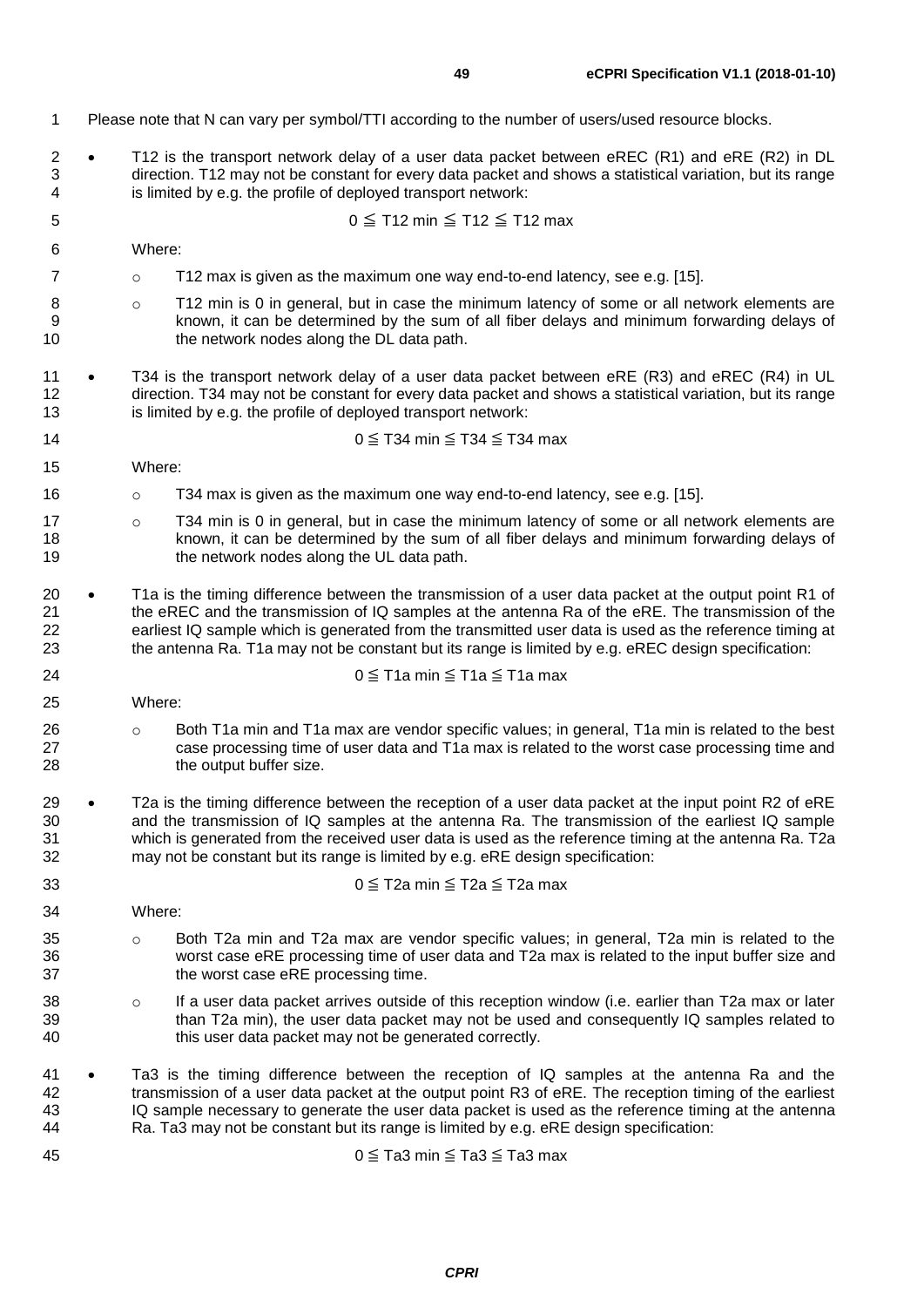Please note that N can vary per symbol/TTI according to the number of users/used resource blocks.

- T12 is the transport network delay of a user data packet between eREC (R1) and eRE (R2) in DL direction. T12 may not be constant for every data packet and shows a statistical variation, but its range is limited by e.g. the profile of deployed transport network:

$$0 \leqq \text{T12 min} \leqq \text{T12} \leqq \text{T12 max}$$

  Where:

  - T12 max is given as the maximum one way end-to-end latency, see e.g. [15].
  - T12 min is 0 in general, but in case the minimum latency of some or all network elements are known, it can be determined by the sum of all fiber delays and minimum forwarding delays of the network nodes along the DL data path.

- T34 is the transport network delay of a user data packet between eRE (R3) and eREC (R4) in UL direction. T34 may not be constant for every data packet and shows a statistical variation, but its range is limited by e.g. the profile of deployed transport network:

$$0 \leqq \text{T34 min} \leqq \text{T34} \leqq \text{T34 max}$$

  Where:

  - T34 max is given as the maximum one way end-to-end latency, see e.g. [15].
  - T34 min is 0 in general, but in case the minimum latency of some or all network elements are known, it can be determined by the sum of all fiber delays and minimum forwarding delays of the network nodes along the UL data path.

- T1a is the timing difference between the transmission of a user data packet at the output point R1 of the eREC and the transmission of IQ samples at the antenna Ra of the eRE. The transmission of the earliest IQ sample which is generated from the transmitted user data is used as the reference timing at the antenna Ra. T1a may not be constant but its range is limited by e.g. eREC design specification:

$$0 \leqq \text{T1a min} \leqq \text{T1a} \leqq \text{T1a max}$$

  Where:

  - Both T1a min and T1a max are vendor specific values; in general, T1a min is related to the best case processing time of user data and T1a max is related to the worst case processing time and the output buffer size.

- T2a is the timing difference between the reception of a user data packet at the input point R2 of eRE and the transmission of IQ samples at the antenna Ra. The transmission of the earliest IQ sample which is generated from the received user data is used as the reference timing at the antenna Ra. T2a may not be constant but its range is limited by e.g. eRE design specification:

$$0 \leqq \text{T2a min} \leqq \text{T2a} \leqq \text{T2a max}$$

  Where:

  - Both T2a min and T2a max are vendor specific values; in general, T2a min is related to the worst case eRE processing time of user data and T2a max is related to the input buffer size and the worst case eRE processing time.
  - If a user data packet arrives outside of this reception window (i.e. earlier than T2a max or later than T2a min), the user data packet may not be used and consequently IQ samples related to this user data packet may not be generated correctly.

- Ta3 is the timing difference between the reception of IQ samples at the antenna Ra and the transmission of a user data packet at the output point R3 of eRE. The reception timing of the earliest IQ sample necessary to generate the user data packet is used as the reference timing at the antenna Ra. Ta3 may not be constant but its range is limited by e.g. eRE design specification:

$$0 \leqq \text{Ta3 min} \leqq \text{Ta3} \leqq \text{Ta3 max}$$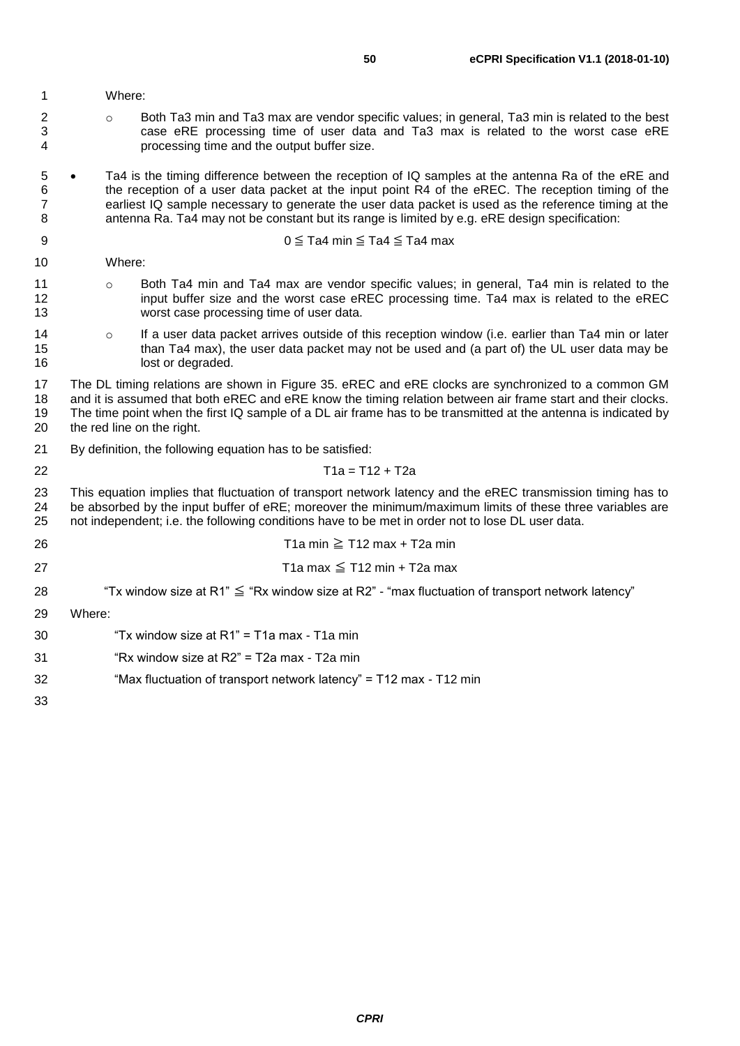Where:

- Both Ta3 min and Ta3 max are vendor specific values; in general, Ta3 min is related to the best case eRE processing time of user data and Ta3 max is related to the worst case eRE processing time and the output buffer size.

- Ta4 is the timing difference between the reception of IQ samples at the antenna Ra of the eRE and the reception of a user data packet at the input point R4 of the eREC. The reception timing of the earliest IQ sample necessary to generate the user data packet is used as the reference timing at the antenna Ra. Ta4 may not be constant but its range is limited by e.g. eRE design specification:

$$0 \leqq \text{Ta4 min} \leqq \text{Ta4} \leqq \text{Ta4 max}$$

Where:

- Both Ta4 min and Ta4 max are vendor specific values; in general, Ta4 min is related to the input buffer size and the worst case eREC processing time. Ta4 max is related to the eREC worst case processing time of user data.
- If a user data packet arrives outside of this reception window (i.e. earlier than Ta4 min or later than Ta4 max), the user data packet may not be used and (a part of) the UL user data may be lost or degraded.

The DL timing relations are shown in Figure 35. eREC and eRE clocks are synchronized to a common GM and it is assumed that both eREC and eRE know the timing relation between air frame start and their clocks. The time point when the first IQ sample of a DL air frame has to be transmitted at the antenna is indicated by the red line on the right.

By definition, the following equation has to be satisfied:

$$\text{T1a} = \text{T12} + \text{T2a}$$

This equation implies that fluctuation of transport network latency and the eREC transmission timing has to be absorbed by the input buffer of eRE; moreover the minimum/maximum limits of these three variables are not independent; i.e. the following conditions have to be met in order not to lose DL user data.

$$\text{T1a min} \geqq \text{T12 max} + \text{T2a min}$$

$$\text{T1a max} \leqq \text{T12 min} + \text{T2a max}$$

"Tx window size at R1" $\leqq$ "Rx window size at R2" - "max fluctuation of transport network latency"

Where:

"Tx window size at R1" = T1a max - T1a min

"Rx window size at R2" = T2a max - T2a min

"Max fluctuation of transport network latency" = T12 max - T12 min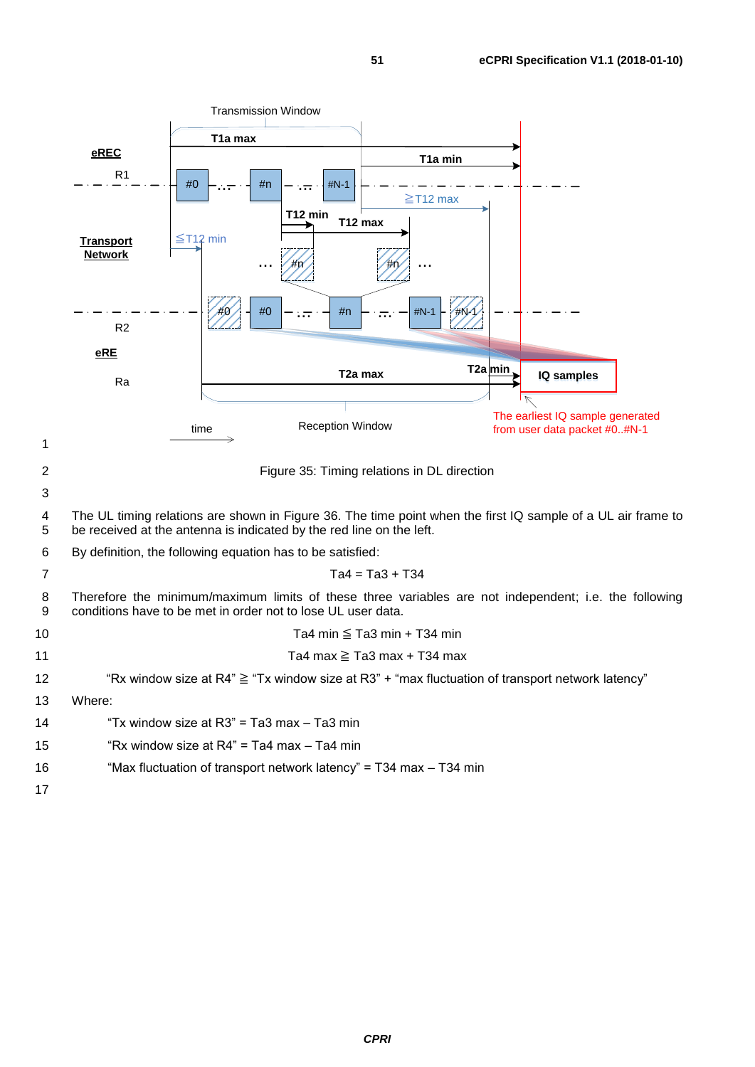Figure 35: Timing relations in DL direction

The UL timing relations are shown in Figure 36. The time point when the first IQ sample of a UL air frame to be received at the antenna is indicated by the red line on the left.

By definition, the following equation has to be satisfied:

$$Ta4 = Ta3 + T34$$

Therefore the minimum/maximum limits of these three variables are not independent; i.e. the following conditions have to be met in order not to lose UL user data.

$$Ta4\ min \leqq Ta3\ min + T34\ min$$

$$Ta4\ max \geqq Ta3\ max + T34\ max$$

"Rx window size at R4" ≧ "Tx window size at R3" + "max fluctuation of transport network latency"

Where:

"Tx window size at R3" = Ta3 max – Ta3 min

"Rx window size at R4" = Ta4 max – Ta4 min

"Max fluctuation of transport network latency" = T34 max – T34 min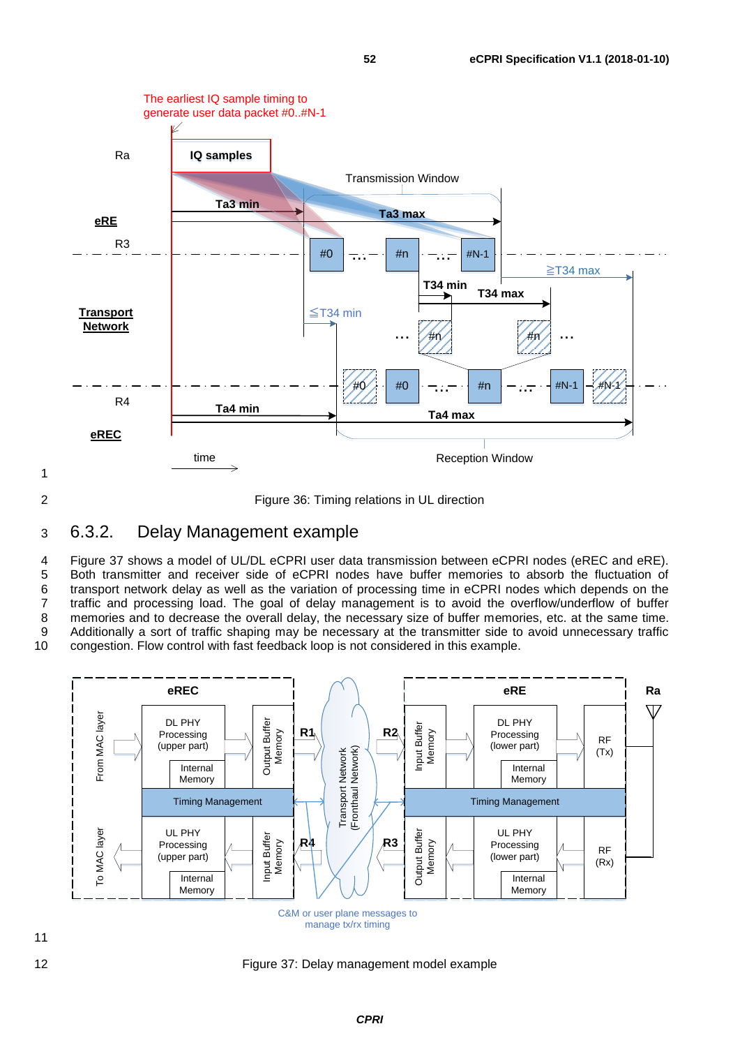Figure 36: Timing relations in UL direction

## 6.3.2. Delay Management example

Figure 37 shows a model of UL/DL eCPRI user data transmission between eCPRI nodes (eREC and eRE). Both transmitter and receiver side of eCPRI nodes have buffer memories to absorb the fluctuation of transport network delay as well as the variation of processing time in eCPRI nodes which depends on the traffic and processing load. The goal of delay management is to avoid the overflow/underflow of buffer memories and to decrease the overall delay, the necessary size of buffer memories, etc. at the same time. Additionally a sort of traffic shaping may be necessary at the transmitter side to avoid unnecessary traffic congestion. Flow control with fast feedback loop is not considered in this example.

Figure 37: Delay management model example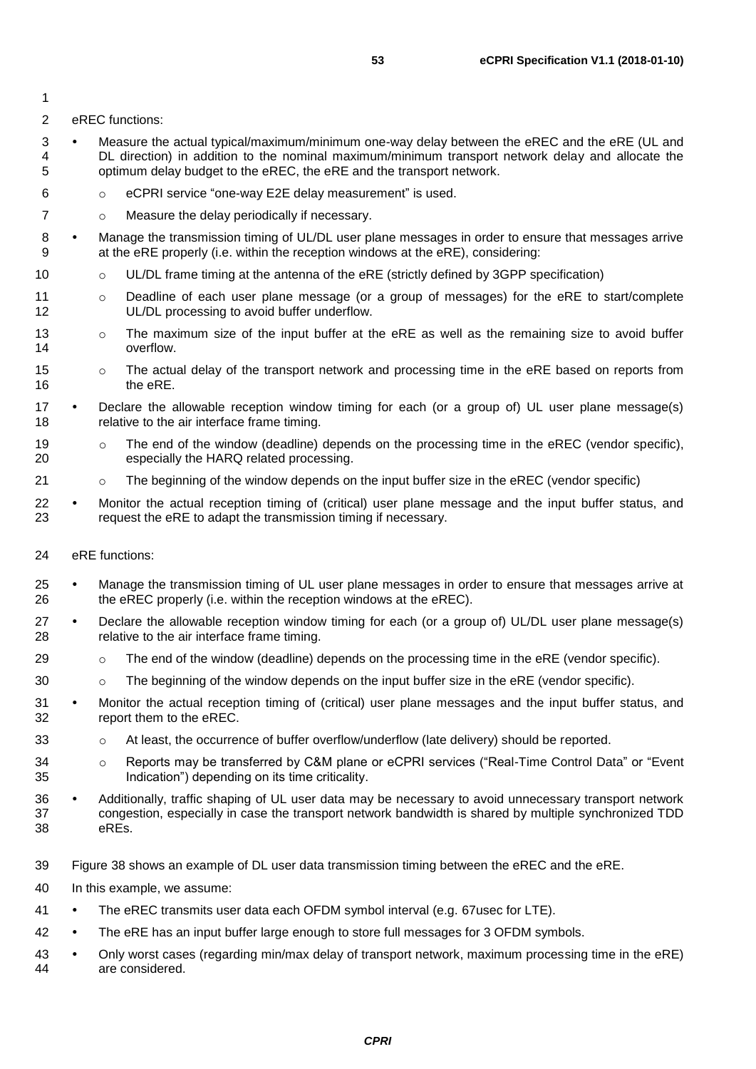eREC functions:

- Measure the actual typical/maximum/minimum one-way delay between the eREC and the eRE (UL and DL direction) in addition to the nominal maximum/minimum transport network delay and allocate the optimum delay budget to the eREC, the eRE and the transport network.
  - eCPRI service "one-way E2E delay measurement" is used.
  - Measure the delay periodically if necessary.
- Manage the transmission timing of UL/DL user plane messages in order to ensure that messages arrive at the eRE properly (i.e. within the reception windows at the eRE), considering:
  - UL/DL frame timing at the antenna of the eRE (strictly defined by 3GPP specification)
  - Deadline of each user plane message (or a group of messages) for the eRE to start/complete UL/DL processing to avoid buffer underflow.
  - The maximum size of the input buffer at the eRE as well as the remaining size to avoid buffer overflow.
  - The actual delay of the transport network and processing time in the eRE based on reports from the eRE.
- Declare the allowable reception window timing for each (or a group of) UL user plane message(s) relative to the air interface frame timing.
  - The end of the window (deadline) depends on the processing time in the eREC (vendor specific), especially the HARQ related processing.
  - The beginning of the window depends on the input buffer size in the eREC (vendor specific)
- Monitor the actual reception timing of (critical) user plane message and the input buffer status, and request the eRE to adapt the transmission timing if necessary.

eRE functions:

- Manage the transmission timing of UL user plane messages in order to ensure that messages arrive at the eREC properly (i.e. within the reception windows at the eREC).
- Declare the allowable reception window timing for each (or a group of) UL/DL user plane message(s) relative to the air interface frame timing.
  - The end of the window (deadline) depends on the processing time in the eRE (vendor specific).
  - The beginning of the window depends on the input buffer size in the eRE (vendor specific).
- Monitor the actual reception timing of (critical) user plane messages and the input buffer status, and report them to the eREC.
  - At least, the occurrence of buffer overflow/underflow (late delivery) should be reported.
  - Reports may be transferred by C&M plane or eCPRI services ("Real-Time Control Data" or "Event Indication") depending on its time criticality.
- Additionally, traffic shaping of UL user data may be necessary to avoid unnecessary transport network congestion, especially in case the transport network bandwidth is shared by multiple synchronized TDD eREs.

Figure 38 shows an example of DL user data transmission timing between the eREC and the eRE.

In this example, we assume:

- The eREC transmits user data each OFDM symbol interval (e.g. 67usec for LTE).
- The eRE has an input buffer large enough to store full messages for 3 OFDM symbols.
- Only worst cases (regarding min/max delay of transport network, maximum processing time in the eRE) are considered.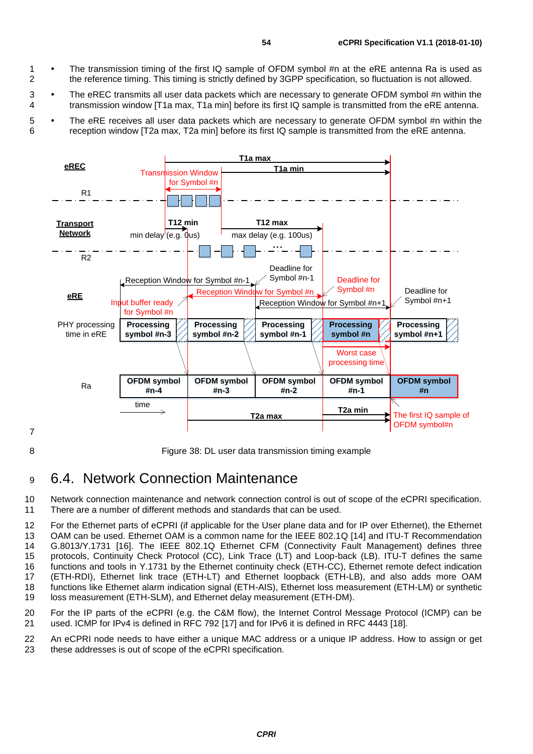- The transmission timing of the first IQ sample of OFDM symbol #n at the eRE antenna Ra is used as the reference timing. This timing is strictly defined by 3GPP specification, so fluctuation is not allowed.
- The eREC transmits all user data packets which are necessary to generate OFDM symbol #n within the transmission window [T1a max, T1a min] before its first IQ sample is transmitted from the eRE antenna.
- The eRE receives all user data packets which are necessary to generate OFDM symbol #n within the reception window [T2a max, T2a min] before its first IQ sample is transmitted from the eRE antenna.

Figure 38: DL user data transmission timing example

## 6.4. Network Connection Maintenance

Network connection maintenance and network connection control is out of scope of the eCPRI specification. There are a number of different methods and standards that can be used.

For the Ethernet parts of eCPRI (if applicable for the User plane data and for IP over Ethernet), the Ethernet OAM can be used. Ethernet OAM is a common name for the IEEE 802.1Q [14] and ITU-T Recommendation G.8013/Y.1731 [16]. The IEEE 802.1Q Ethernet CFM (Connectivity Fault Management) defines three protocols, Continuity Check Protocol (CC), Link Trace (LT) and Loop-back (LB). ITU-T defines the same functions and tools in Y.1731 by the Ethernet continuity check (ETH-CC), Ethernet remote defect indication (ETH-RDI), Ethernet link trace (ETH-LT) and Ethernet loopback (ETH-LB), and also adds more OAM functions like Ethernet alarm indication signal (ETH-AIS), Ethernet loss measurement (ETH-LM) or synthetic loss measurement (ETH-SLM), and Ethernet delay measurement (ETH-DM).

For the IP parts of the eCPRI (e.g. the C&M flow), the Internet Control Message Protocol (ICMP) can be used. ICMP for IPv4 is defined in RFC 792 [17] and for IPv6 it is defined in RFC 4443 [18].

An eCPRI node needs to have either a unique MAC address or a unique IP address. How to assign or get these addresses is out of scope of the eCPRI specification.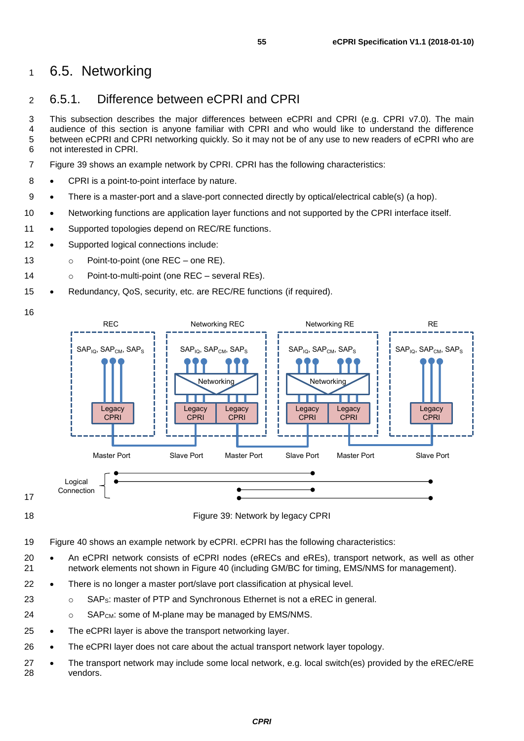# 6.5. Networking

## 6.5.1. Difference between eCPRI and CPRI

This subsection describes the major differences between eCPRI and CPRI (e.g. CPRI v7.0). The main audience of this section is anyone familiar with CPRI and who would like to understand the difference between eCPRI and CPRI networking quickly. So it may not be of any use to new readers of eCPRI who are not interested in CPRI.

Figure 39 shows an example network by CPRI. CPRI has the following characteristics:

- CPRI is a point-to-point interface by nature.
- There is a master-port and a slave-port connected directly by optical/electrical cable(s) (a hop).
- Networking functions are application layer functions and not supported by the CPRI interface itself.
- Supported topologies depend on REC/RE functions.
- Supported logical connections include:
  - Point-to-point (one REC – one RE).
  - Point-to-multi-point (one REC – several REs).
- Redundancy, QoS, security, etc. are REC/RE functions (if required).

Figure 39: Network by legacy CPRI

Figure 40 shows an example network by eCPRI. eCPRI has the following characteristics:

- An eCPRI network consists of eCPRI nodes (eRECs and eREs), transport network, as well as other network elements not shown in Figure 40 (including GM/BC for timing, EMS/NMS for management).
- There is no longer a master port/slave port classification at physical level.
  - $SAP_S$: master of PTP and Synchronous Ethernet is not a eREC in general.
  - $SAP_{CM}$: some of M-plane may be managed by EMS/NMS.
- The eCPRI layer is above the transport networking layer.
- The eCPRI layer does not care about the actual transport network layer topology.
- The transport network may include some local network, e.g. local switch(es) provided by the eREC/eRE vendors.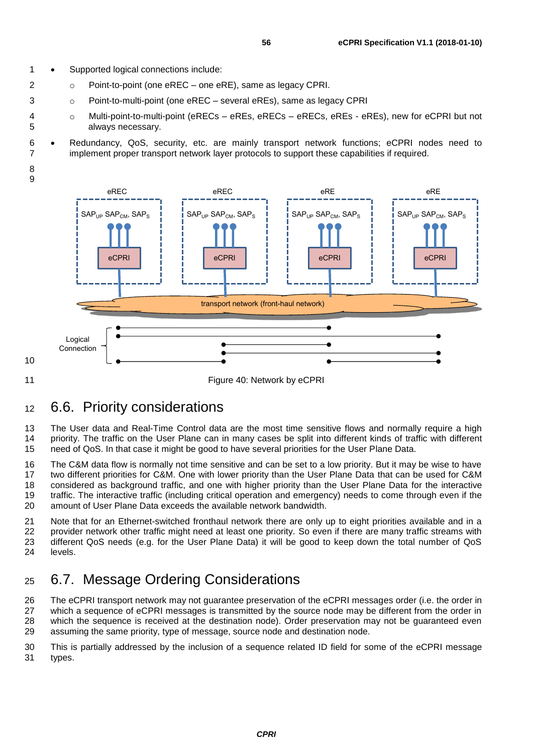- Supported logical connections include:
  - Point-to-point (one eREC – one eRE), same as legacy CPRI.
  - Point-to-multi-point (one eREC – several eREs), same as legacy CPRI
  - Multi-point-to-multi-point (eRECs – eREs, eRECs – eRECs, eREs - eREs), new for eCPRI but not always necessary.
- Redundancy, QoS, security, etc. are mainly transport network functions; eCPRI nodes need to implement proper transport network layer protocols to support these capabilities if required.

Figure 40: Network by eCPRI

## 6.6. Priority considerations

The User data and Real-Time Control data are the most time sensitive flows and normally require a high priority. The traffic on the User Plane can in many cases be split into different kinds of traffic with different need of QoS. In that case it might be good to have several priorities for the User Plane Data.

The C&M data flow is normally not time sensitive and can be set to a low priority. But it may be wise to have two different priorities for C&M. One with lower priority than the User Plane Data that can be used for C&M considered as background traffic, and one with higher priority than the User Plane Data for the interactive traffic. The interactive traffic (including critical operation and emergency) needs to come through even if the amount of User Plane Data exceeds the available network bandwidth.

Note that for an Ethernet-switched fronthaul network there are only up to eight priorities available and in a provider network other traffic might need at least one priority. So even if there are many traffic streams with different QoS needs (e.g. for the User Plane Data) it will be good to keep down the total number of QoS levels.

## 6.7. Message Ordering Considerations

The eCPRI transport network may not guarantee preservation of the eCPRI messages order (i.e. the order in which a sequence of eCPRI messages is transmitted by the source node may be different from the order in which the sequence is received at the destination node). Order preservation may not be guaranteed even assuming the same priority, type of message, source node and destination node.

This is partially addressed by the inclusion of a sequence related ID field for some of the eCPRI message types.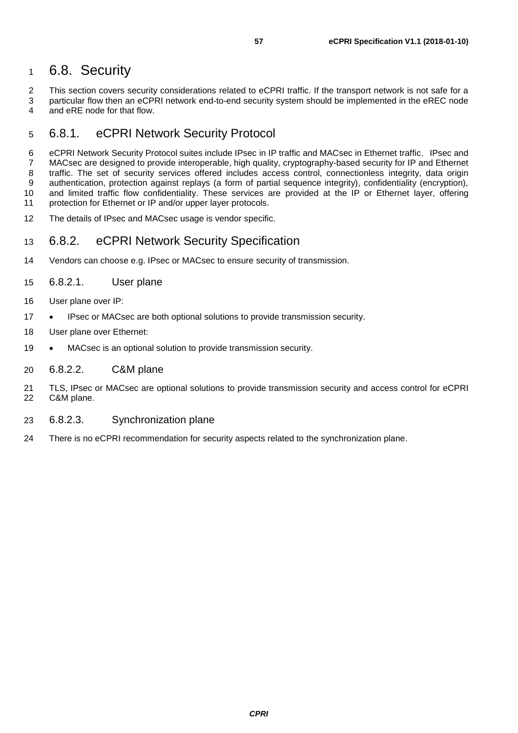## 6.8. Security

This section covers security considerations related to eCPRI traffic. If the transport network is not safe for a particular flow then an eCPRI network end-to-end security system should be implemented in the eREC node and eRE node for that flow.

### 6.8.1. eCPRI Network Security Protocol

eCPRI Network Security Protocol suites include IPsec in IP traffic and MACsec in Ethernet traffic, IPsec and MACsec are designed to provide interoperable, high quality, cryptography-based security for IP and Ethernet traffic. The set of security services offered includes access control, connectionless integrity, data origin authentication, protection against replays (a form of partial sequence integrity), confidentiality (encryption), and limited traffic flow confidentiality. These services are provided at the IP or Ethernet layer, offering protection for Ethernet or IP and/or upper layer protocols.

The details of IPsec and MACsec usage is vendor specific.

### 6.8.2. eCPRI Network Security Specification

Vendors can choose e.g. IPsec or MACsec to ensure security of transmission.

#### 6.8.2.1. User plane

User plane over IP:

- IPsec or MACsec are both optional solutions to provide transmission security.

User plane over Ethernet:

- MACsec is an optional solution to provide transmission security.

#### 6.8.2.2. C&M plane

TLS, IPsec or MACsec are optional solutions to provide transmission security and access control for eCPRI C&M plane.

#### 6.8.2.3. Synchronization plane

There is no eCPRI recommendation for security aspects related to the synchronization plane.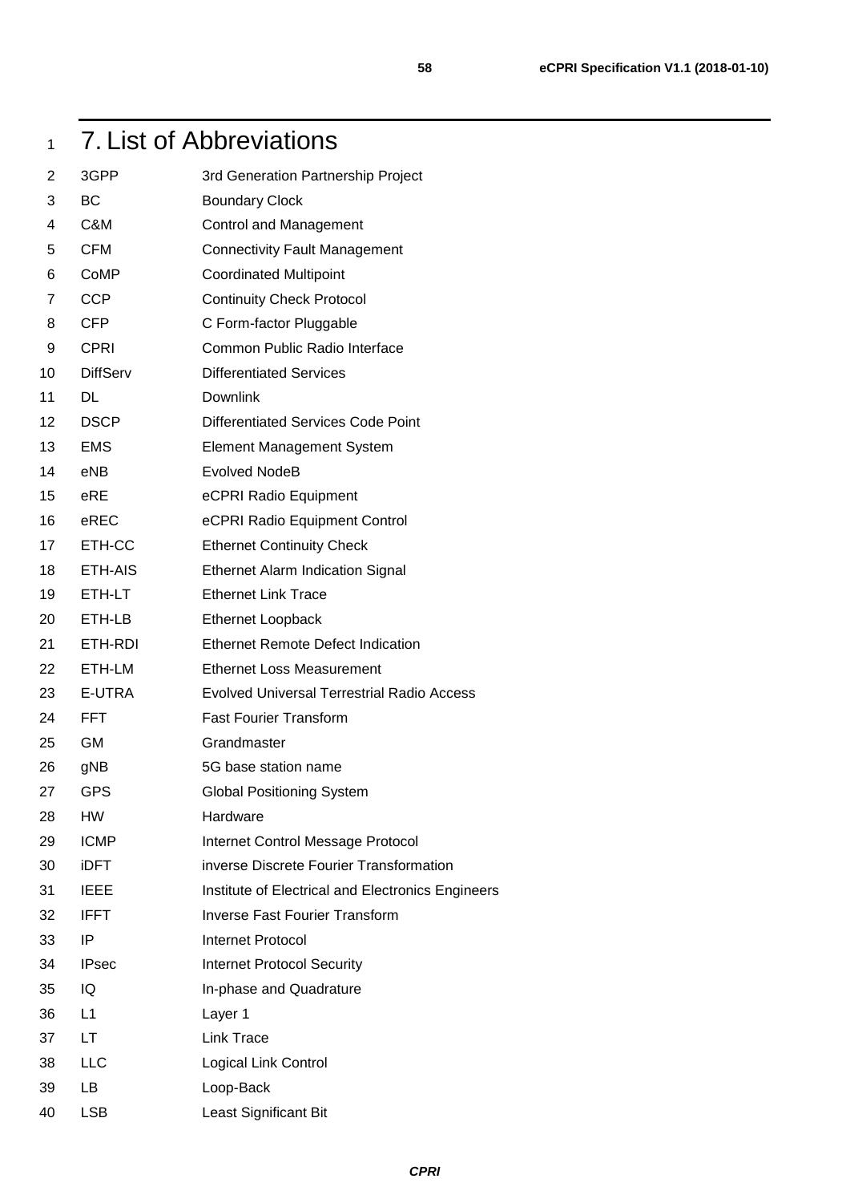# 7. List of Abbreviations

| | |
|---|---|
| 3GPP | 3rd Generation Partnership Project |
| BC | Boundary Clock |
| C&M | Control and Management |
| CFM | Connectivity Fault Management |
| CoMP | Coordinated Multipoint |
| CCP | Continuity Check Protocol |
| CFP | C Form-factor Pluggable |
| CPRI | Common Public Radio Interface |
| DiffServ | Differentiated Services |
| DL | Downlink |
| DSCP | Differentiated Services Code Point |
| EMS | Element Management System |
| eNB | Evolved NodeB |
| eRE | eCPRI Radio Equipment |
| eREC | eCPRI Radio Equipment Control |
| ETH-CC | Ethernet Continuity Check |
| ETH-AIS | Ethernet Alarm Indication Signal |
| ETH-LT | Ethernet Link Trace |
| ETH-LB | Ethernet Loopback |
| ETH-RDI | Ethernet Remote Defect Indication |
| ETH-LM | Ethernet Loss Measurement |
| E-UTRA | Evolved Universal Terrestrial Radio Access |
| FFT | Fast Fourier Transform |
| GM | Grandmaster |
| gNB | 5G base station name |
| GPS | Global Positioning System |
| HW | Hardware |
| ICMP | Internet Control Message Protocol |
| iDFT | inverse Discrete Fourier Transformation |
| IEEE | Institute of Electrical and Electronics Engineers |
| IFFT | Inverse Fast Fourier Transform |
| IP | Internet Protocol |
| IPsec | Internet Protocol Security |
| IQ | In-phase and Quadrature |
| L1 | Layer 1 |
| LT | Link Trace |
| LLC | Logical Link Control |
| LB | Loop-Back |
| LSB | Least Significant Bit |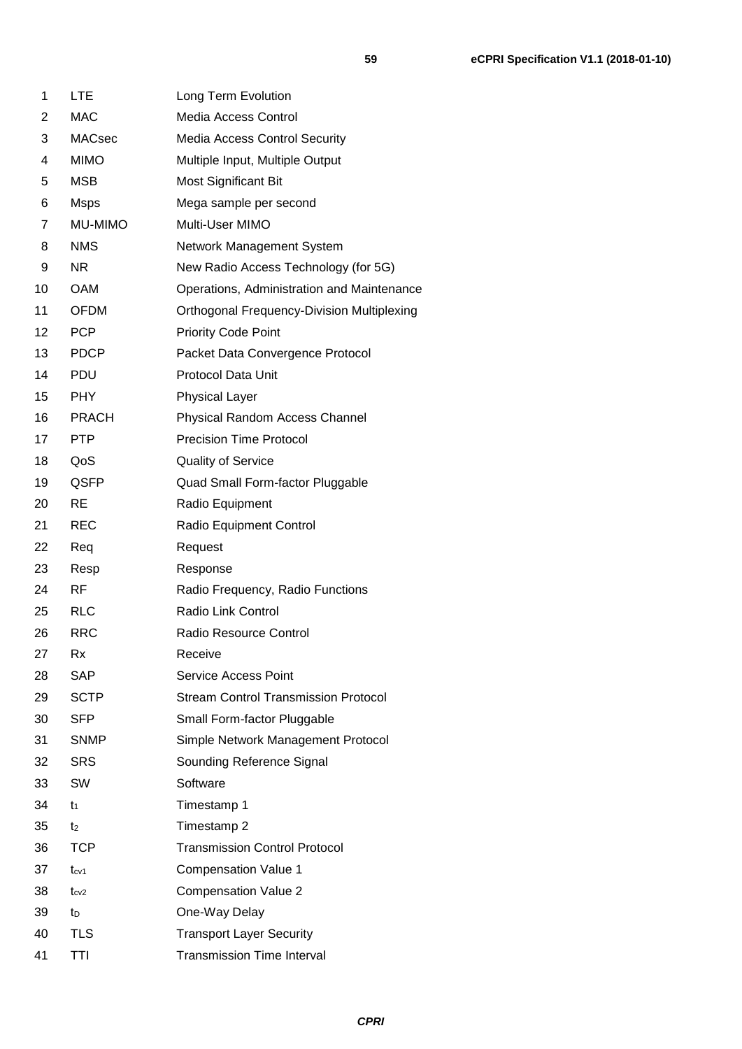| | |
|---|---|
| LTE | Long Term Evolution |
| MAC | Media Access Control |
| MACsec | Media Access Control Security |
| MIMO | Multiple Input, Multiple Output |
| MSB | Most Significant Bit |
| Msps | Mega sample per second |
| MU-MIMO | Multi-User MIMO |
| NMS | Network Management System |
| NR | New Radio Access Technology (for 5G) |
| OAM | Operations, Administration and Maintenance |
| OFDM | Orthogonal Frequency-Division Multiplexing |
| PCP | Priority Code Point |
| PDCP | Packet Data Convergence Protocol |
| PDU | Protocol Data Unit |
| PHY | Physical Layer |
| PRACH | Physical Random Access Channel |
| PTP | Precision Time Protocol |
| QoS | Quality of Service |
| QSFP | Quad Small Form-factor Pluggable |
| RE | Radio Equipment |
| REC | Radio Equipment Control |
| Req | Request |
| Resp | Response |
| RF | Radio Frequency, Radio Functions |
| RLC | Radio Link Control |
| RRC | Radio Resource Control |
| Rx | Receive |
| SAP | Service Access Point |
| SCTP | Stream Control Transmission Protocol |
| SFP | Small Form-factor Pluggable |
| SNMP | Simple Network Management Protocol |
| SRS | Sounding Reference Signal |
| SW | Software |
| $t_1$ | Timestamp 1 |
| $t_2$ | Timestamp 2 |
| TCP | Transmission Control Protocol |
| $t_{cv1}$ | Compensation Value 1 |
| $t_{cv2}$ | Compensation Value 2 |
| $t_D$ | One-Way Delay |
| TLS | Transport Layer Security |
| TTI | Transmission Time Interval |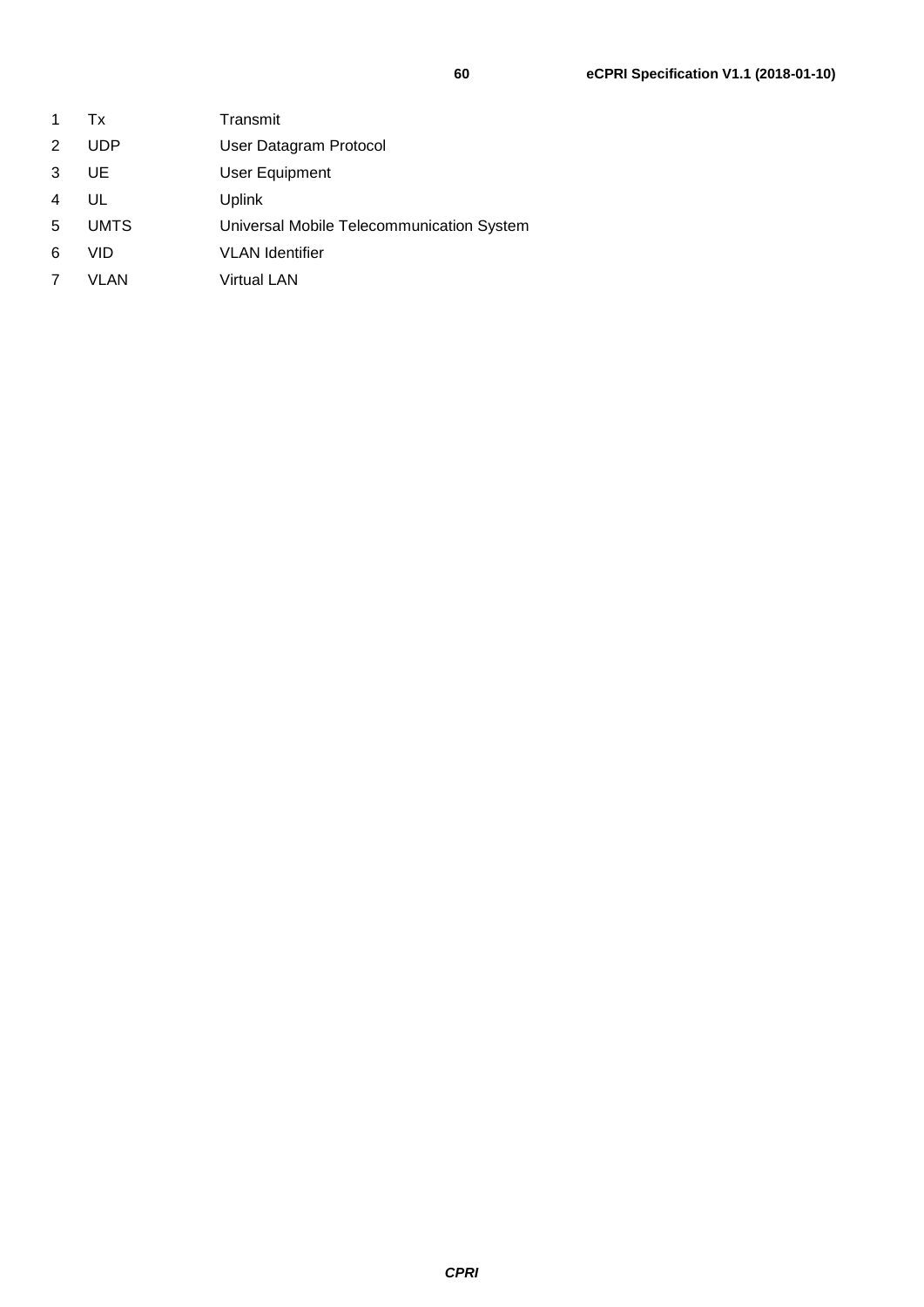| | |
|---|---|
| Tx | Transmit |
| UDP | User Datagram Protocol |
| UE | User Equipment |
| UL | Uplink |
| UMTS | Universal Mobile Telecommunication System |
| VID | VLAN Identifier |
| VLAN | Virtual LAN |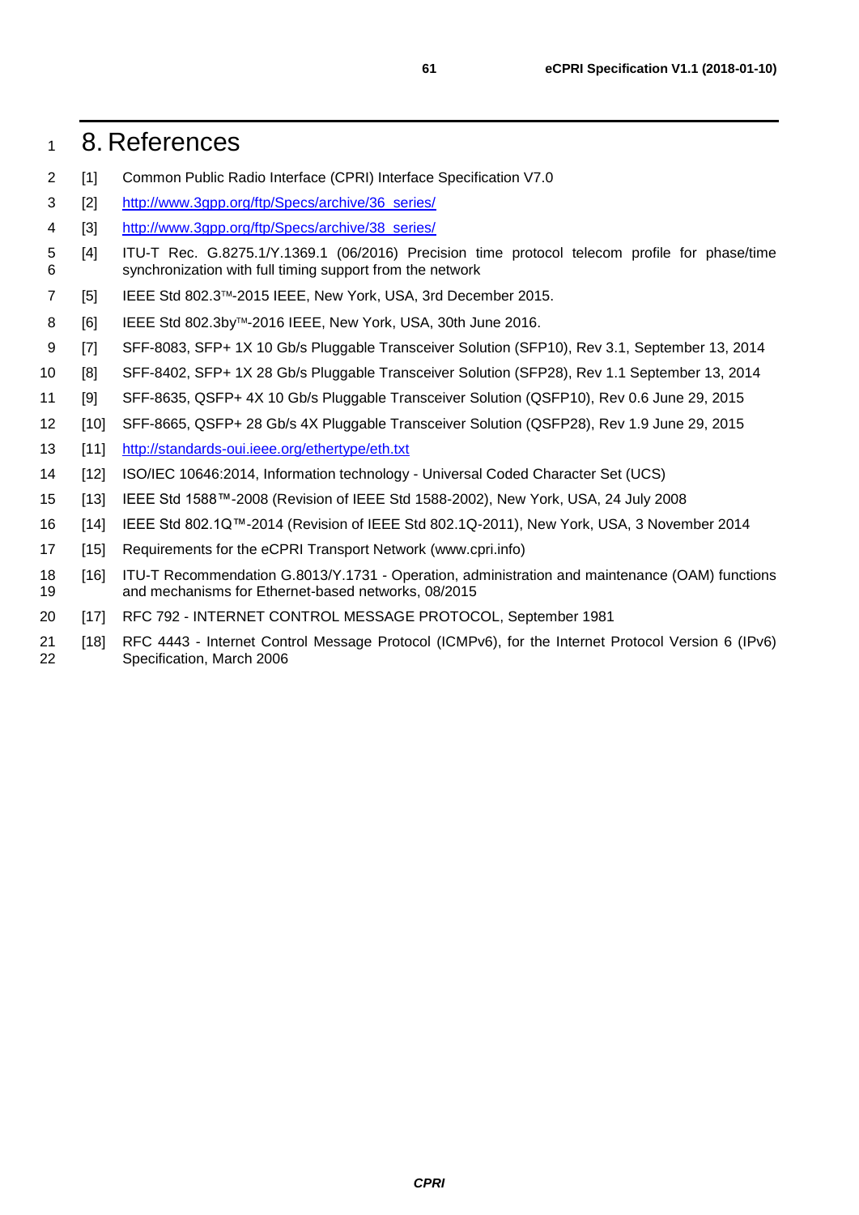# 8. References

[1] Common Public Radio Interface (CPRI) Interface Specification V7.0

[2] http://www.3gpp.org/ftp/Specs/archive/36_series/

[3] http://www.3gpp.org/ftp/Specs/archive/38_series/

[4] ITU-T Rec. G.8275.1/Y.1369.1 (06/2016) Precision time protocol telecom profile for phase/time synchronization with full timing support from the network

[5] IEEE Std 802.3™-2015 IEEE, New York, USA, 3rd December 2015.

[6] IEEE Std 802.3by™-2016 IEEE, New York, USA, 30th June 2016.

[7] SFF-8083, SFP+ 1X 10 Gb/s Pluggable Transceiver Solution (SFP10), Rev 3.1, September 13, 2014

[8] SFF-8402, SFP+ 1X 28 Gb/s Pluggable Transceiver Solution (SFP28), Rev 1.1 September 13, 2014

[9] SFF-8635, QSFP+ 4X 10 Gb/s Pluggable Transceiver Solution (QSFP10), Rev 0.6 June 29, 2015

[10] SFF-8665, QSFP+ 28 Gb/s 4X Pluggable Transceiver Solution (QSFP28), Rev 1.9 June 29, 2015

[11] http://standards-oui.ieee.org/ethertype/eth.txt

[12] ISO/IEC 10646:2014, Information technology - Universal Coded Character Set (UCS)

[13] IEEE Std 1588™-2008 (Revision of IEEE Std 1588-2002), New York, USA, 24 July 2008

[14] IEEE Std 802.1Q™-2014 (Revision of IEEE Std 802.1Q-2011), New York, USA, 3 November 2014

[15] Requirements for the eCPRI Transport Network (www.cpri.info)

[16] ITU-T Recommendation G.8013/Y.1731 - Operation, administration and maintenance (OAM) functions and mechanisms for Ethernet-based networks, 08/2015

[17] RFC 792 - INTERNET CONTROL MESSAGE PROTOCOL, September 1981

[18] RFC 4443 - Internet Control Message Protocol (ICMPv6), for the Internet Protocol Version 6 (IPv6) Specification, March 2006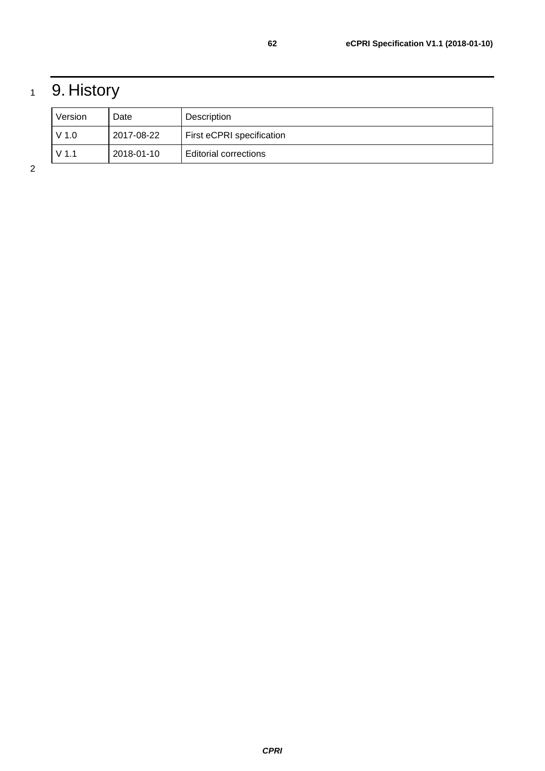# 9. History

| Version | Date | Description |
| --- | --- | --- |
| V 1.0 | 2017-08-22 | First eCPRI specification |
| V 1.1 | 2018-01-10 | Editorial corrections |